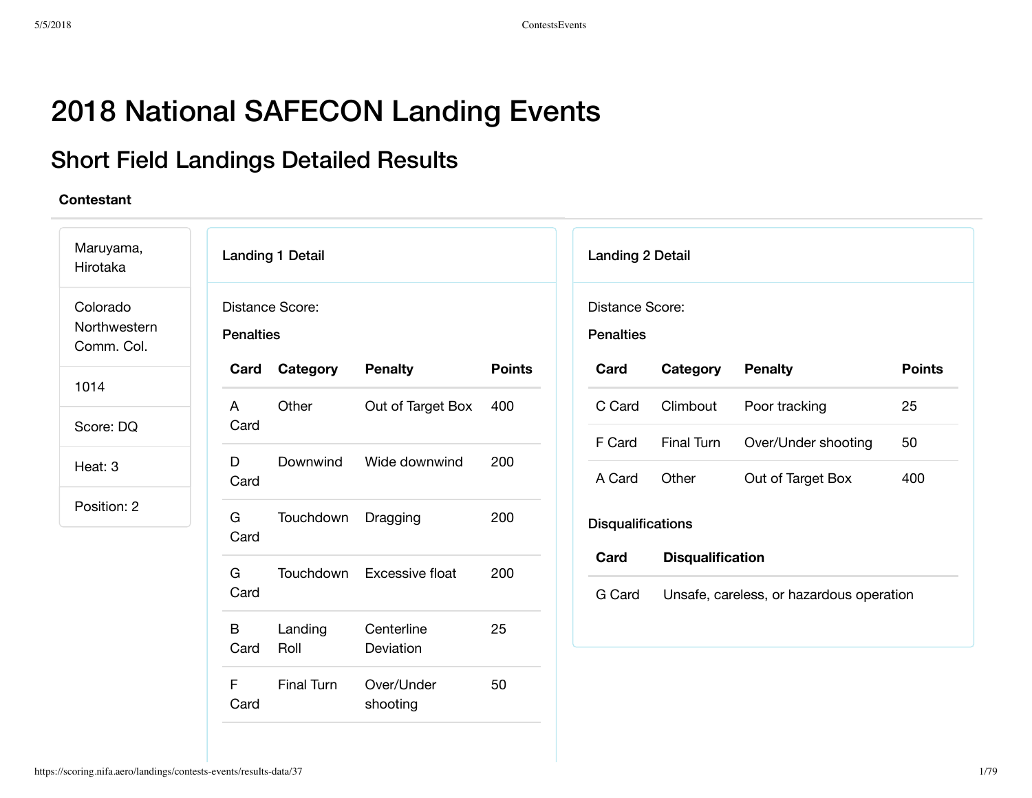# 2018 National SAFECON Landing Events

## Short Field Landings Detailed Results

**Contestant**

Maruyama, Hirotaka

Colorado Northwestern Comm. Col.

1014

Score: DQ

Heat: 3

Position: 2

### Landing 1 Detail

Distance Score:

**Penalties**

| Card | Category | Penalty | Points |
|---|---|---|---|
| A Card | Other | Out of Target Box | 400 |
| D Card | Downwind | Wide downwind | 200 |
| G Card | Touchdown | Dragging | 200 |
| G Card | Touchdown | Excessive float | 200 |
| B Card | Landing Roll | Centerline Deviation | 25 |
| F Card | Final Turn | Over/Under shooting | 50 |

### Landing 2 Detail

Distance Score:

**Penalties**

| Card | Category | Penalty | Points |
|---|---|---|---|
| C Card | Climbout | Poor tracking | 25 |
| F Card | Final Turn | Over/Under shooting | 50 |
| A Card | Other | Out of Target Box | 400 |

**Disqualifications**

| Card | Disqualification |
|---|---|
| G Card | Unsafe, careless, or hazardous operation |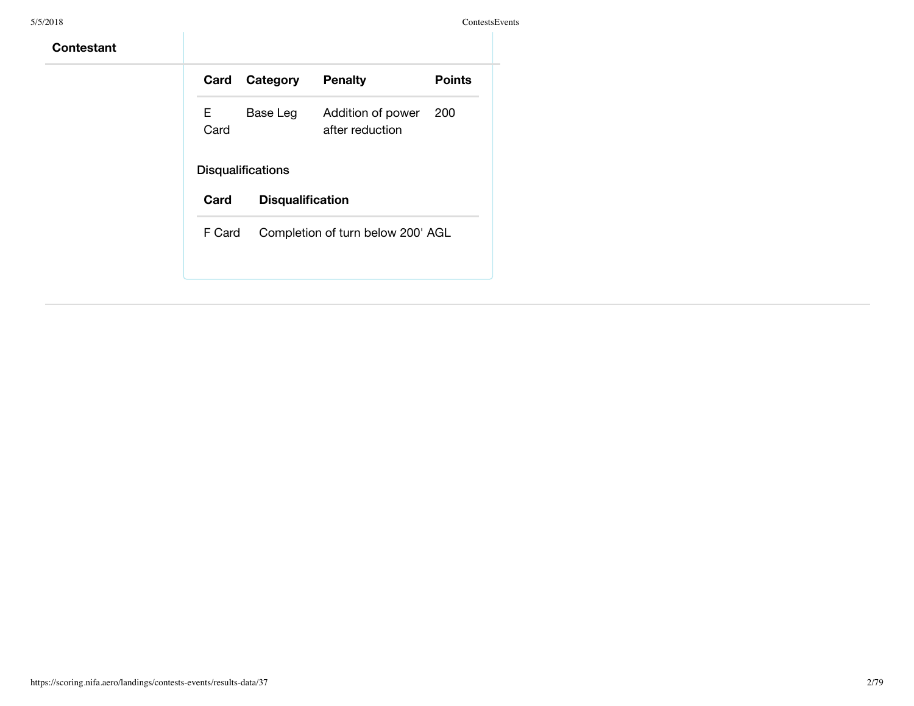**Contestant**

| Card | Category | Penalty | Points |
|---|---|---|---|
| E Card | Base Leg | Addition of power after reduction | 200 |

Disqualifications

| Card | Disqualification |
|---|---|
| F Card | Completion of turn below 200' AGL |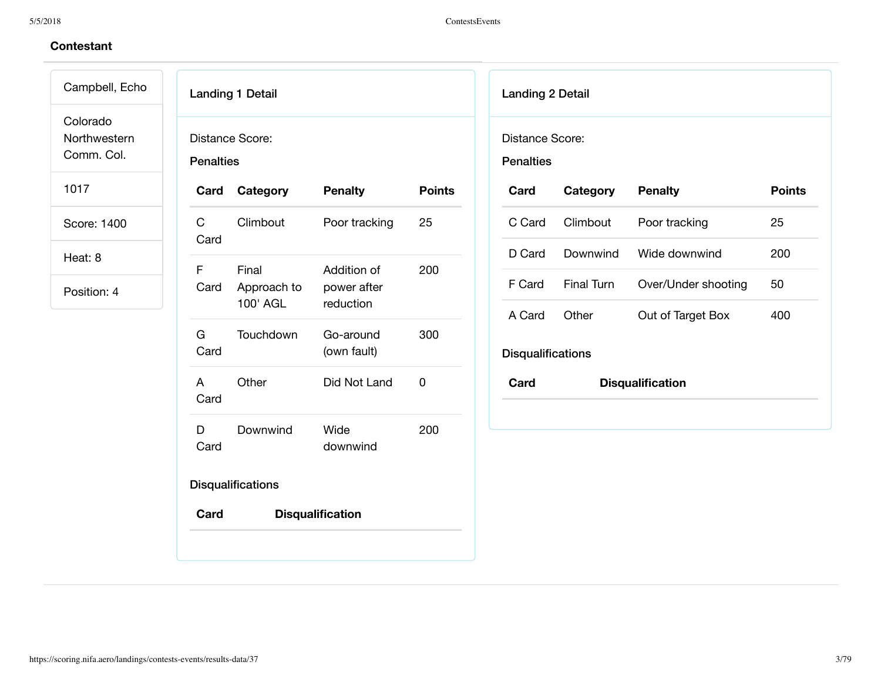**Contestant**

| |
|---|
| Campbell, Echo |
| Colorado Northwestern Comm. Col. |
| 1017 |
| Score: 1400 |
| Heat: 8 |
| Position: 4 |

### Landing 1 Detail

Distance Score:

**Penalties**

| Card | Category | Penalty | Points |
|---|---|---|---|
| C Card | Climbout | Poor tracking | 25 |
| F Card | Final Approach to 100' AGL | Addition of power after reduction | 200 |
| G Card | Touchdown | Go-around (own fault) | 300 |
| A Card | Other | Did Not Land | 0 |
| D Card | Downwind | Wide downwind | 200 |

**Disqualifications**

| Card | Disqualification |
|---|---|

### Landing 2 Detail

Distance Score:

**Penalties**

| Card | Category | Penalty | Points |
|---|---|---|---|
| C Card | Climbout | Poor tracking | 25 |
| D Card | Downwind | Wide downwind | 200 |
| F Card | Final Turn | Over/Under shooting | 50 |
| A Card | Other | Out of Target Box | 400 |

**Disqualifications**

| Card | Disqualification |
|---|---|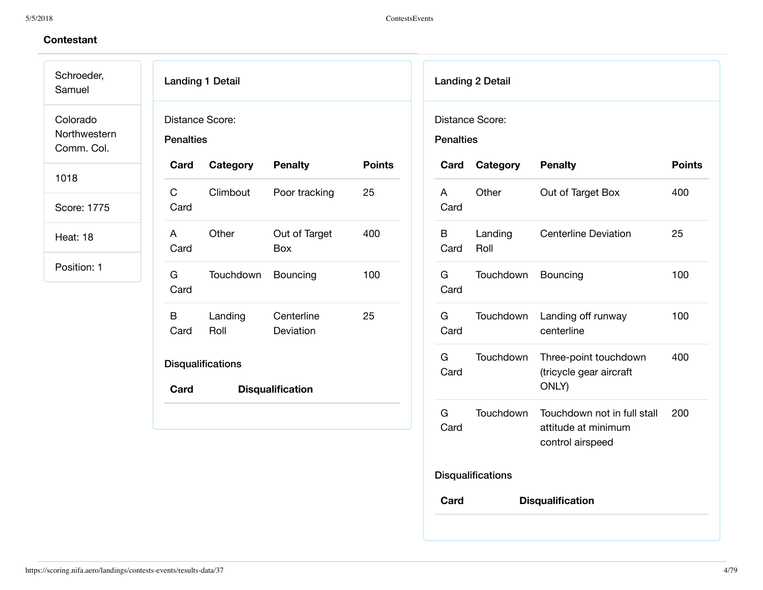**Contestant**

| |
|---|
| Schroeder, Samuel |
| Colorado Northwestern Comm. Col. |
| 1018 |
| Score: 1775 |
| Heat: 18 |
| Position: 1 |

### Landing 1 Detail

Distance Score:

**Penalties**

| Card | Category | Penalty | Points |
|---|---|---|---|
| C Card | Climbout | Poor tracking | 25 |
| A Card | Other | Out of Target Box | 400 |
| G Card | Touchdown | Bouncing | 100 |
| B Card | Landing Roll | Centerline Deviation | 25 |

**Disqualifications**

| Card | Disqualification |
|---|---|

### Landing 2 Detail

Distance Score:

**Penalties**

| Card | Category | Penalty | Points |
|---|---|---|---|
| A Card | Other | Out of Target Box | 400 |
| B Card | Landing Roll | Centerline Deviation | 25 |
| G Card | Touchdown | Bouncing | 100 |
| G Card | Touchdown | Landing off runway centerline | 100 |
| G Card | Touchdown | Three-point touchdown (tricycle gear aircraft ONLY) | 400 |
| G Card | Touchdown | Touchdown not in full stall attitude at minimum control airspeed | 200 |

**Disqualifications**

| Card | Disqualification |
|---|---|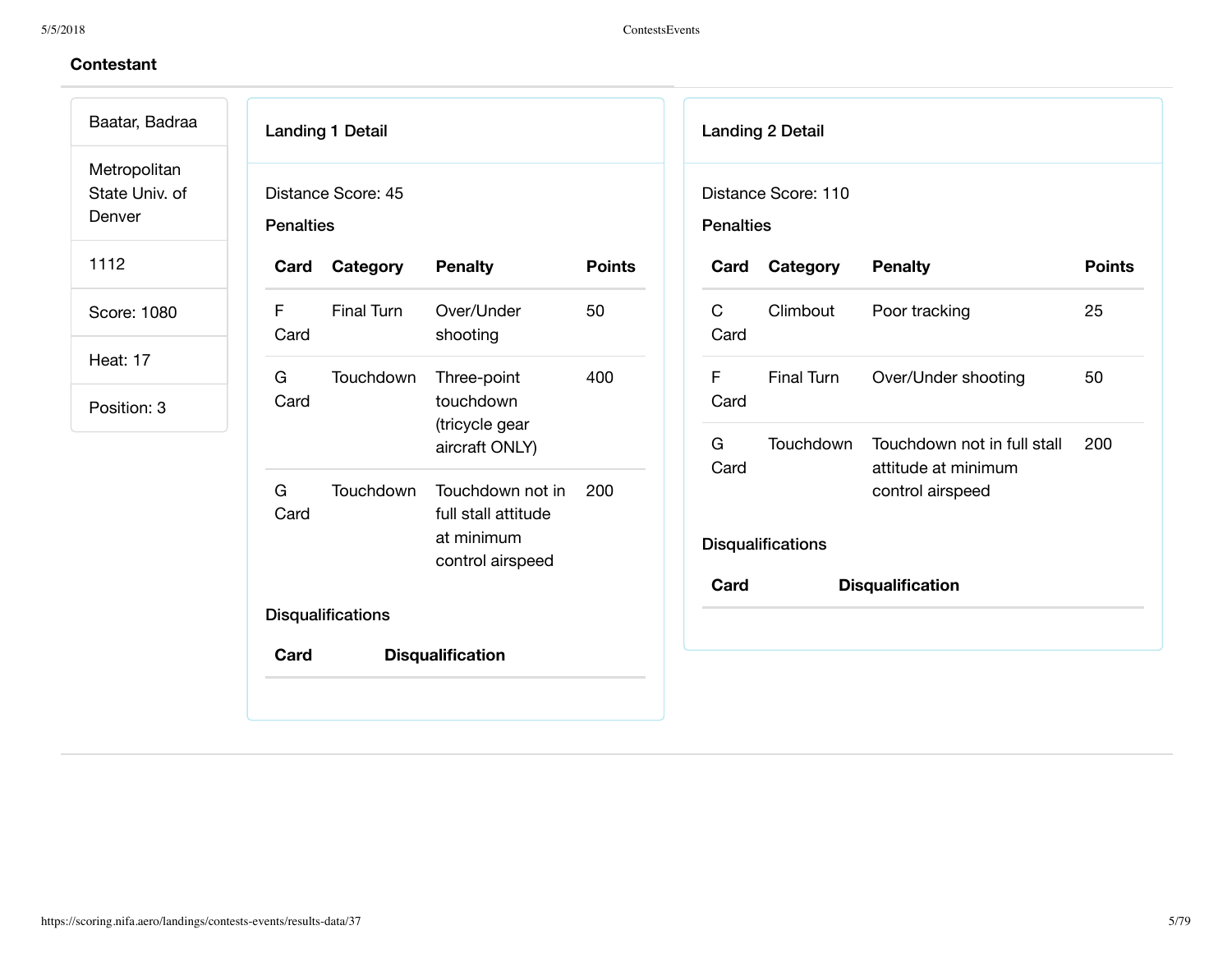**Contestant**

| Baatar, Badraa |
| --- |
| Metropolitan State Univ. of Denver |
| 1112 |
| Score: 1080 |
| Heat: 17 |
| Position: 3 |

### Landing 1 Detail

Distance Score: 45

**Penalties**

| Card | Category | Penalty | Points |
| --- | --- | --- | --- |
| F Card | Final Turn | Over/Under shooting | 50 |
| G Card | Touchdown | Three-point touchdown (tricycle gear aircraft ONLY) | 400 |
| G Card | Touchdown | Touchdown not in full stall attitude at minimum control airspeed | 200 |

**Disqualifications**

| Card | Disqualification |
| --- | --- |

### Landing 2 Detail

Distance Score: 110

**Penalties**

| Card | Category | Penalty | Points |
| --- | --- | --- | --- |
| C Card | Climbout | Poor tracking | 25 |
| F Card | Final Turn | Over/Under shooting | 50 |
| G Card | Touchdown | Touchdown not in full stall attitude at minimum control airspeed | 200 |

**Disqualifications**

| Card | Disqualification |
| --- | --- |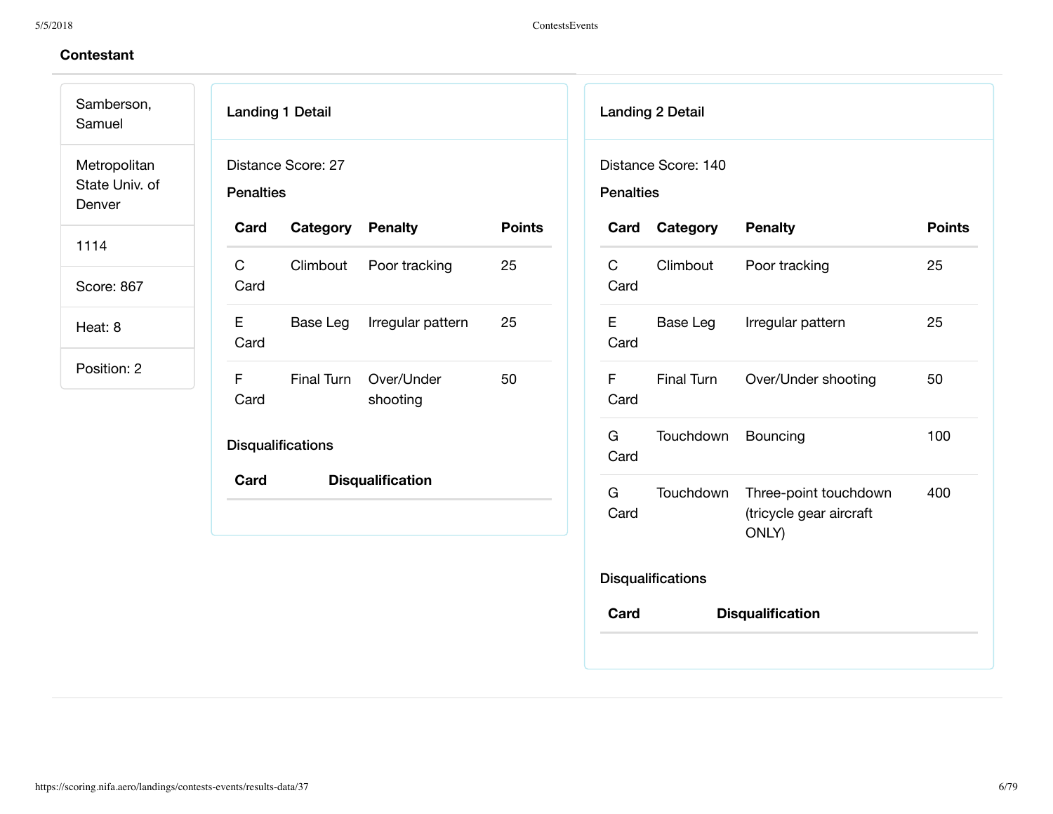**Contestant**

Samberson, Samuel

Metropolitan State Univ. of Denver

1114

Score: 867

Heat: 8

Position: 2

### Landing 1 Detail

Distance Score: 27

**Penalties**

| Card | Category | Penalty | Points |
|---|---|---|---|
| C Card | Climbout | Poor tracking | 25 |
| E Card | Base Leg | Irregular pattern | 25 |
| F Card | Final Turn | Over/Under shooting | 50 |

**Disqualifications**

| Card | Disqualification |
|---|---|

### Landing 2 Detail

Distance Score: 140

**Penalties**

| Card | Category | Penalty | Points |
|---|---|---|---|
| C Card | Climbout | Poor tracking | 25 |
| E Card | Base Leg | Irregular pattern | 25 |
| F Card | Final Turn | Over/Under shooting | 50 |
| G Card | Touchdown | Bouncing | 100 |
| G Card | Touchdown | Three-point touchdown (tricycle gear aircraft ONLY) | 400 |

**Disqualifications**

| Card | Disqualification |
|---|---|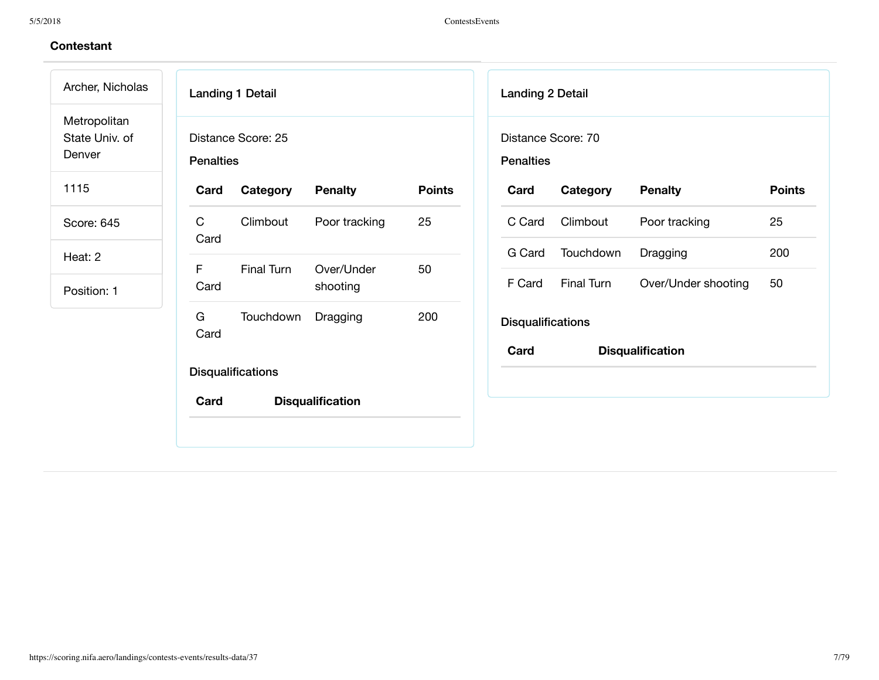### Contestant

Archer, Nicholas

Metropolitan State Univ. of Denver

1115

Score: 645

Heat: 2

Position: 1

#### Landing 1 Detail

Distance Score: 25

**Penalties**

| Card | Category | Penalty | Points |
|---|---|---|---|
| C Card | Climbout | Poor tracking | 25 |
| F Card | Final Turn | Over/Under shooting | 50 |
| G Card | Touchdown | Dragging | 200 |

**Disqualifications**

| Card | Disqualification |
|---|---|

#### Landing 2 Detail

Distance Score: 70

**Penalties**

| Card | Category | Penalty | Points |
|---|---|---|---|
| C Card | Climbout | Poor tracking | 25 |
| G Card | Touchdown | Dragging | 200 |
| F Card | Final Turn | Over/Under shooting | 50 |

**Disqualifications**

| Card | Disqualification |
|---|---|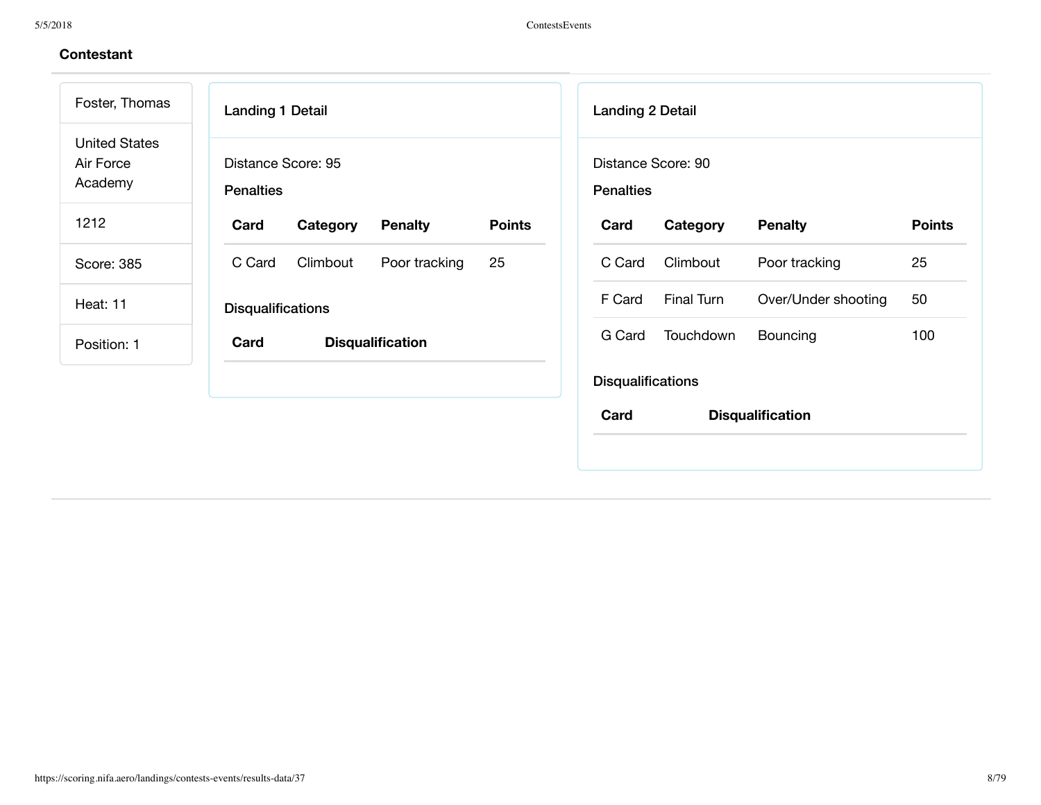**Contestant**

Foster, Thomas

United States Air Force Academy

1212

Score: 385

Heat: 11

Position: 1

### Landing 1 Detail

Distance Score: 95

**Penalties**

| Card | Category | Penalty | Points |
|---|---|---|---|
| C Card | Climbout | Poor tracking | 25 |

**Disqualifications**

| Card | Disqualification |
|---|---|

### Landing 2 Detail

Distance Score: 90

**Penalties**

| Card | Category | Penalty | Points |
|---|---|---|---|
| C Card | Climbout | Poor tracking | 25 |
| F Card | Final Turn | Over/Under shooting | 50 |
| G Card | Touchdown | Bouncing | 100 |

**Disqualifications**

| Card | Disqualification |
|---|---|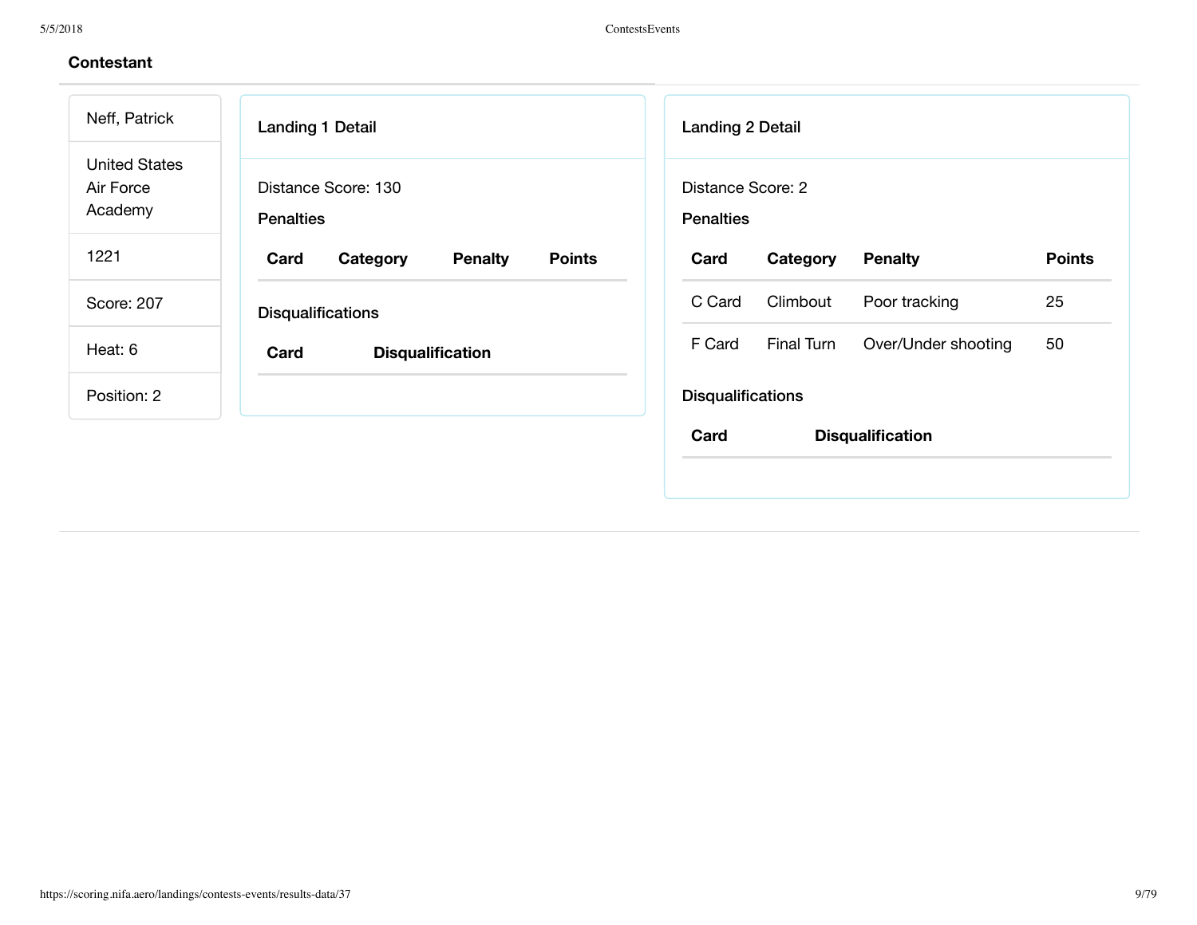## Contestant

| |
|---|
| Neff, Patrick |
| United States Air Force Academy |
| 1221 |
| Score: 207 |
| Heat: 6 |
| Position: 2 |

### Landing 1 Detail

Distance Score: 130

**Penalties**

| Card | Category | Penalty | Points |
|---|---|---|---|

**Disqualifications**

| Card | Disqualification |
|---|---|

### Landing 2 Detail

Distance Score: 2

**Penalties**

| Card | Category | Penalty | Points |
|---|---|---|---|
| C Card | Climbout | Poor tracking | 25 |
| F Card | Final Turn | Over/Under shooting | 50 |

**Disqualifications**

| Card | Disqualification |
|---|---|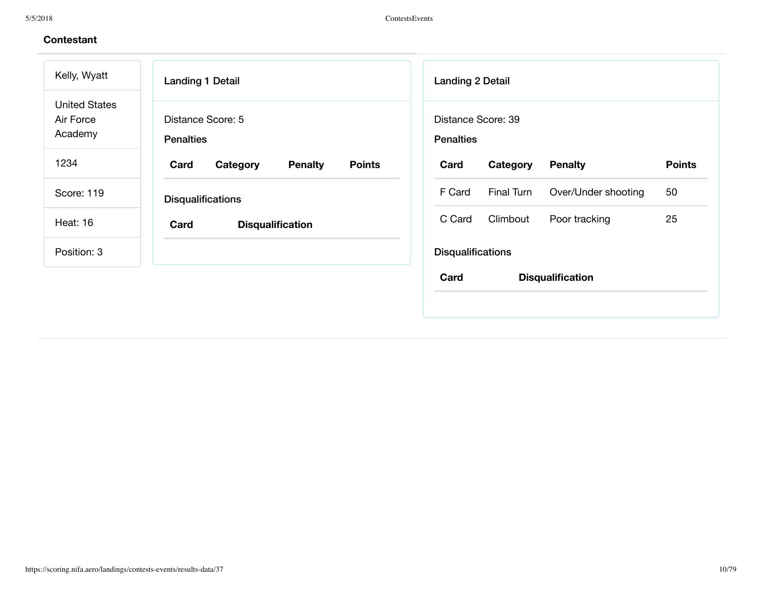## Contestant

Kelly, Wyatt

United States Air Force Academy

1234

Score: 119

Heat: 16

Position: 3

### Landing 1 Detail

Distance Score: 5

**Penalties**

| Card | Category | Penalty | Points |
| --- | --- | --- | --- |

**Disqualifications**

| Card | Disqualification |
| --- | --- |

### Landing 2 Detail

Distance Score: 39

**Penalties**

| Card | Category | Penalty | Points |
| --- | --- | --- | --- |
| F Card | Final Turn | Over/Under shooting | 50 |
| C Card | Climbout | Poor tracking | 25 |

**Disqualifications**

| Card | Disqualification |
| --- | --- |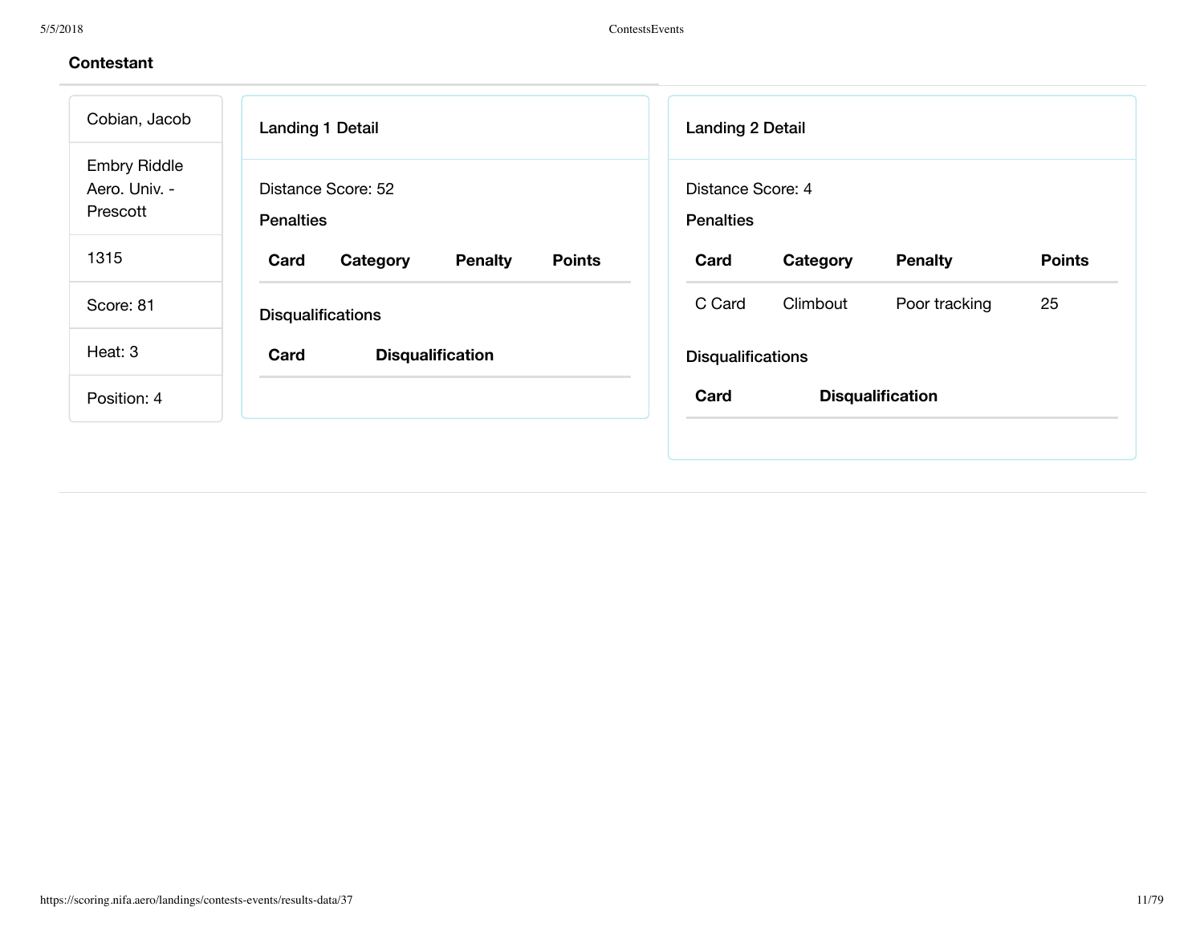**Contestant**

Cobian, Jacob

Embry Riddle Aero. Univ. - Prescott

1315

Score: 81

Heat: 3

Position: 4

### Landing 1 Detail

Distance Score: 52

**Penalties**

| Card | Category | Penalty | Points |
| --- | --- | --- | --- |

**Disqualifications**

| Card | Disqualification |
| --- | --- |

### Landing 2 Detail

Distance Score: 4

**Penalties**

| Card | Category | Penalty | Points |
| --- | --- | --- | --- |
| C Card | Climbout | Poor tracking | 25 |

**Disqualifications**

| Card | Disqualification |
| --- | --- |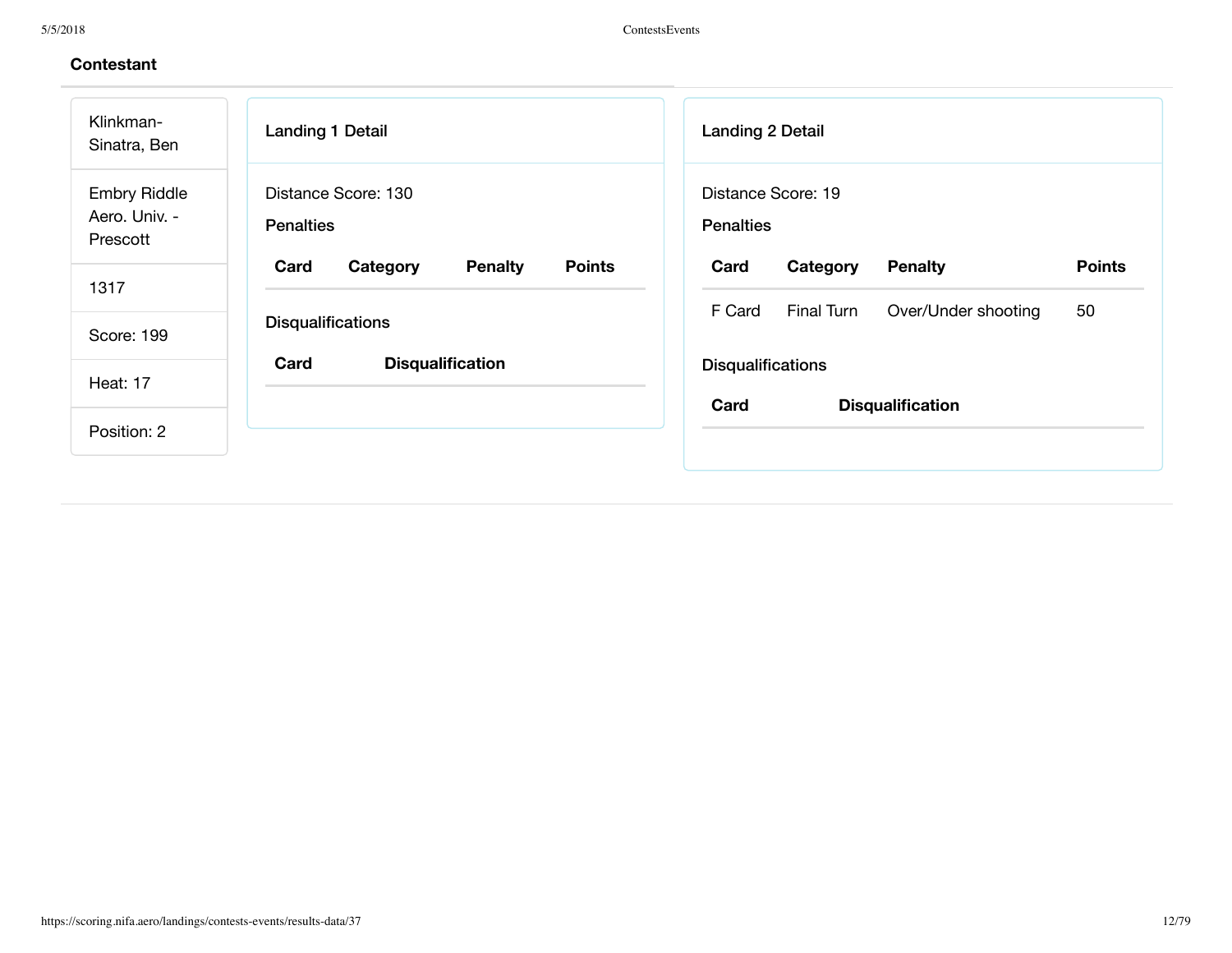**Contestant**

Klinkman-Sinatra, Ben

Embry Riddle Aero. Univ. - Prescott

1317

Score: 199

Heat: 17

Position: 2

**Landing 1 Detail**

Distance Score: 130

**Penalties**

| Card | Category | Penalty | Points |
| --- | --- | --- | --- |

**Disqualifications**

| Card | Disqualification |
| --- | --- |

**Landing 2 Detail**

Distance Score: 19

**Penalties**

| Card | Category | Penalty | Points |
| --- | --- | --- | --- |
| F Card | Final Turn | Over/Under shooting | 50 |

**Disqualifications**

| Card | Disqualification |
| --- | --- |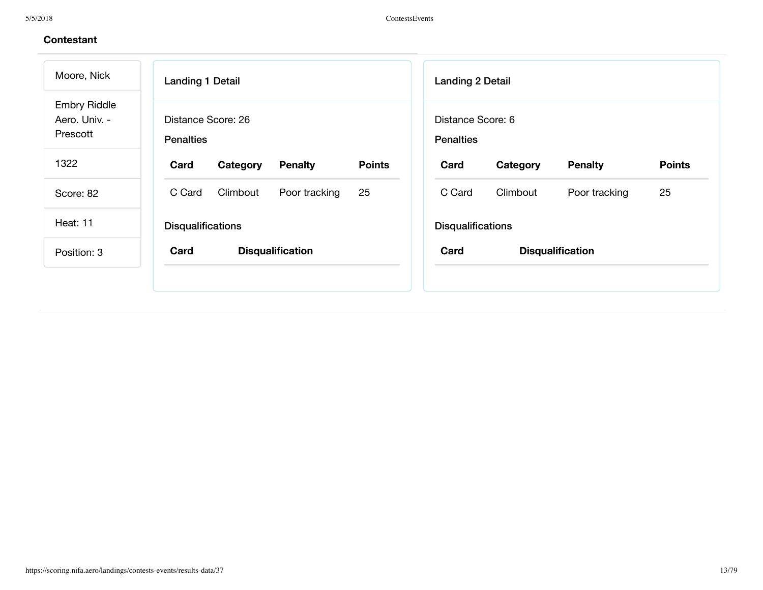**Contestant**

| |
|---|
| Moore, Nick |
| Embry Riddle Aero. Univ. - Prescott |
| 1322 |
| Score: 82 |
| Heat: 11 |
| Position: 3 |

### Landing 1 Detail

Distance Score: 26

**Penalties**

| Card | Category | Penalty | Points |
|---|---|---|---|
| C Card | Climbout | Poor tracking | 25 |

**Disqualifications**

| Card | Disqualification |
|---|---|

### Landing 2 Detail

Distance Score: 6

**Penalties**

| Card | Category | Penalty | Points |
|---|---|---|---|
| C Card | Climbout | Poor tracking | 25 |

**Disqualifications**

| Card | Disqualification |
|---|---|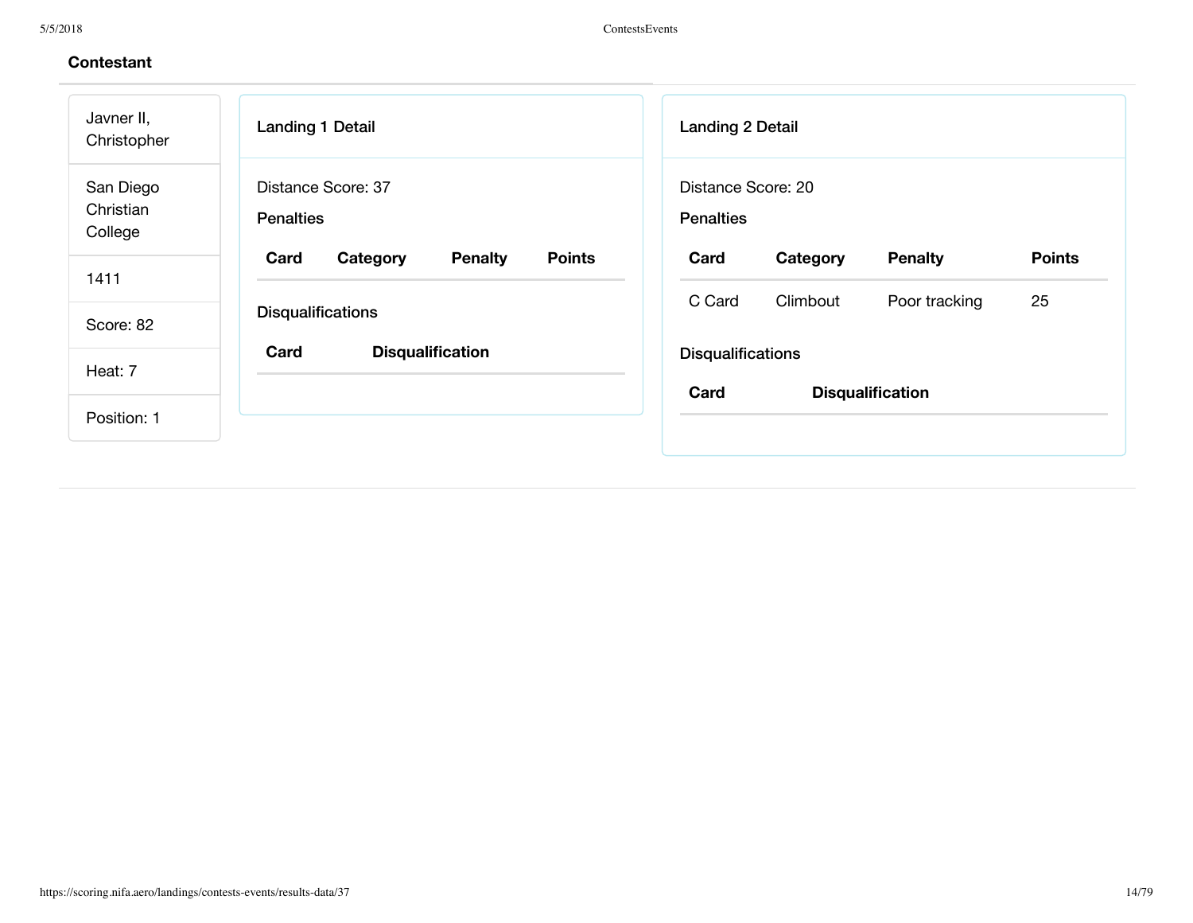**Contestant**

Javner II, Christopher

San Diego Christian College

1411

Score: 82

Heat: 7

Position: 1

### Landing 1 Detail

Distance Score: 37

**Penalties**

| Card | Category | Penalty | Points |
|---|---|---|---|

**Disqualifications**

| Card | Disqualification |
|---|---|

### Landing 2 Detail

Distance Score: 20

**Penalties**

| Card | Category | Penalty | Points |
|---|---|---|---|
| C Card | Climbout | Poor tracking | 25 |

**Disqualifications**

| Card | Disqualification |
|---|---|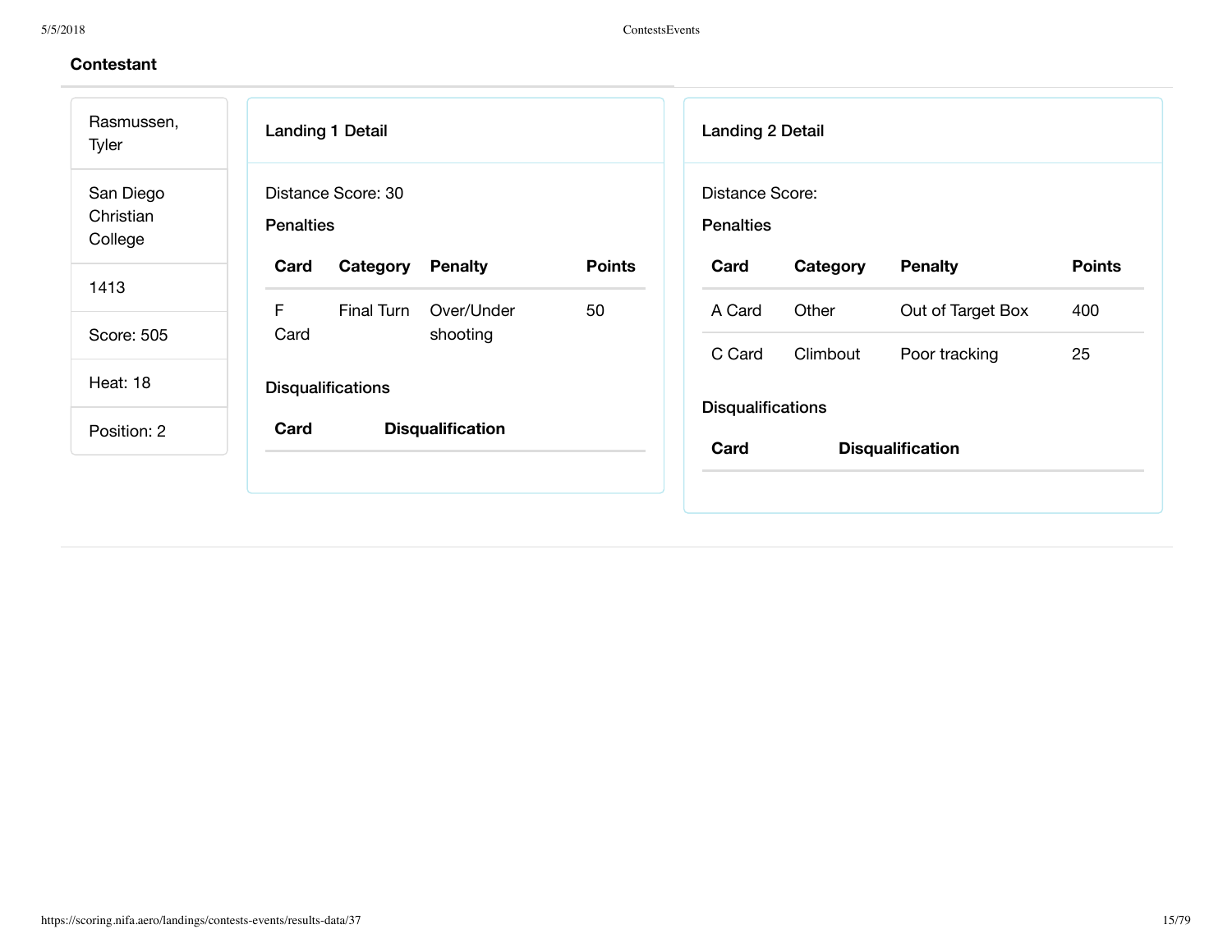**Contestant**

Rasmussen, Tyler

San Diego Christian College

1413

Score: 505

Heat: 18

Position: 2

**Landing 1 Detail**

Distance Score: 30

**Penalties**

| Card | Category | Penalty | Points |
| --- | --- | --- | --- |
| F Card | Final Turn | Over/Under shooting | 50 |

**Disqualifications**

| Card | Disqualification |
| --- | --- |

**Landing 2 Detail**

Distance Score:

**Penalties**

| Card | Category | Penalty | Points |
| --- | --- | --- | --- |
| A Card | Other | Out of Target Box | 400 |
| C Card | Climbout | Poor tracking | 25 |

**Disqualifications**

| Card | Disqualification |
| --- | --- |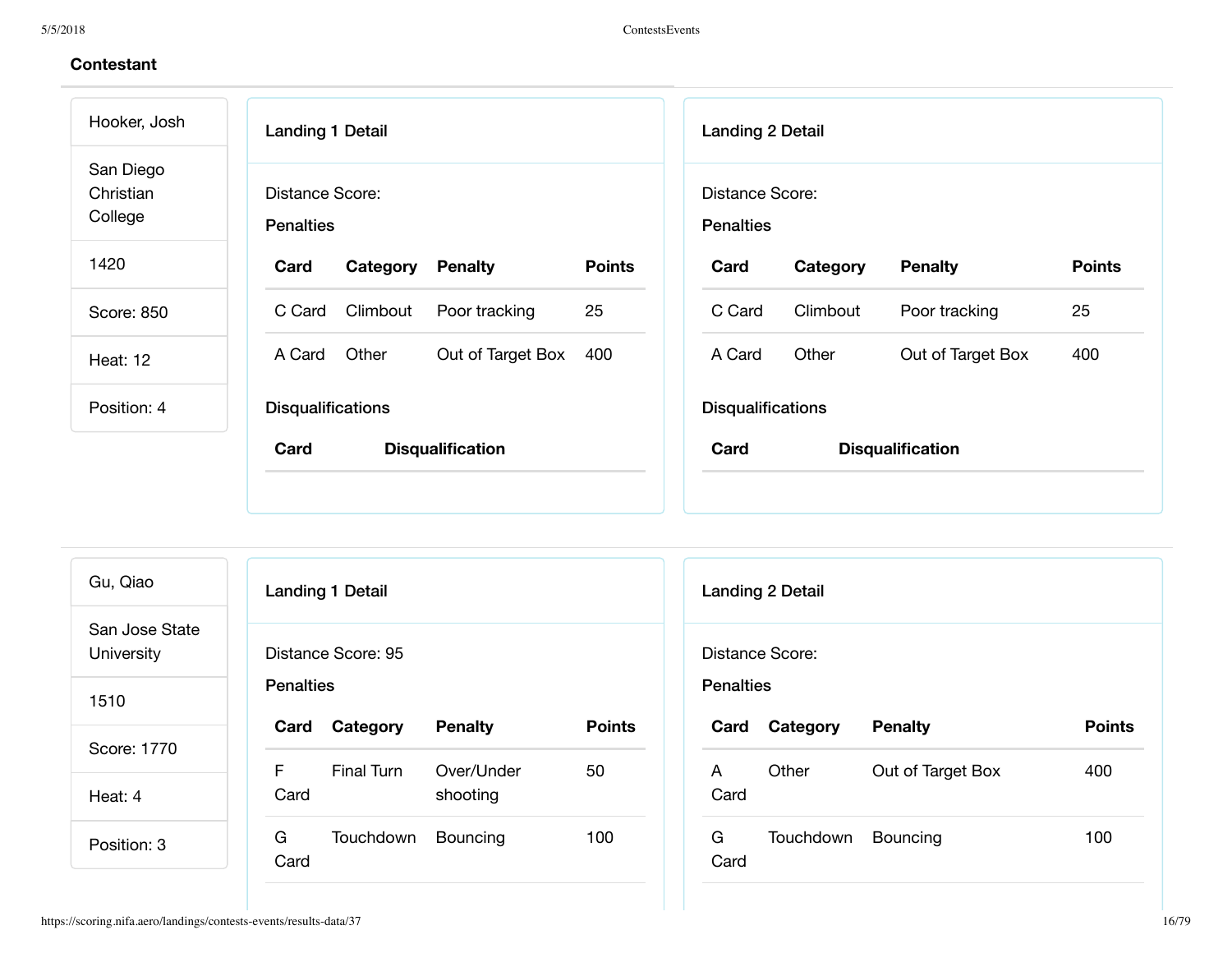**Contestant**

Hooker, Josh

San Diego Christian College

1420

Score: 850

Heat: 12

Position: 4

Landing 1 Detail

Distance Score:

**Penalties**

| Card | Category | Penalty | Points |
| --- | --- | --- | --- |
| C Card | Climbout | Poor tracking | 25 |
| A Card | Other | Out of Target Box | 400 |

**Disqualifications**

| Card | Disqualification |
| --- | --- |

Landing 2 Detail

Distance Score:

**Penalties**

| Card | Category | Penalty | Points |
| --- | --- | --- | --- |
| C Card | Climbout | Poor tracking | 25 |
| A Card | Other | Out of Target Box | 400 |

**Disqualifications**

| Card | Disqualification |
| --- | --- |

---

Gu, Qiao

San Jose State University

1510

Score: 1770

Heat: 4

Position: 3

Landing 1 Detail

Distance Score: 95

**Penalties**

| Card | Category | Penalty | Points |
| --- | --- | --- | --- |
| F Card | Final Turn | Over/Under shooting | 50 |
| G Card | Touchdown | Bouncing | 100 |

Landing 2 Detail

Distance Score:

**Penalties**

| Card | Category | Penalty | Points |
| --- | --- | --- | --- |
| A Card | Other | Out of Target Box | 400 |
| G Card | Touchdown | Bouncing | 100 |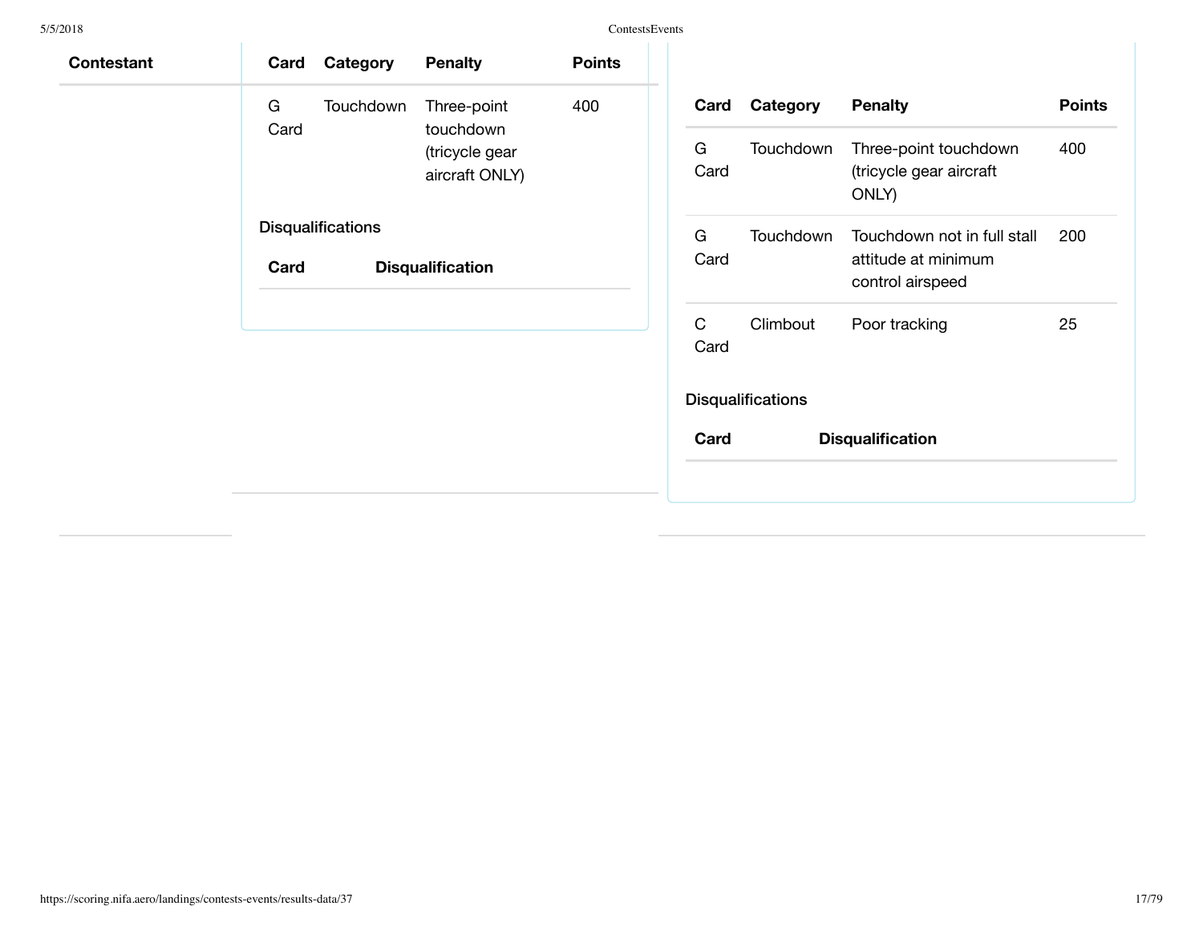| Contestant | | | | |
| --- | --- | --- | --- | --- |

| Card | Category | Penalty | Points |
| --- | --- | --- | --- |
| G Card | Touchdown | Three-point touchdown (tricycle gear aircraft ONLY) | 400 |

Disqualifications

| Card | Disqualification |
| --- | --- |

| Card | Category | Penalty | Points |
| --- | --- | --- | --- |
| G Card | Touchdown | Three-point touchdown (tricycle gear aircraft ONLY) | 400 |
| G Card | Touchdown | Touchdown not in full stall attitude at minimum control airspeed | 200 |
| C Card | Climbout | Poor tracking | 25 |

Disqualifications

| Card | Disqualification |
| --- | --- |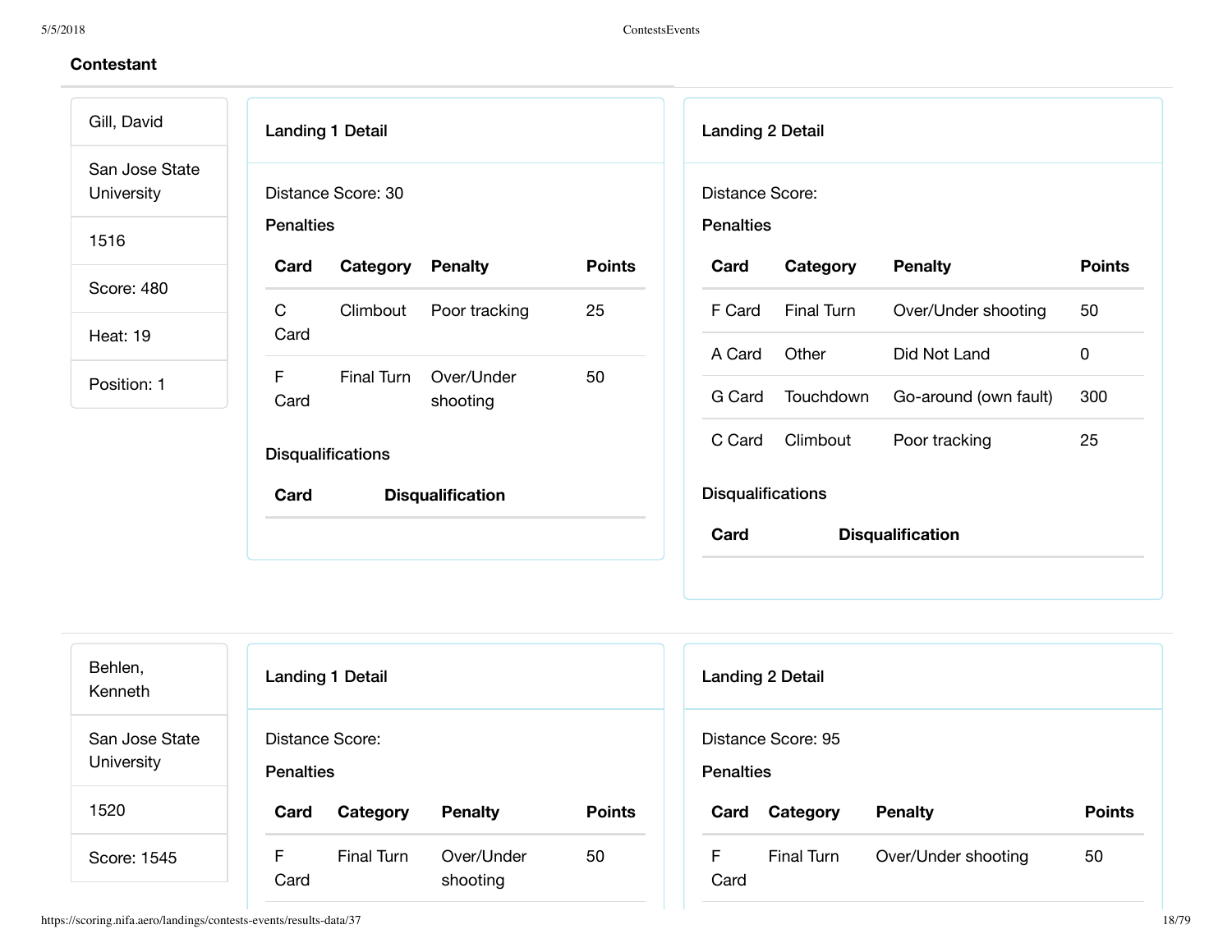**Contestant**

Gill, David

San Jose State University

1516

Score: 480

Heat: 19

Position: 1

**Landing 1 Detail**

Distance Score: 30

**Penalties**

| Card | Category | Penalty | Points |
|---|---|---|---|
| C Card | Climbout | Poor tracking | 25 |
| F Card | Final Turn | Over/Under shooting | 50 |

**Disqualifications**

| Card | Disqualification |
|---|---|

**Landing 2 Detail**

Distance Score:

**Penalties**

| Card | Category | Penalty | Points |
|---|---|---|---|
| F Card | Final Turn | Over/Under shooting | 50 |
| A Card | Other | Did Not Land | 0 |
| G Card | Touchdown | Go-around (own fault) | 300 |
| C Card | Climbout | Poor tracking | 25 |

**Disqualifications**

| Card | Disqualification |
|---|---|

Behlen, Kenneth

San Jose State University

1520

Score: 1545

**Landing 1 Detail**

Distance Score:

**Penalties**

| Card | Category | Penalty | Points |
|---|---|---|---|
| F Card | Final Turn | Over/Under shooting | 50 |

**Landing 2 Detail**

Distance Score: 95

**Penalties**

| Card | Category | Penalty | Points |
|---|---|---|---|
| F Card | Final Turn | Over/Under shooting | 50 |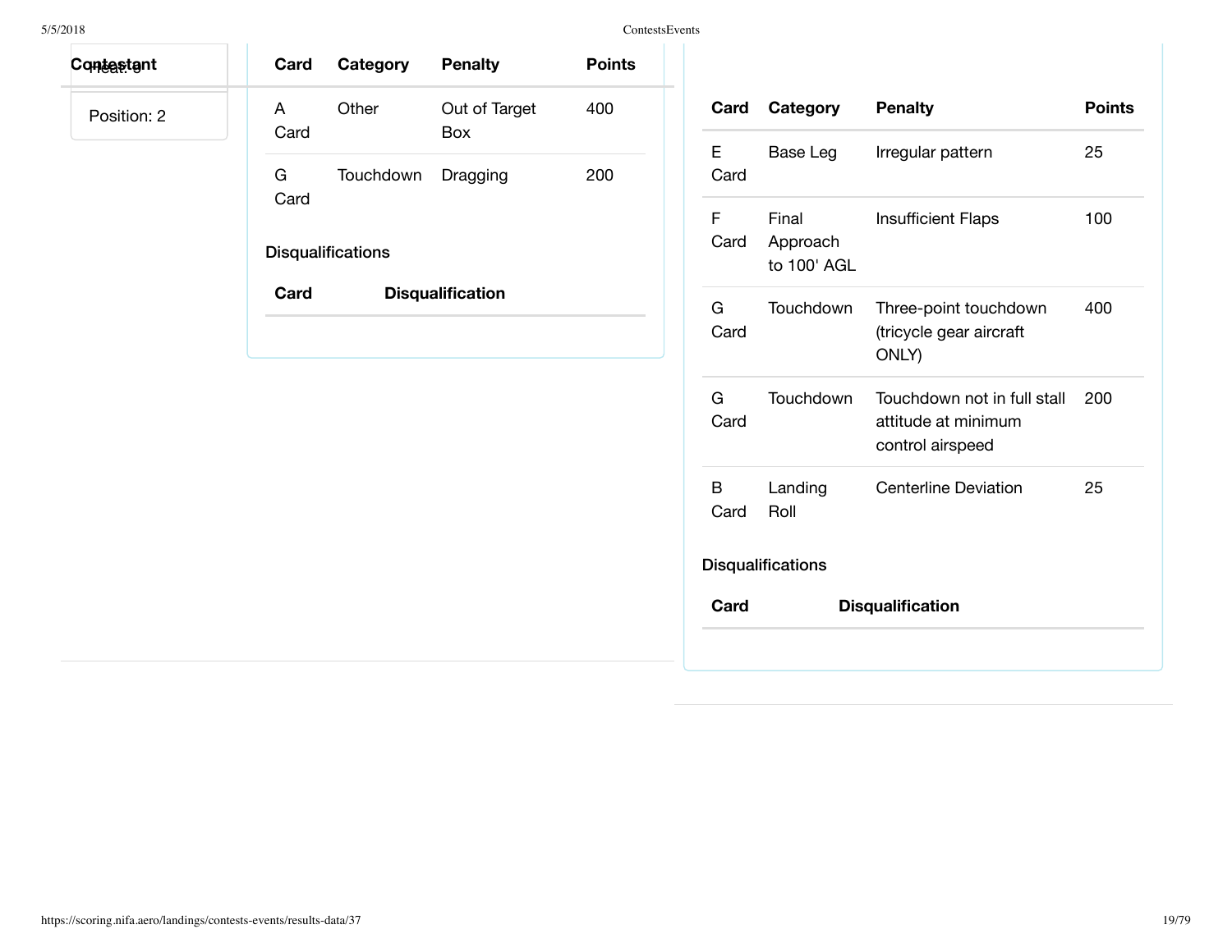| Contestant |
| --- |
| Heat: 0 |
| Position: 2 |

| Card | Category | Penalty | Points |
| --- | --- | --- | --- |
| A Card | Other | Out of Target Box | 400 |
| G Card | Touchdown | Dragging | 200 |

Disqualifications

| Card | Disqualification |
| --- | --- |

| Card | Category | Penalty | Points |
| --- | --- | --- | --- |
| E Card | Base Leg | Irregular pattern | 25 |
| F Card | Final Approach to 100' AGL | Insufficient Flaps | 100 |
| G Card | Touchdown | Three-point touchdown (tricycle gear aircraft ONLY) | 400 |
| G Card | Touchdown | Touchdown not in full stall attitude at minimum control airspeed | 200 |
| B Card | Landing Roll | Centerline Deviation | 25 |

Disqualifications

| Card | Disqualification |
| --- | --- |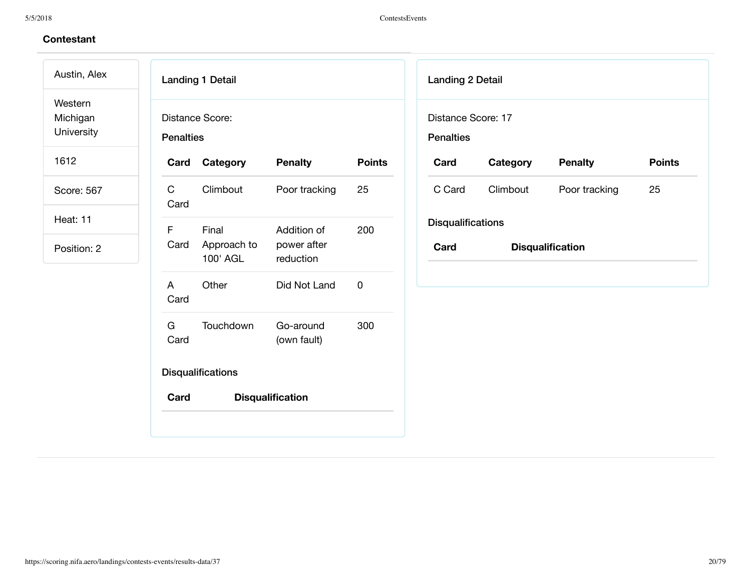**Contestant**

Austin, Alex

Western Michigan University

1612

Score: 567

Heat: 11

Position: 2

### Landing 1 Detail

Distance Score:

**Penalties**

| Card | Category | Penalty | Points |
|---|---|---|---|
| C Card | Climbout | Poor tracking | 25 |
| F Card | Final Approach to 100' AGL | Addition of power after reduction | 200 |
| A Card | Other | Did Not Land | 0 |
| G Card | Touchdown | Go-around (own fault) | 300 |

**Disqualifications**

| Card | Disqualification |
|---|---|

### Landing 2 Detail

Distance Score: 17

**Penalties**

| Card | Category | Penalty | Points |
|---|---|---|---|
| C Card | Climbout | Poor tracking | 25 |

**Disqualifications**

| Card | Disqualification |
|---|---|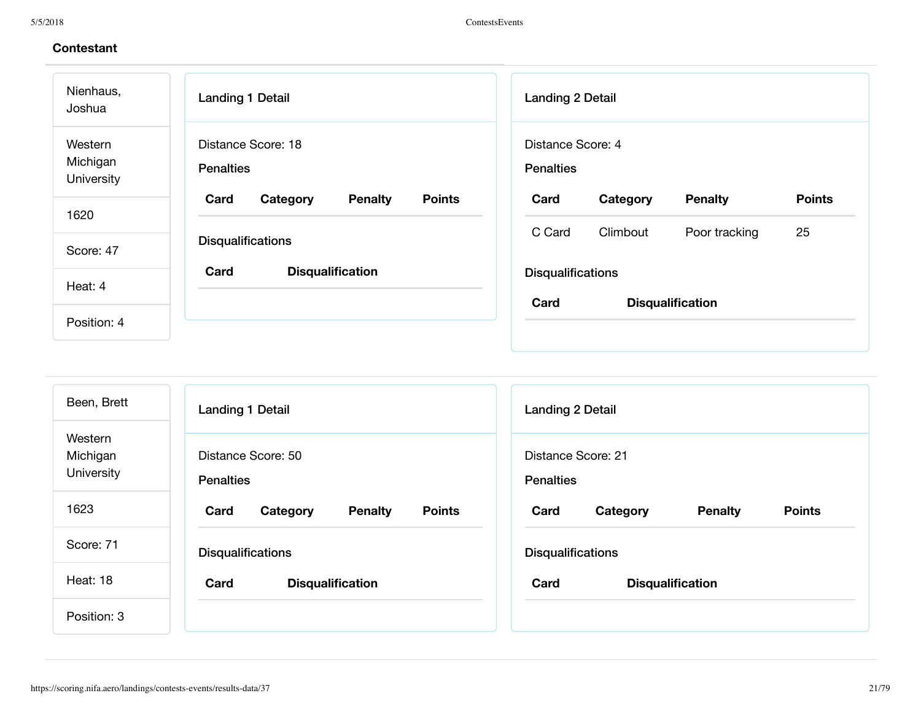**Contestant**

| |
|---|
| Nienhaus, Joshua |
| Western Michigan University |
| 1620 |
| Score: 47 |
| Heat: 4 |
| Position: 4 |

**Landing 1 Detail**

Distance Score: 18

**Penalties**

| Card | Category | Penalty | Points |
|---|---|---|---|

**Disqualifications**

| Card | Disqualification |
|---|---|

**Landing 2 Detail**

Distance Score: 4

**Penalties**

| Card | Category | Penalty | Points |
|---|---|---|---|
| C Card | Climbout | Poor tracking | 25 |

**Disqualifications**

| Card | Disqualification |
|---|---|

| |
|---|
| Been, Brett |
| Western Michigan University |
| 1623 |
| Score: 71 |
| Heat: 18 |
| Position: 3 |

**Landing 1 Detail**

Distance Score: 50

**Penalties**

| Card | Category | Penalty | Points |
|---|---|---|---|

**Disqualifications**

| Card | Disqualification |
|---|---|

**Landing 2 Detail**

Distance Score: 21

**Penalties**

| Card | Category | Penalty | Points |
|---|---|---|---|

**Disqualifications**

| Card | Disqualification |
|---|---|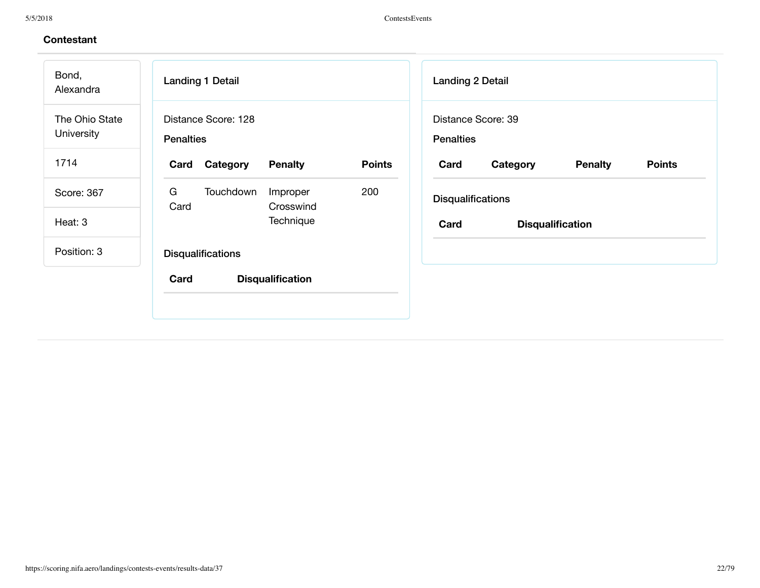**Contestant**

Bond, Alexandra

The Ohio State University

1714

Score: 367

Heat: 3

Position: 3

**Landing 1 Detail**

Distance Score: 128

**Penalties**

| Card | Category | Penalty | Points |
|---|---|---|---|
| G Card | Touchdown | Improper Crosswind Technique | 200 |

**Disqualifications**

| Card | Disqualification |
|---|---|

**Landing 2 Detail**

Distance Score: 39

**Penalties**

| Card | Category | Penalty | Points |
|---|---|---|---|

**Disqualifications**

| Card | Disqualification |
|---|---|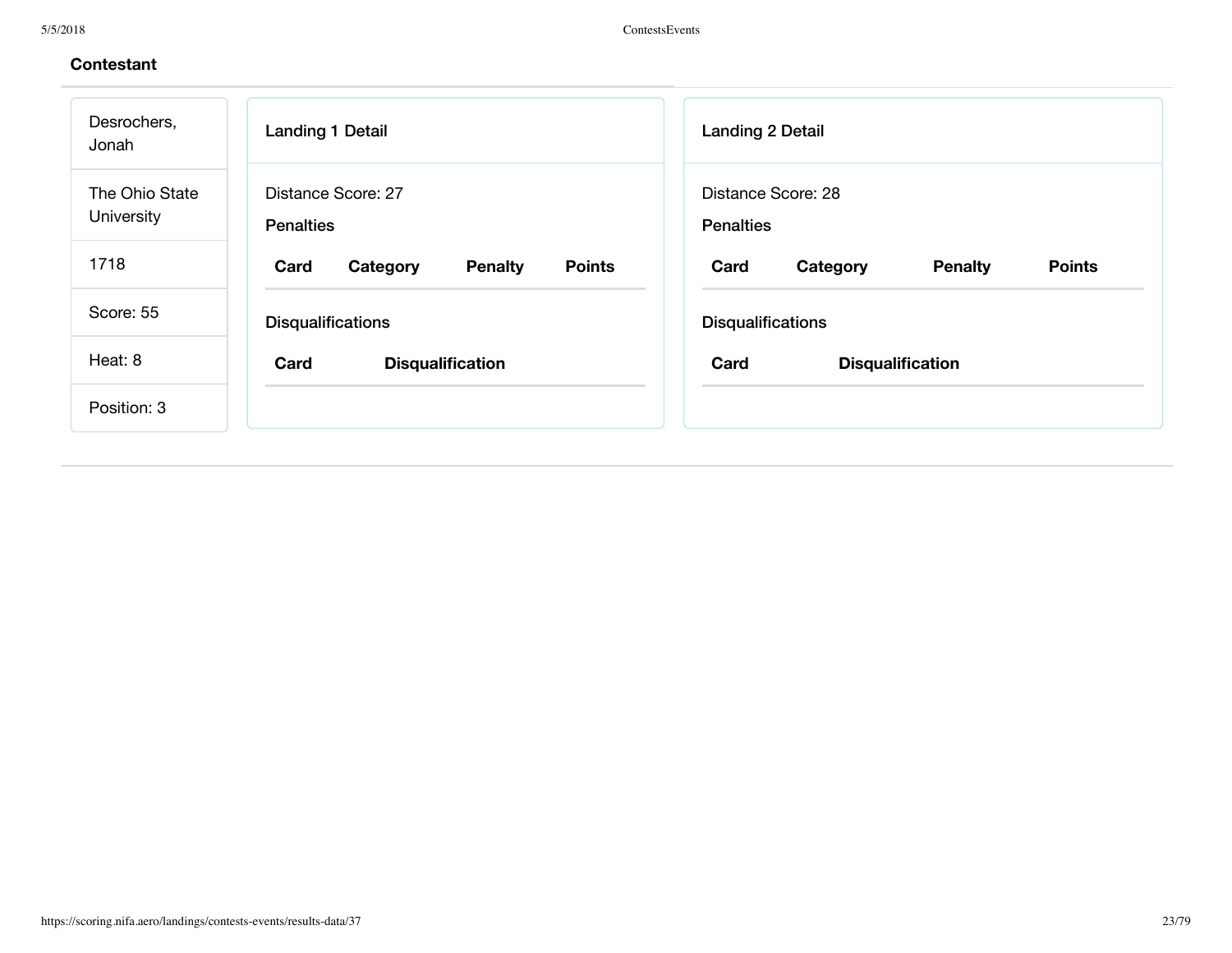## Contestant

| |
|---|
| Desrochers, Jonah |
| The Ohio State University |
| 1718 |
| Score: 55 |
| Heat: 8 |
| Position: 3 |

### Landing 1 Detail

Distance Score: 27

**Penalties**

| Card | Category | Penalty | Points |
|---|---|---|---|

**Disqualifications**

| Card | Disqualification |
|---|---|

### Landing 2 Detail

Distance Score: 28

**Penalties**

| Card | Category | Penalty | Points |
|---|---|---|---|

**Disqualifications**

| Card | Disqualification |
|---|---|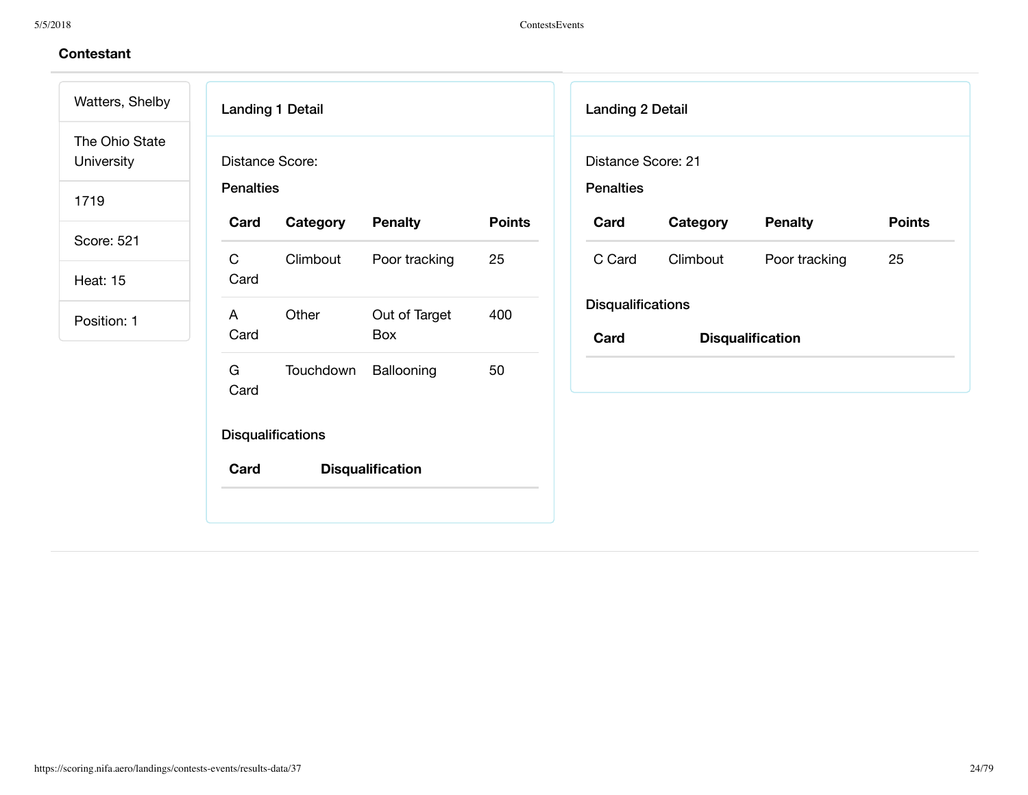**Contestant**

| |
|---|
| Watters, Shelby |
| The Ohio State University |
| 1719 |
| Score: 521 |
| Heat: 15 |
| Position: 1 |

### Landing 1 Detail

Distance Score:

**Penalties**

| Card | Category | Penalty | Points |
|---|---|---|---|
| C Card | Climbout | Poor tracking | 25 |
| A Card | Other | Out of Target Box | 400 |
| G Card | Touchdown | Ballooning | 50 |

**Disqualifications**

| Card | Disqualification |
|---|---|

### Landing 2 Detail

Distance Score: 21

**Penalties**

| Card | Category | Penalty | Points |
|---|---|---|---|
| C Card | Climbout | Poor tracking | 25 |

**Disqualifications**

| Card | Disqualification |
|---|---|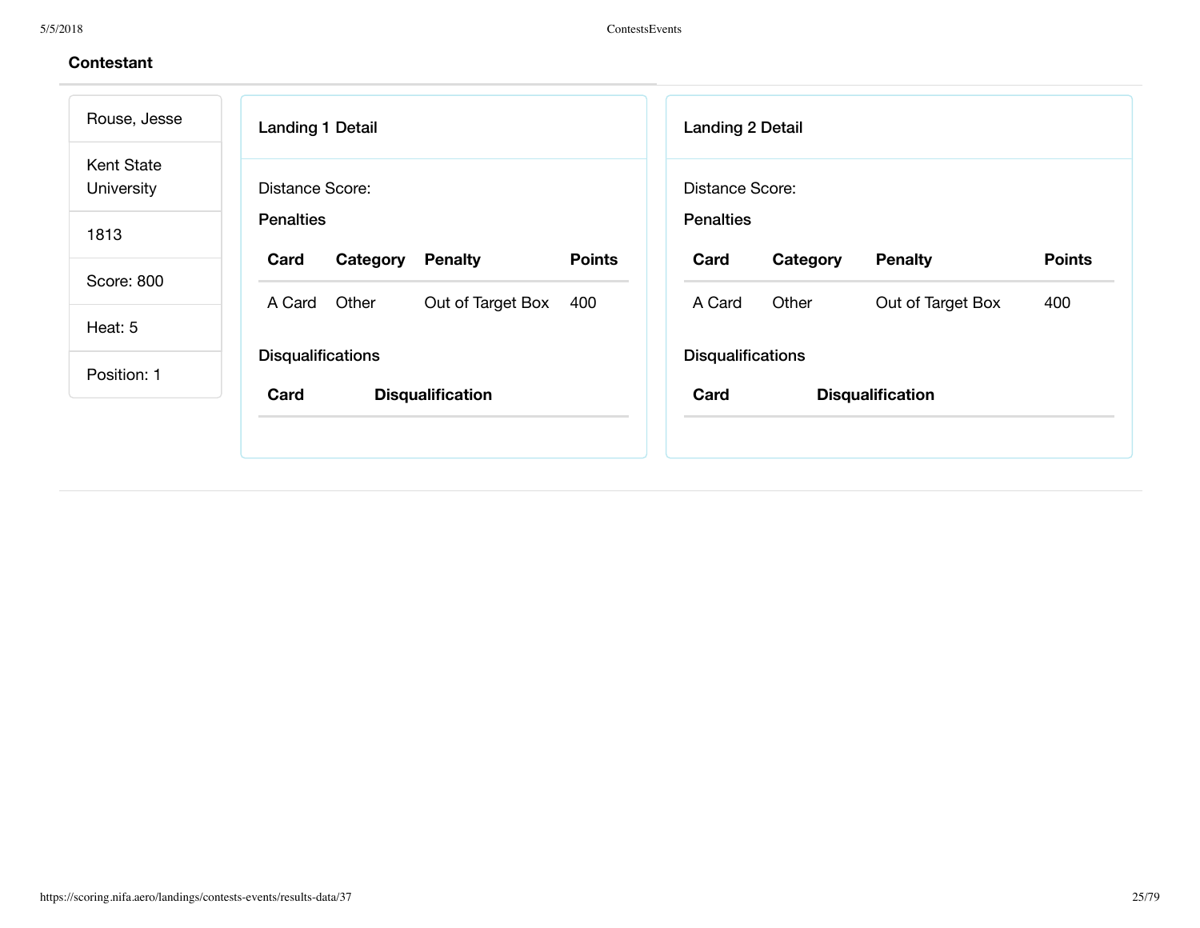**Contestant**

Rouse, Jesse

Kent State University

1813

Score: 800

Heat: 5

Position: 1

**Landing 1 Detail**

Distance Score:

**Penalties**

| Card | Category | Penalty | Points |
|---|---|---|---|
| A Card | Other | Out of Target Box | 400 |

**Disqualifications**

| Card | Disqualification |
|---|---|

**Landing 2 Detail**

Distance Score:

**Penalties**

| Card | Category | Penalty | Points |
|---|---|---|---|
| A Card | Other | Out of Target Box | 400 |

**Disqualifications**

| Card | Disqualification |
|---|---|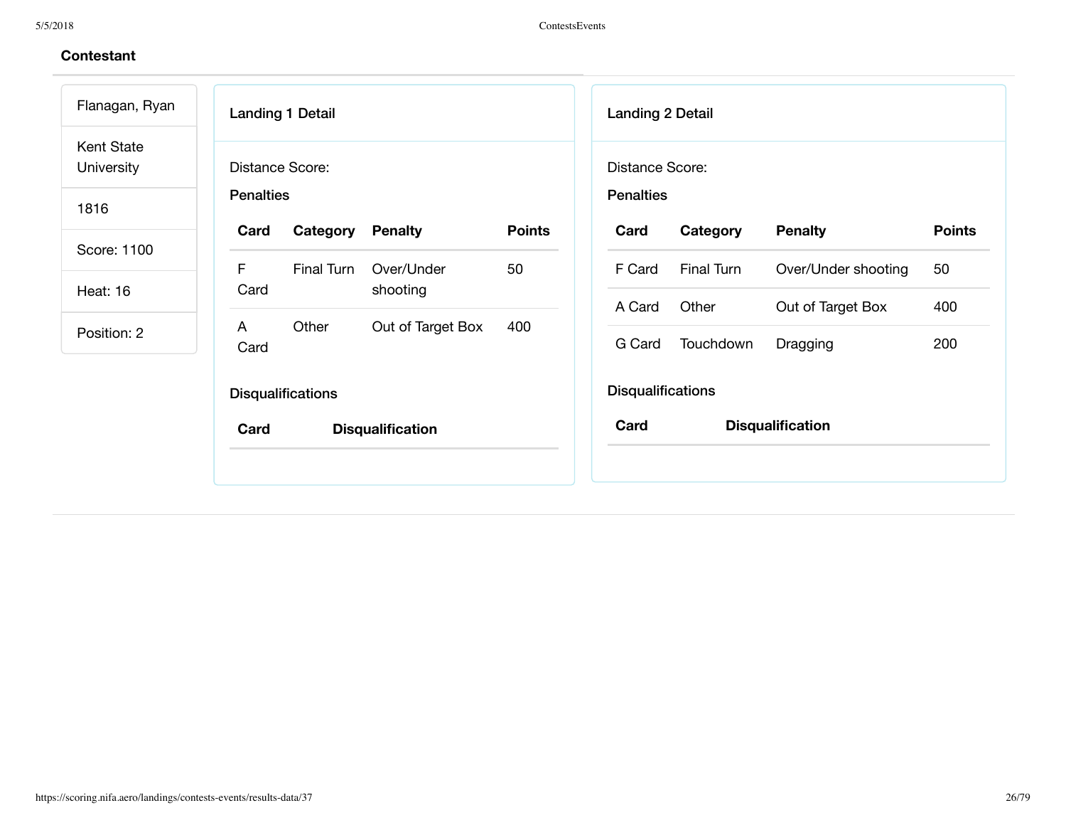**Contestant**

| |
|---|
| Flanagan, Ryan |
| Kent State University |
| 1816 |
| Score: 1100 |
| Heat: 16 |
| Position: 2 |

### Landing 1 Detail

Distance Score:

**Penalties**

| Card | Category | Penalty | Points |
|---|---|---|---|
| F Card | Final Turn | Over/Under shooting | 50 |
| A Card | Other | Out of Target Box | 400 |

**Disqualifications**

| Card | Disqualification |
|---|---|

### Landing 2 Detail

Distance Score:

**Penalties**

| Card | Category | Penalty | Points |
|---|---|---|---|
| F Card | Final Turn | Over/Under shooting | 50 |
| A Card | Other | Out of Target Box | 400 |
| G Card | Touchdown | Dragging | 200 |

**Disqualifications**

| Card | Disqualification |
|---|---|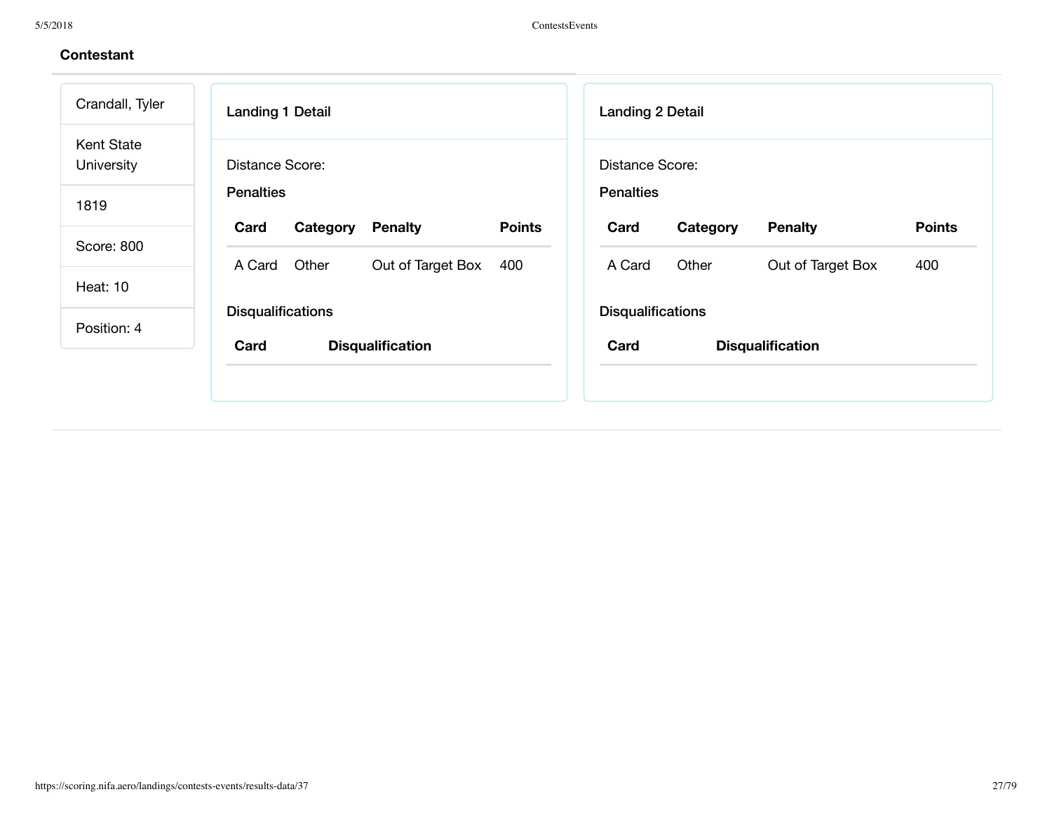## Contestant

Crandall, Tyler

Kent State University

1819

Score: 800

Heat: 10

Position: 4

### Landing 1 Detail

Distance Score:

**Penalties**

| Card | Category | Penalty | Points |
| --- | --- | --- | --- |
| A Card | Other | Out of Target Box | 400 |

**Disqualifications**

| Card | Disqualification |
| --- | --- |

### Landing 2 Detail

Distance Score:

**Penalties**

| Card | Category | Penalty | Points |
| --- | --- | --- | --- |
| A Card | Other | Out of Target Box | 400 |

**Disqualifications**

| Card | Disqualification |
| --- | --- |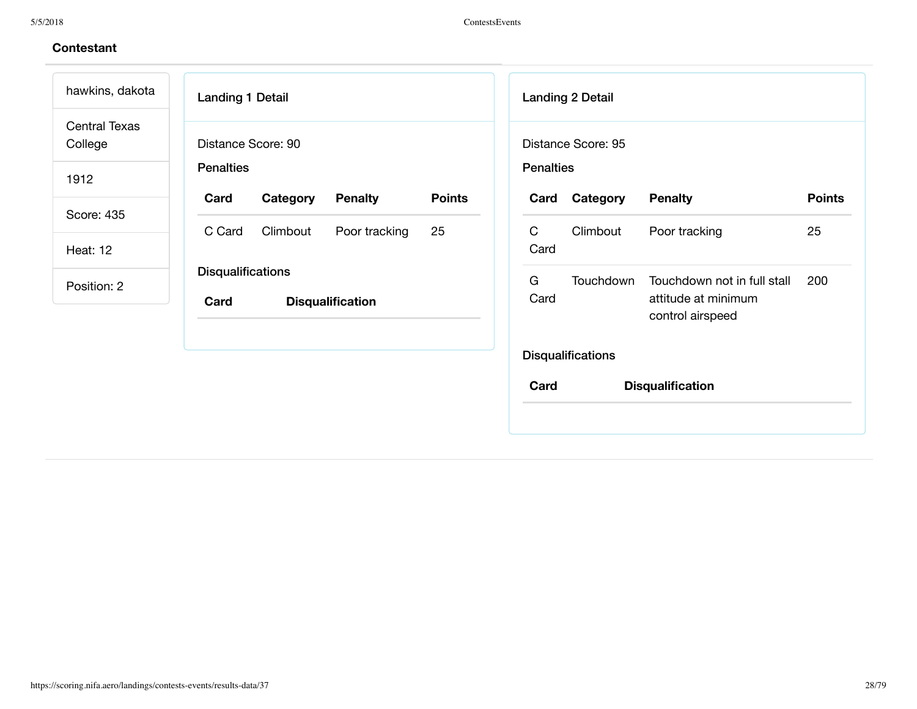## Contestant

hawkins, dakota

Central Texas College

1912

Score: 435

Heat: 12

Position: 2

### Landing 1 Detail

Distance Score: 90

**Penalties**

| Card | Category | Penalty | Points |
|---|---|---|---|
| C Card | Climbout | Poor tracking | 25 |

**Disqualifications**

| Card | Disqualification |
|---|---|

### Landing 2 Detail

Distance Score: 95

**Penalties**

| Card | Category | Penalty | Points |
|---|---|---|---|
| C Card | Climbout | Poor tracking | 25 |
| G Card | Touchdown | Touchdown not in full stall attitude at minimum control airspeed | 200 |

**Disqualifications**

| Card | Disqualification |
|---|---|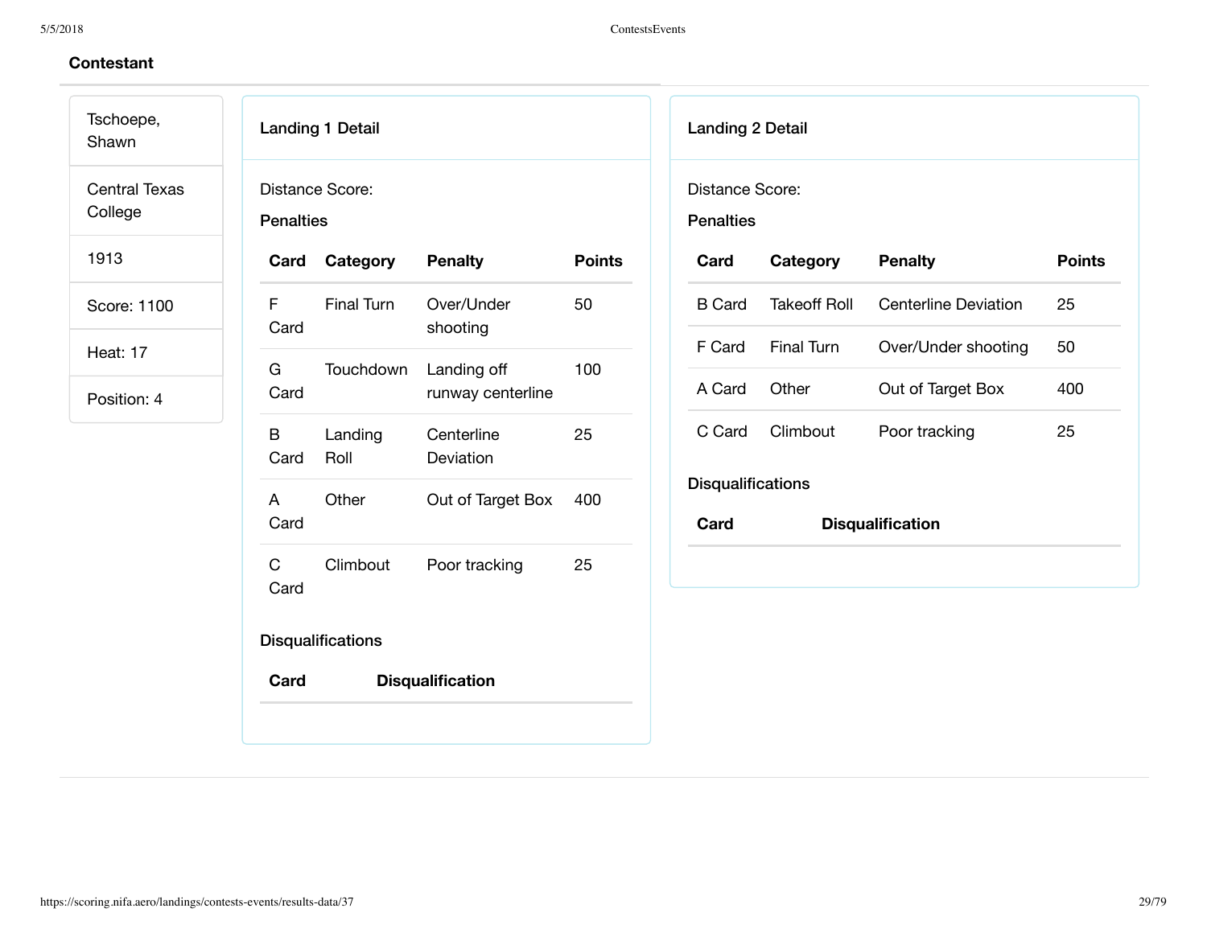## Contestant

Tschoepe, Shawn

Central Texas College

1913

Score: 1100

Heat: 17

Position: 4

### Landing 1 Detail

Distance Score:

**Penalties**

| Card | Category | Penalty | Points |
|---|---|---|---|
| F Card | Final Turn | Over/Under shooting | 50 |
| G Card | Touchdown | Landing off runway centerline | 100 |
| B Card | Landing Roll | Centerline Deviation | 25 |
| A Card | Other | Out of Target Box | 400 |
| C Card | Climbout | Poor tracking | 25 |

**Disqualifications**

| Card | Disqualification |
|---|---|

### Landing 2 Detail

Distance Score:

**Penalties**

| Card | Category | Penalty | Points |
|---|---|---|---|
| B Card | Takeoff Roll | Centerline Deviation | 25 |
| F Card | Final Turn | Over/Under shooting | 50 |
| A Card | Other | Out of Target Box | 400 |
| C Card | Climbout | Poor tracking | 25 |

**Disqualifications**

| Card | Disqualification |
|---|---|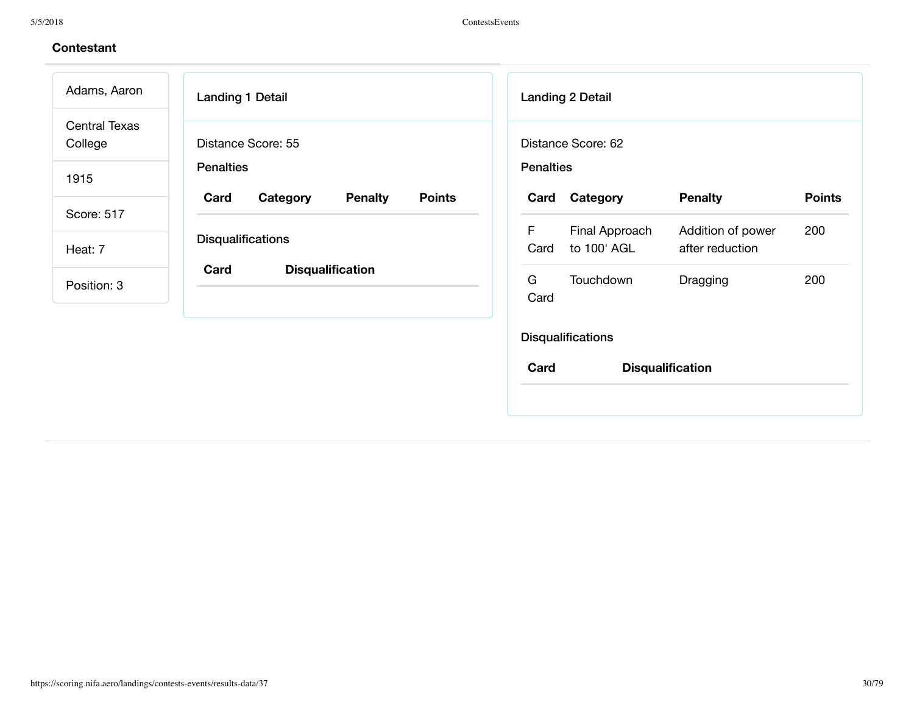**Contestant**

Adams, Aaron

Central Texas College

1915

Score: 517

Heat: 7

Position: 3

**Landing 1 Detail**

Distance Score: 55

**Penalties**

| Card | Category | Penalty | Points |
| --- | --- | --- | --- |

**Disqualifications**

| Card | Disqualification |
| --- | --- |

**Landing 2 Detail**

Distance Score: 62

**Penalties**

| Card | Category | Penalty | Points |
| --- | --- | --- | --- |
| F Card | Final Approach to 100' AGL | Addition of power after reduction | 200 |
| G Card | Touchdown | Dragging | 200 |

**Disqualifications**

| Card | Disqualification |
| --- | --- |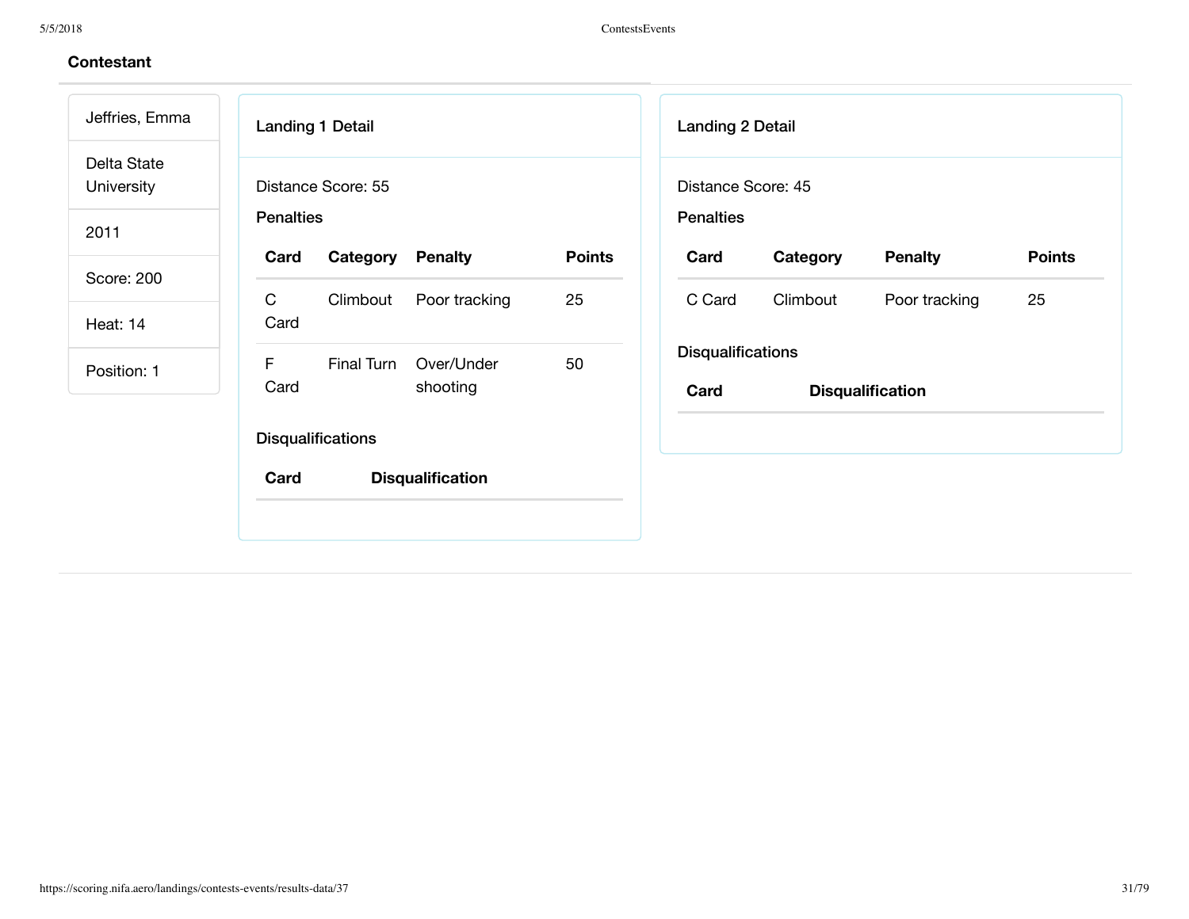**Contestant**

| |
|---|
| Jeffries, Emma |
| Delta State University |
| 2011 |
| Score: 200 |
| Heat: 14 |
| Position: 1 |

### Landing 1 Detail

Distance Score: 55

**Penalties**

| Card | Category | Penalty | Points |
|---|---|---|---|
| C Card | Climbout | Poor tracking | 25 |
| F Card | Final Turn | Over/Under shooting | 50 |

**Disqualifications**

| Card | Disqualification |
|---|---|

### Landing 2 Detail

Distance Score: 45

**Penalties**

| Card | Category | Penalty | Points |
|---|---|---|---|
| C Card | Climbout | Poor tracking | 25 |

**Disqualifications**

| Card | Disqualification |
|---|---|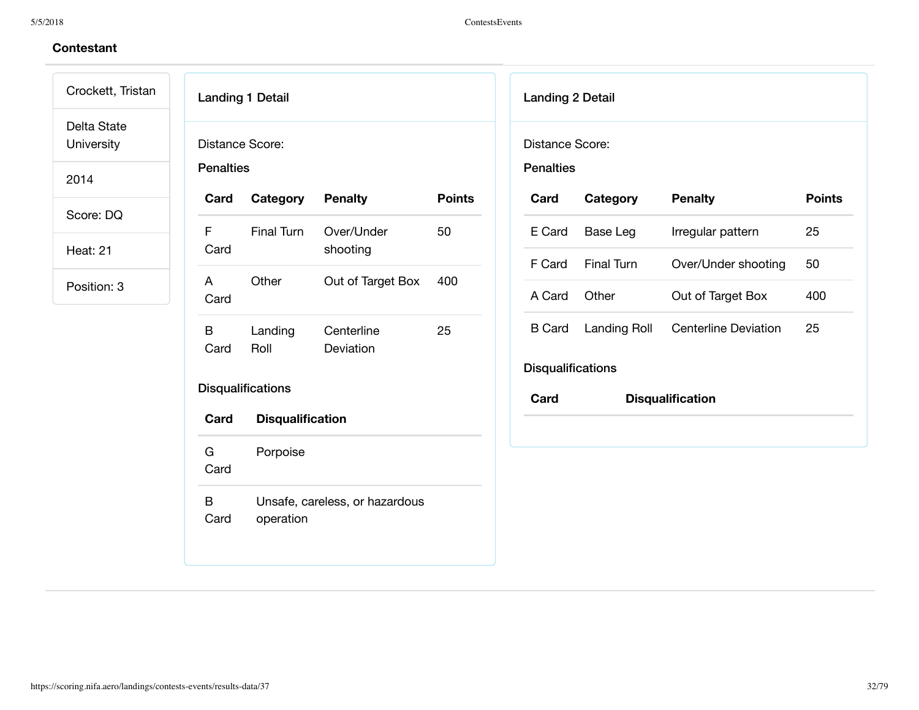**Contestant**

| |
|---|
| Crockett, Tristan |
| Delta State University |
| 2014 |
| Score: DQ |
| Heat: 21 |
| Position: 3 |

### Landing 1 Detail

Distance Score:

**Penalties**

| Card | Category | Penalty | Points |
|---|---|---|---|
| F Card | Final Turn | Over/Under shooting | 50 |
| A Card | Other | Out of Target Box | 400 |
| B Card | Landing Roll | Centerline Deviation | 25 |

**Disqualifications**

| Card | Disqualification |
|---|---|
| G Card | Porpoise |
| B Card | Unsafe, careless, or hazardous operation |

### Landing 2 Detail

Distance Score:

**Penalties**

| Card | Category | Penalty | Points |
|---|---|---|---|
| E Card | Base Leg | Irregular pattern | 25 |
| F Card | Final Turn | Over/Under shooting | 50 |
| A Card | Other | Out of Target Box | 400 |
| B Card | Landing Roll | Centerline Deviation | 25 |

**Disqualifications**

| Card | Disqualification |
|---|---|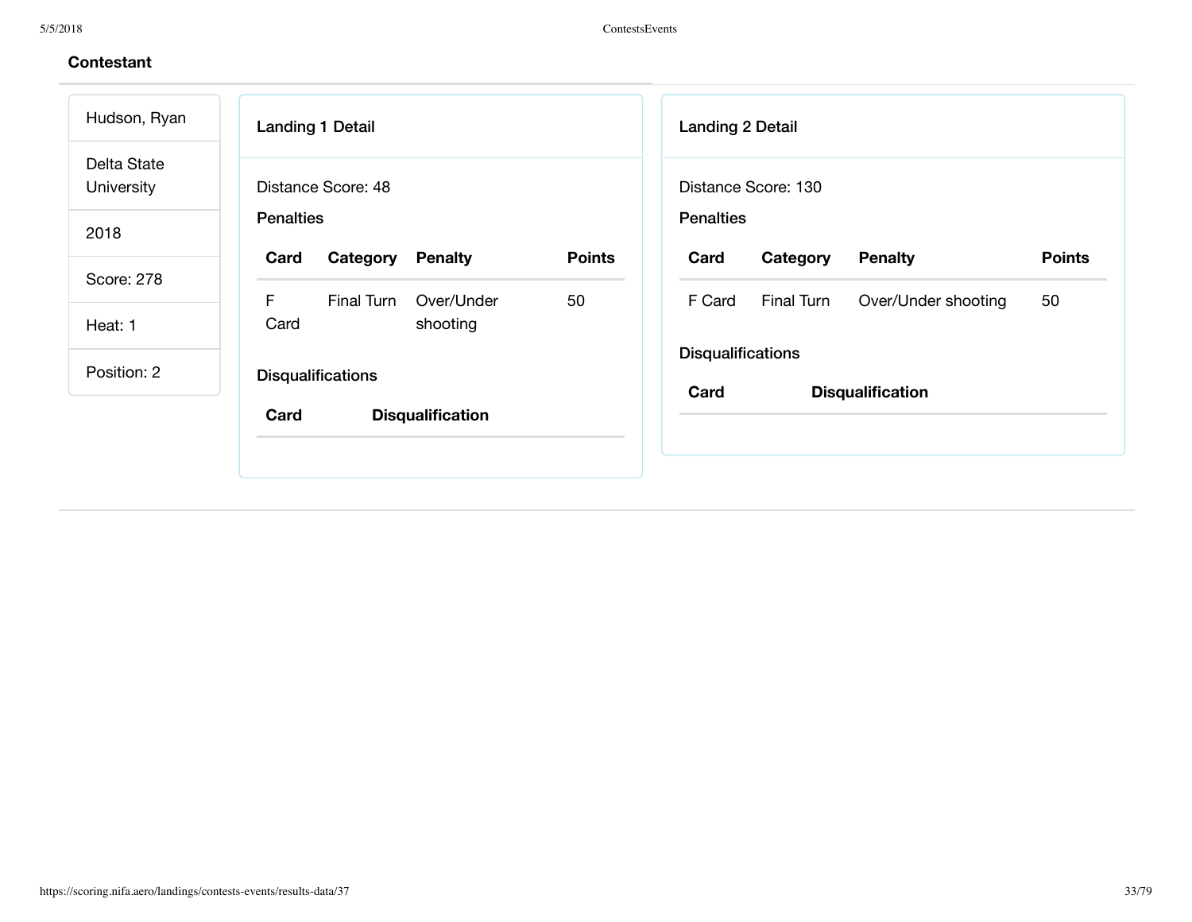**Contestant**

Hudson, Ryan

Delta State University

2018

Score: 278

Heat: 1

Position: 2

### Landing 1 Detail

Distance Score: 48

**Penalties**

| Card | Category | Penalty | Points |
|---|---|---|---|
| F Card | Final Turn | Over/Under shooting | 50 |

**Disqualifications**

| Card | Disqualification |
|---|---|

### Landing 2 Detail

Distance Score: 130

**Penalties**

| Card | Category | Penalty | Points |
|---|---|---|---|
| F Card | Final Turn | Over/Under shooting | 50 |

**Disqualifications**

| Card | Disqualification |
|---|---|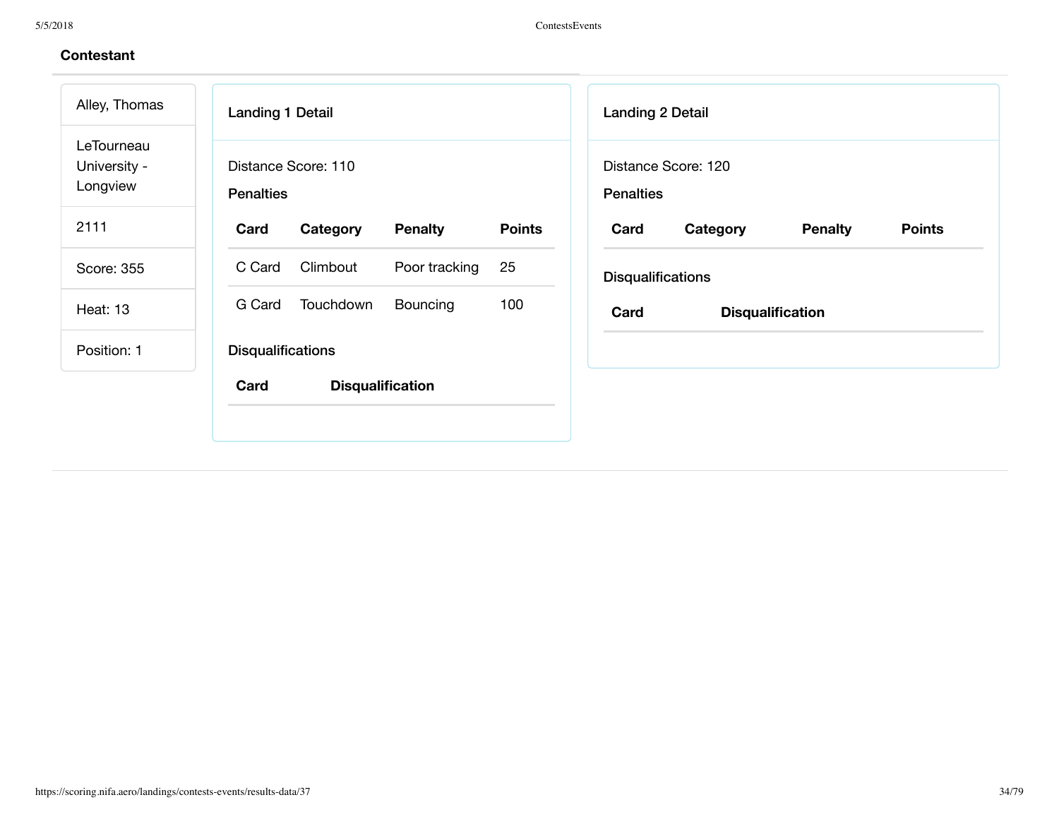**Contestant**

Alley, Thomas

LeTourneau University - Longview

2111

Score: 355

Heat: 13

Position: 1

**Landing 1 Detail**

Distance Score: 110

**Penalties**

| Card | Category | Penalty | Points |
| --- | --- | --- | --- |
| C Card | Climbout | Poor tracking | 25 |
| G Card | Touchdown | Bouncing | 100 |

**Disqualifications**

| Card | Disqualification |
| --- | --- |

**Landing 2 Detail**

Distance Score: 120

**Penalties**

| Card | Category | Penalty | Points |
| --- | --- | --- | --- |

**Disqualifications**

| Card | Disqualification |
| --- | --- |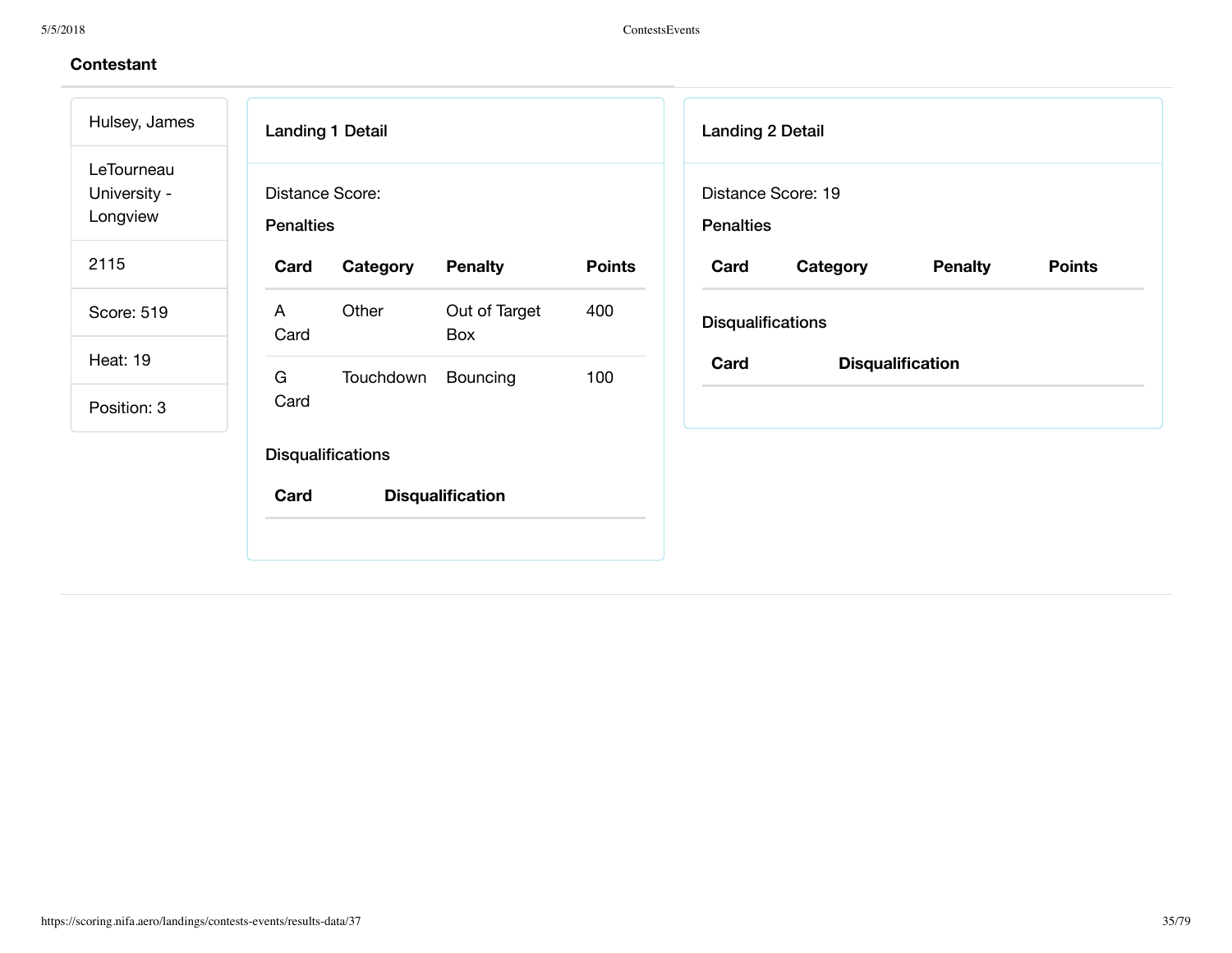**Contestant**

Hulsey, James

LeTourneau University - Longview

2115

Score: 519

Heat: 19

Position: 3

### Landing 1 Detail

Distance Score:

**Penalties**

| Card | Category | Penalty | Points |
| --- | --- | --- | --- |
| A Card | Other | Out of Target Box | 400 |
| G Card | Touchdown | Bouncing | 100 |

**Disqualifications**

| Card | Disqualification |
| --- | --- |

### Landing 2 Detail

Distance Score: 19

**Penalties**

| Card | Category | Penalty | Points |
| --- | --- | --- | --- |

**Disqualifications**

| Card | Disqualification |
| --- | --- |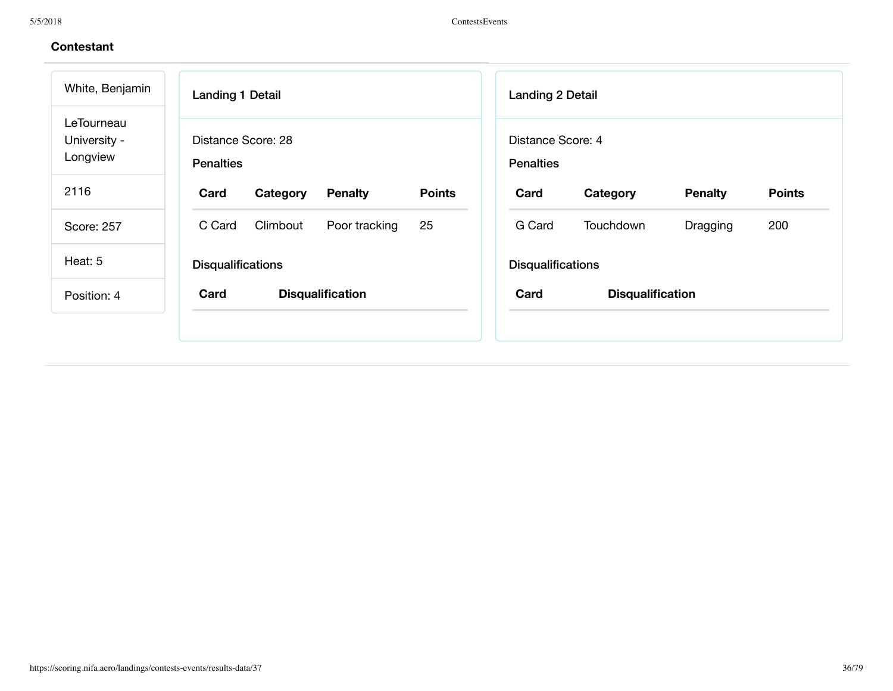**Contestant**

White, Benjamin

LeTourneau University - Longview

2116

Score: 257

Heat: 5

Position: 4

**Landing 1 Detail**

Distance Score: 28

**Penalties**

| Card | Category | Penalty | Points |
| --- | --- | --- | --- |
| C Card | Climbout | Poor tracking | 25 |

**Disqualifications**

| Card | Disqualification |
| --- | --- |

**Landing 2 Detail**

Distance Score: 4

**Penalties**

| Card | Category | Penalty | Points |
| --- | --- | --- | --- |
| G Card | Touchdown | Dragging | 200 |

**Disqualifications**

| Card | Disqualification |
| --- | --- |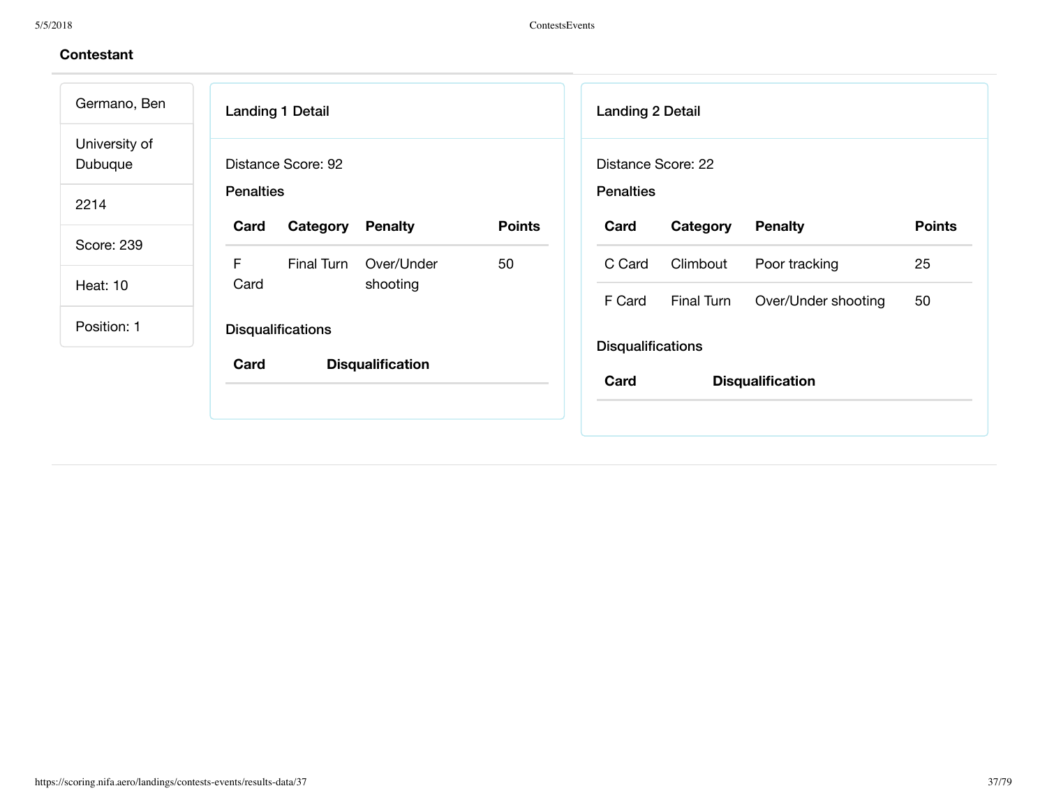## Contestant

| |
|---|
| Germano, Ben |
| University of Dubuque |
| 2214 |
| Score: 239 |
| Heat: 10 |
| Position: 1 |

### Landing 1 Detail

Distance Score: 92

**Penalties**

| Card | Category | Penalty | Points |
|---|---|---|---|
| F Card | Final Turn | Over/Under shooting | 50 |

**Disqualifications**

| Card | Disqualification |
|---|---|

### Landing 2 Detail

Distance Score: 22

**Penalties**

| Card | Category | Penalty | Points |
|---|---|---|---|
| C Card | Climbout | Poor tracking | 25 |
| F Card | Final Turn | Over/Under shooting | 50 |

**Disqualifications**

| Card | Disqualification |
|---|---|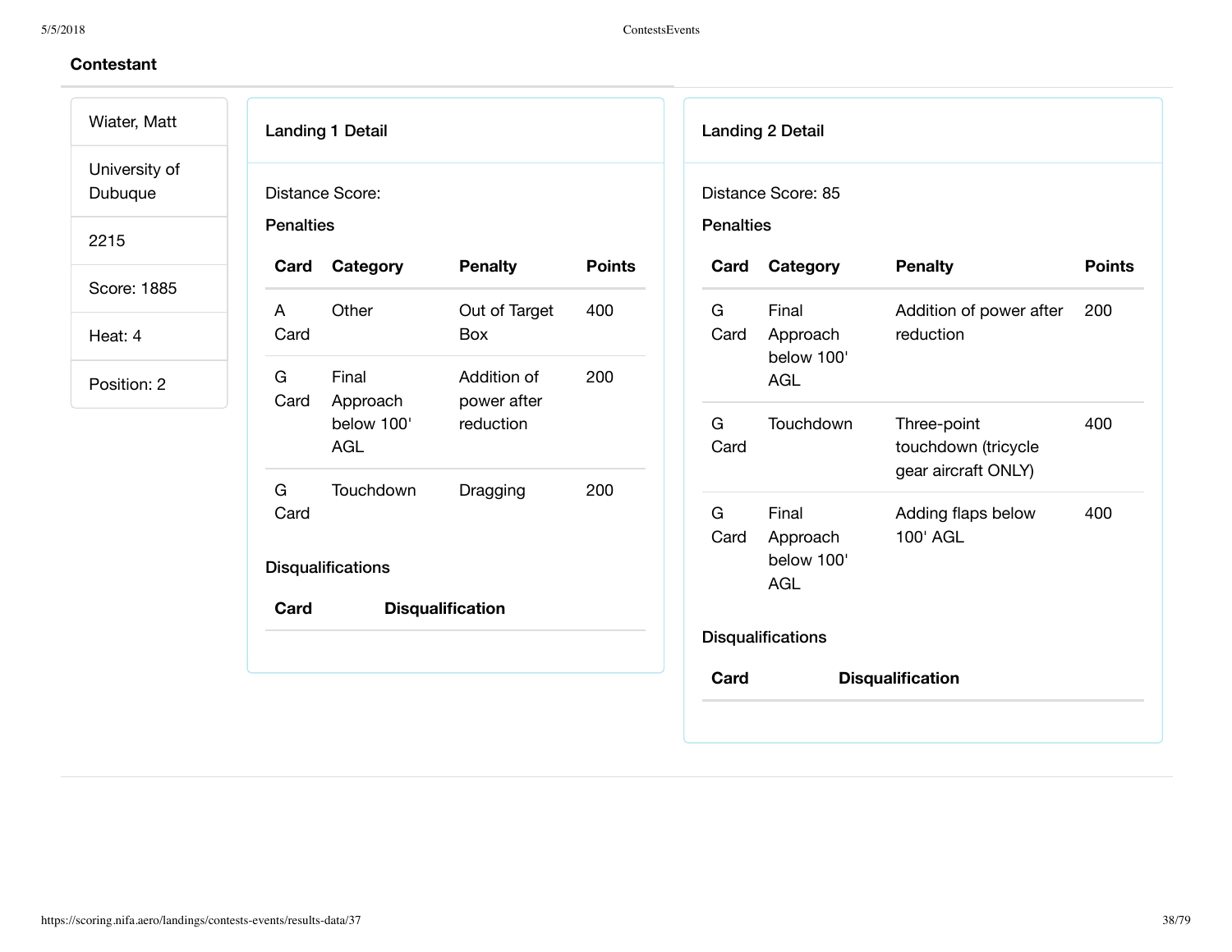**Contestant**

| |
|---|
| Wiater, Matt |
| University of Dubuque |
| 2215 |
| Score: 1885 |
| Heat: 4 |
| Position: 2 |

### Landing 1 Detail

Distance Score:

**Penalties**

| Card | Category | Penalty | Points |
|---|---|---|---|
| A Card | Other | Out of Target Box | 400 |
| G Card | Final Approach below 100' AGL | Addition of power after reduction | 200 |
| G Card | Touchdown | Dragging | 200 |

**Disqualifications**

| Card | Disqualification |
|---|---|

### Landing 2 Detail

Distance Score: 85

**Penalties**

| Card | Category | Penalty | Points |
|---|---|---|---|
| G Card | Final Approach below 100' AGL | Addition of power after reduction | 200 |
| G Card | Touchdown | Three-point touchdown (tricycle gear aircraft ONLY) | 400 |
| G Card | Final Approach below 100' AGL | Adding flaps below 100' AGL | 400 |

**Disqualifications**

| Card | Disqualification |
|---|---|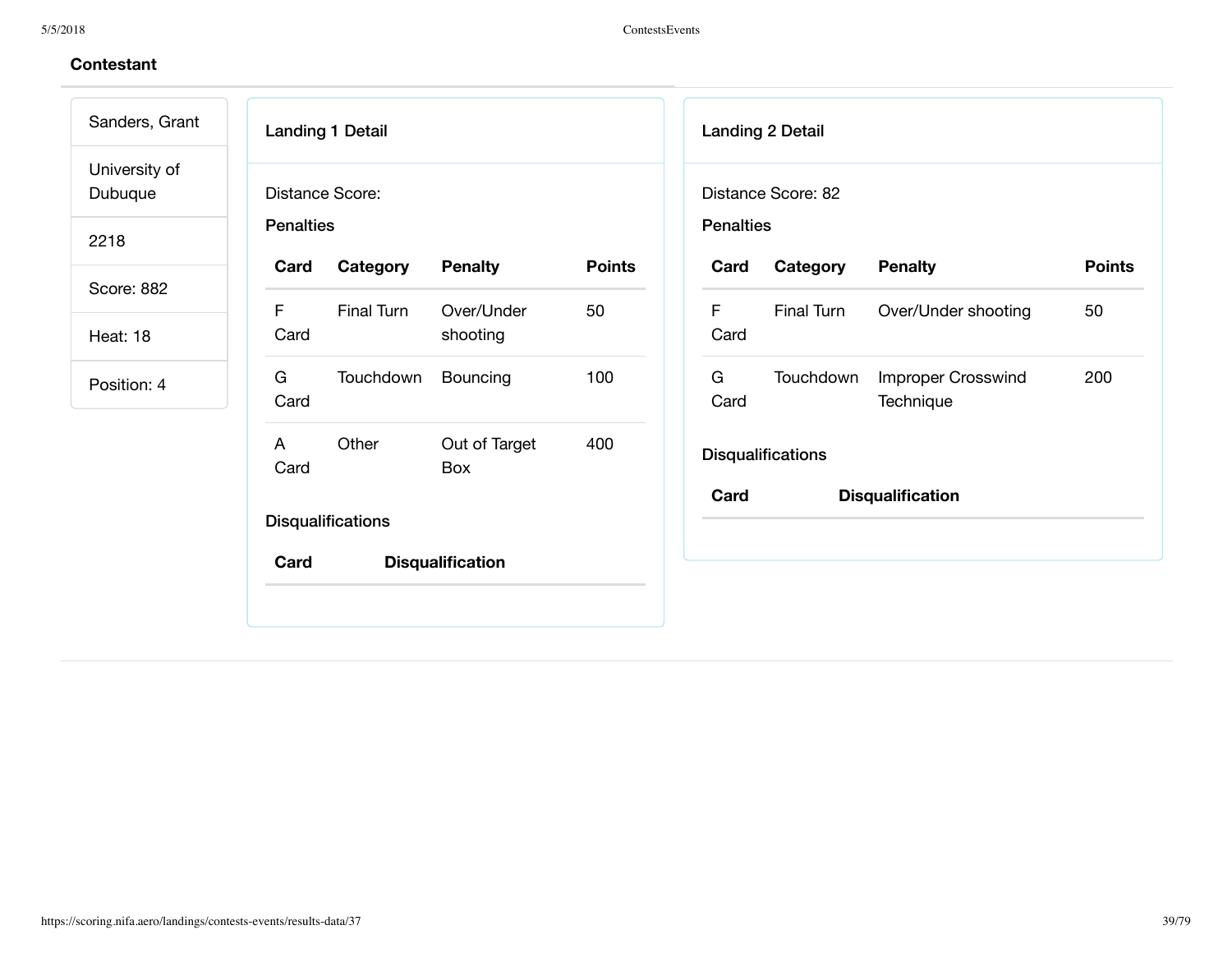**Contestant**

Sanders, Grant

University of Dubuque

2218

Score: 882

Heat: 18

Position: 4

### Landing 1 Detail

Distance Score:

**Penalties**

| Card | Category | Penalty | Points |
|---|---|---|---|
| F Card | Final Turn | Over/Under shooting | 50 |
| G Card | Touchdown | Bouncing | 100 |
| A Card | Other | Out of Target Box | 400 |

**Disqualifications**

| Card | Disqualification |
|---|---|

### Landing 2 Detail

Distance Score: 82

**Penalties**

| Card | Category | Penalty | Points |
|---|---|---|---|
| F Card | Final Turn | Over/Under shooting | 50 |
| G Card | Touchdown | Improper Crosswind Technique | 200 |

**Disqualifications**

| Card | Disqualification |
|---|---|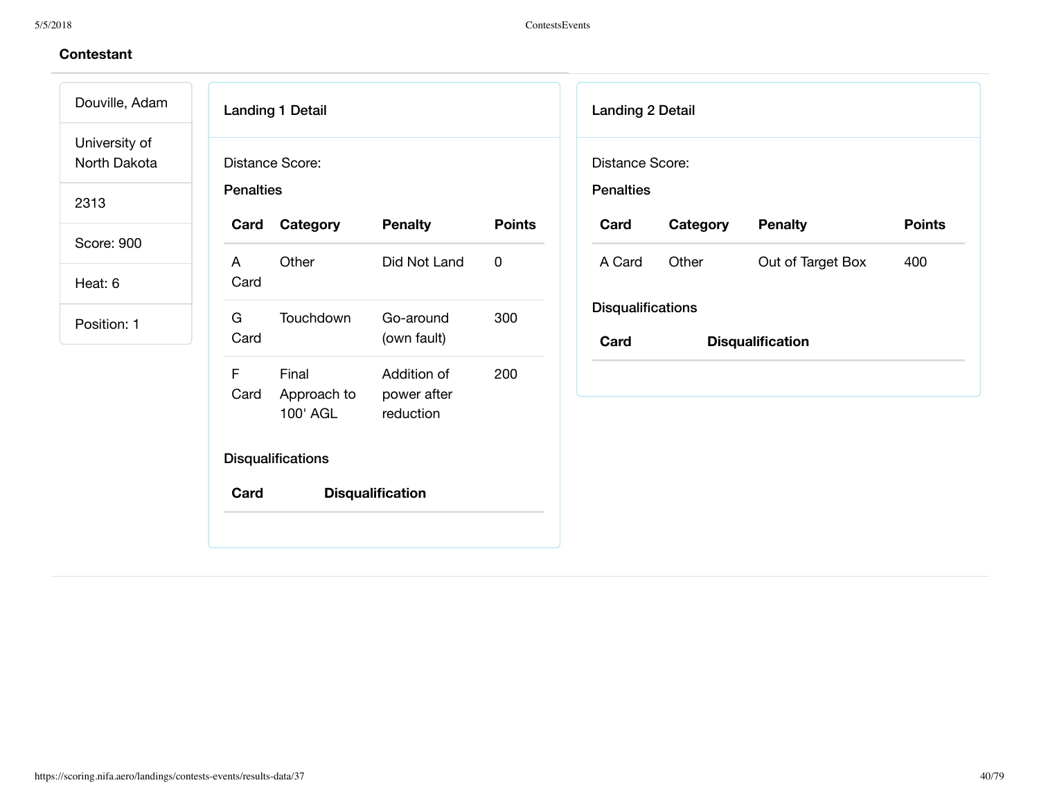**Contestant**

| |
|---|
| Douville, Adam |
| University of North Dakota |
| 2313 |
| Score: 900 |
| Heat: 6 |
| Position: 1 |

### Landing 1 Detail

Distance Score:

**Penalties**

| Card | Category | Penalty | Points |
|---|---|---|---|
| A Card | Other | Did Not Land | 0 |
| G Card | Touchdown | Go-around (own fault) | 300 |
| F Card | Final Approach to 100' AGL | Addition of power after reduction | 200 |

**Disqualifications**

| Card | Disqualification |
|---|---|

### Landing 2 Detail

Distance Score:

**Penalties**

| Card | Category | Penalty | Points |
|---|---|---|---|
| A Card | Other | Out of Target Box | 400 |

**Disqualifications**

| Card | Disqualification |
|---|---|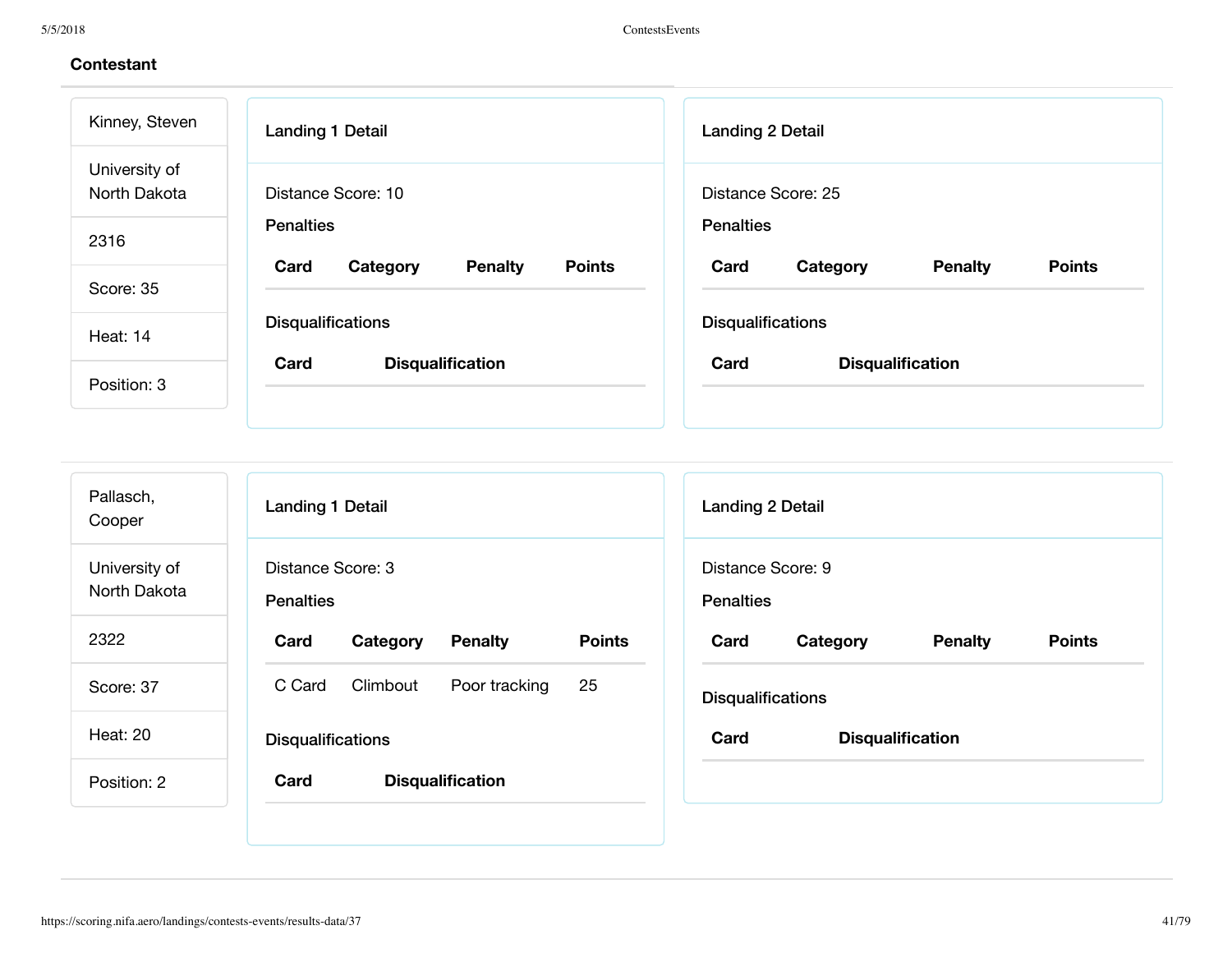**Contestant**

| |
|---|
| Kinney, Steven |
| University of North Dakota |
| 2316 |
| Score: 35 |
| Heat: 14 |
| Position: 3 |

**Landing 1 Detail**

Distance Score: 10

**Penalties**

| Card | Category | Penalty | Points |
|---|---|---|---|

**Disqualifications**

| Card | Disqualification |
|---|---|

**Landing 2 Detail**

Distance Score: 25

**Penalties**

| Card | Category | Penalty | Points |
|---|---|---|---|

**Disqualifications**

| Card | Disqualification |
|---|---|

| |
|---|
| Pallasch, Cooper |
| University of North Dakota |
| 2322 |
| Score: 37 |
| Heat: 20 |
| Position: 2 |

**Landing 1 Detail**

Distance Score: 3

**Penalties**

| Card | Category | Penalty | Points |
|---|---|---|---|
| C Card | Climbout | Poor tracking | 25 |

**Disqualifications**

| Card | Disqualification |
|---|---|

**Landing 2 Detail**

Distance Score: 9

**Penalties**

| Card | Category | Penalty | Points |
|---|---|---|---|

**Disqualifications**

| Card | Disqualification |
|---|---|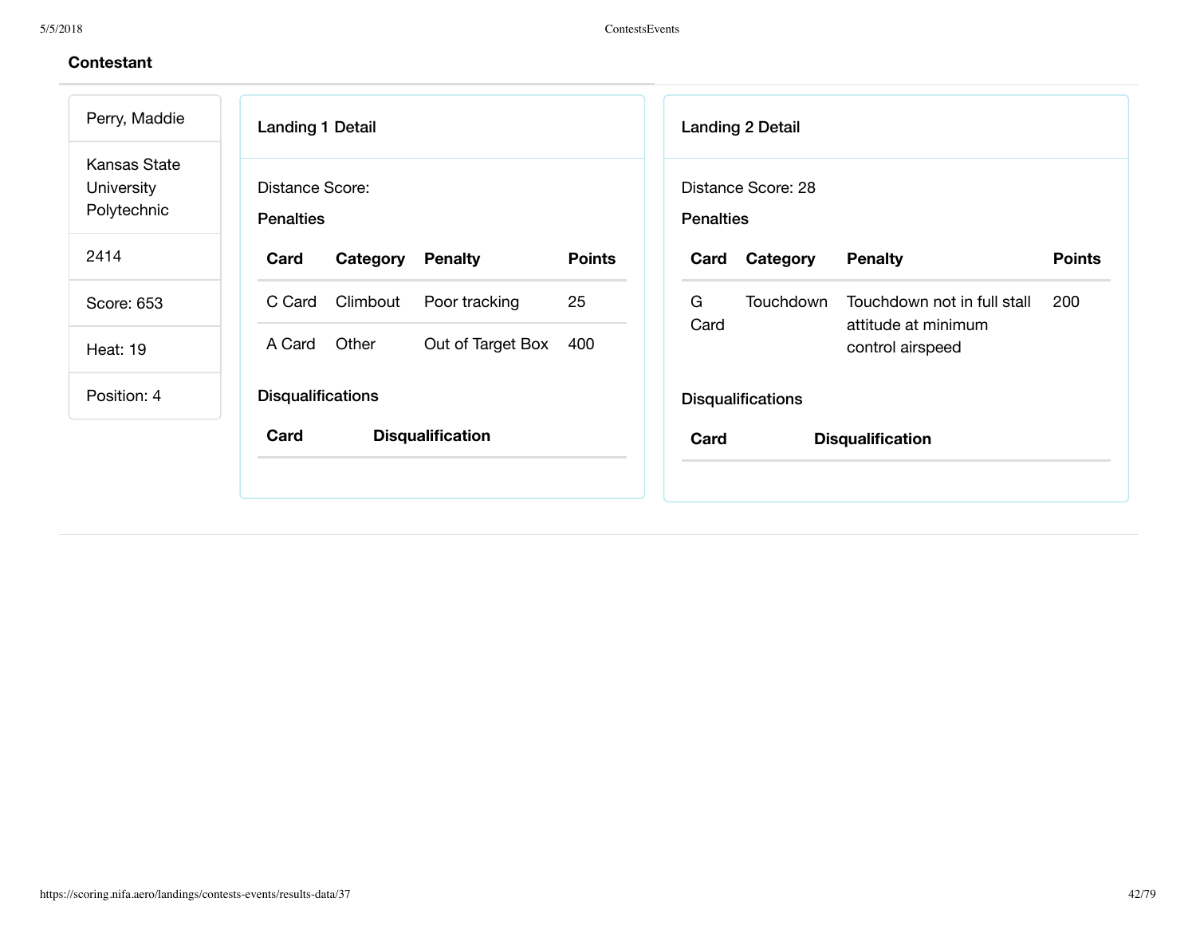**Contestant**

Perry, Maddie

Kansas State University Polytechnic

2414

Score: 653

Heat: 19

Position: 4

### Landing 1 Detail

Distance Score:

**Penalties**

| Card | Category | Penalty | Points |
| --- | --- | --- | --- |
| C Card | Climbout | Poor tracking | 25 |
| A Card | Other | Out of Target Box | 400 |

**Disqualifications**

| Card | Disqualification |
| --- | --- |

### Landing 2 Detail

Distance Score: 28

**Penalties**

| Card | Category | Penalty | Points |
| --- | --- | --- | --- |
| G Card | Touchdown | Touchdown not in full stall attitude at minimum control airspeed | 200 |

**Disqualifications**

| Card | Disqualification |
| --- | --- |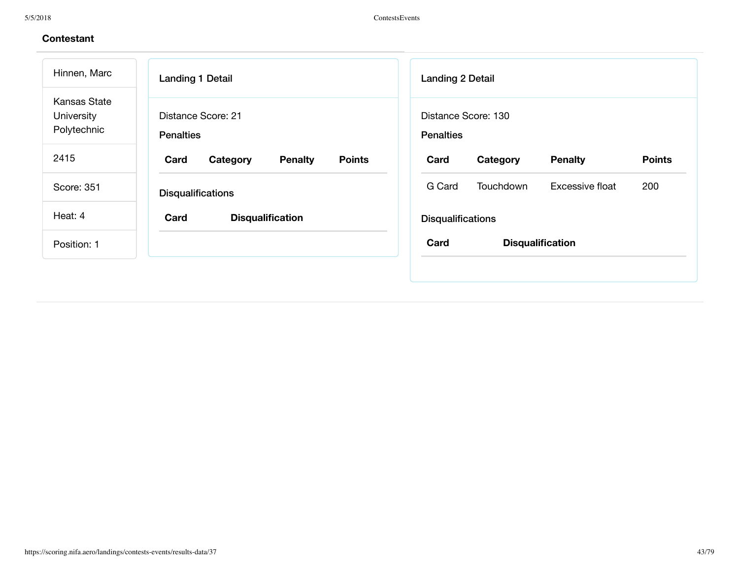**Contestant**

| |
|---|
| Hinnen, Marc |
| Kansas State University Polytechnic |
| 2415 |
| Score: 351 |
| Heat: 4 |
| Position: 1 |

**Landing 1 Detail**

Distance Score: 21

**Penalties**

| Card | Category | Penalty | Points |
|---|---|---|---|

**Disqualifications**

| Card | Disqualification |
|---|---|

**Landing 2 Detail**

Distance Score: 130

**Penalties**

| Card | Category | Penalty | Points |
|---|---|---|---|
| G Card | Touchdown | Excessive float | 200 |

**Disqualifications**

| Card | Disqualification |
|---|---|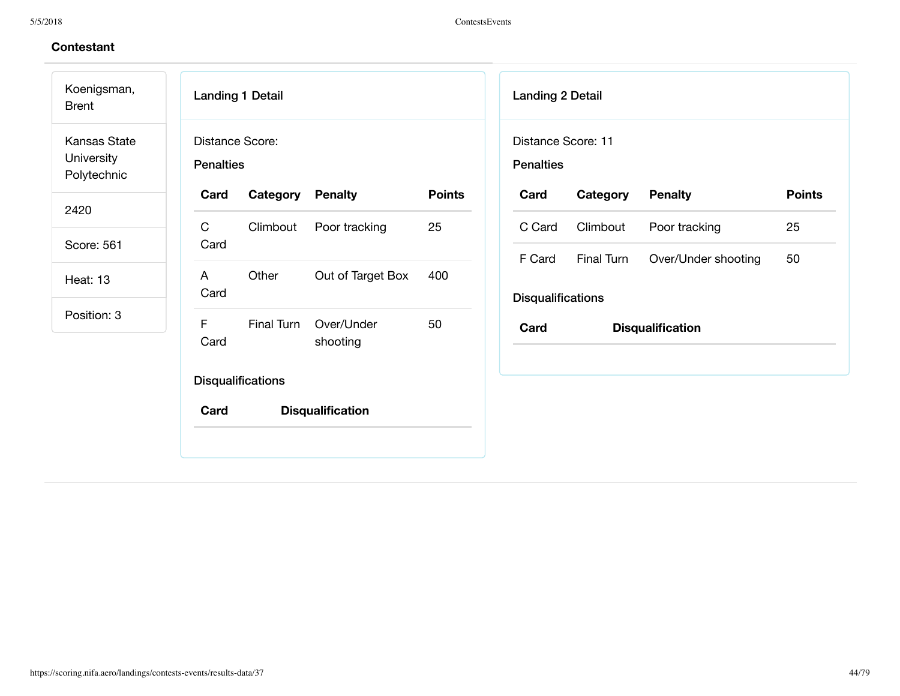## Contestant

Koenigsman, Brent

Kansas State University Polytechnic

2420

Score: 561

Heat: 13

Position: 3

### Landing 1 Detail

Distance Score:

**Penalties**

| Card | Category | Penalty | Points |
| --- | --- | --- | --- |
| C Card | Climbout | Poor tracking | 25 |
| A Card | Other | Out of Target Box | 400 |
| F Card | Final Turn | Over/Under shooting | 50 |

**Disqualifications**

| Card | Disqualification |
| --- | --- |

### Landing 2 Detail

Distance Score: 11

**Penalties**

| Card | Category | Penalty | Points |
| --- | --- | --- | --- |
| C Card | Climbout | Poor tracking | 25 |
| F Card | Final Turn | Over/Under shooting | 50 |

**Disqualifications**

| Card | Disqualification |
| --- | --- |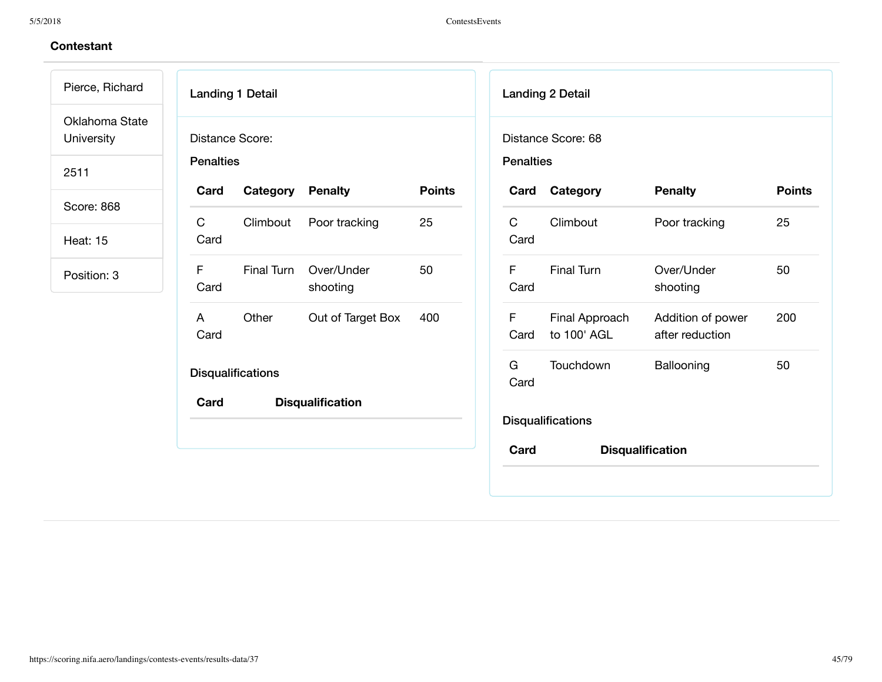**Contestant**

| |
|---|
| Pierce, Richard |
| Oklahoma State University |
| 2511 |
| Score: 868 |
| Heat: 15 |
| Position: 3 |

### Landing 1 Detail

Distance Score:

**Penalties**

| Card | Category | Penalty | Points |
|---|---|---|---|
| C Card | Climbout | Poor tracking | 25 |
| F Card | Final Turn | Over/Under shooting | 50 |
| A Card | Other | Out of Target Box | 400 |

**Disqualifications**

| Card | Disqualification |
|---|---|

### Landing 2 Detail

Distance Score: 68

**Penalties**

| Card | Category | Penalty | Points |
|---|---|---|---|
| C Card | Climbout | Poor tracking | 25 |
| F Card | Final Turn | Over/Under shooting | 50 |
| F Card | Final Approach to 100' AGL | Addition of power after reduction | 200 |
| G Card | Touchdown | Ballooning | 50 |

**Disqualifications**

| Card | Disqualification |
|---|---|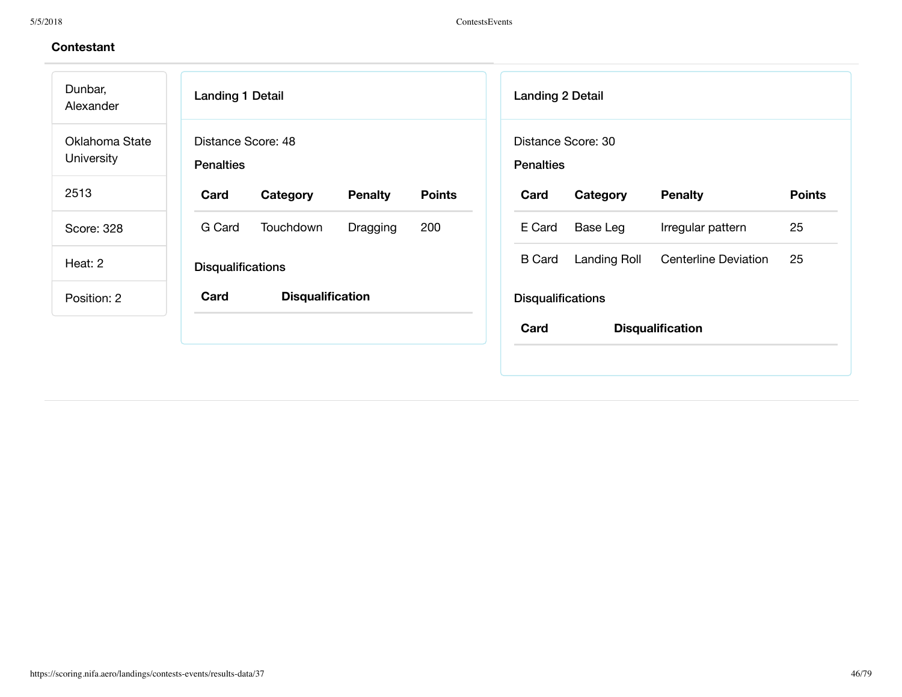**Contestant**

Dunbar, Alexander

Oklahoma State University

2513

Score: 328

Heat: 2

Position: 2

### Landing 1 Detail

Distance Score: 48

**Penalties**

| Card | Category | Penalty | Points |
|---|---|---|---|
| G Card | Touchdown | Dragging | 200 |

**Disqualifications**

| Card | Disqualification |
|---|---|

### Landing 2 Detail

Distance Score: 30

**Penalties**

| Card | Category | Penalty | Points |
|---|---|---|---|
| E Card | Base Leg | Irregular pattern | 25 |
| B Card | Landing Roll | Centerline Deviation | 25 |

**Disqualifications**

| Card | Disqualification |
|---|---|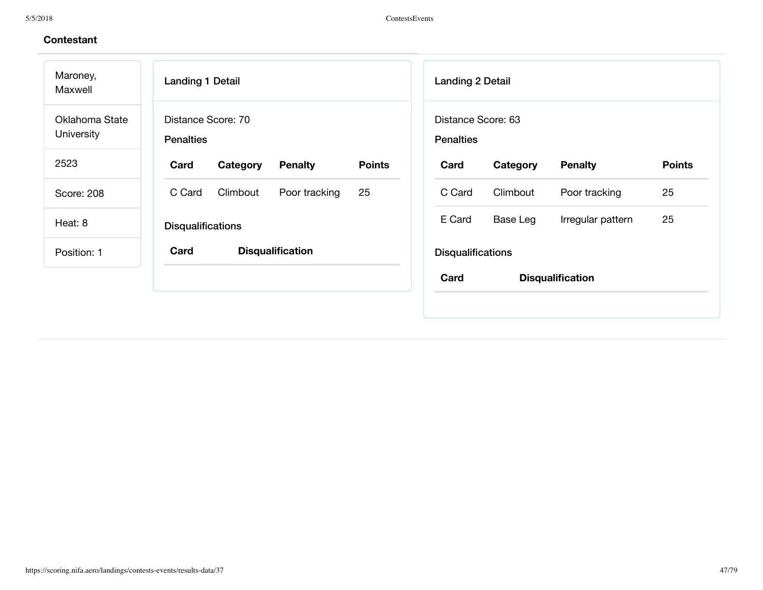## Contestant

Maroney, Maxwell

Oklahoma State University

2523

Score: 208

Heat: 8

Position: 1

### Landing 1 Detail

Distance Score: 70

**Penalties**

| Card | Category | Penalty | Points |
|---|---|---|---|
| C Card | Climbout | Poor tracking | 25 |

**Disqualifications**

| Card | Disqualification |
|---|---|

### Landing 2 Detail

Distance Score: 63

**Penalties**

| Card | Category | Penalty | Points |
|---|---|---|---|
| C Card | Climbout | Poor tracking | 25 |
| E Card | Base Leg | Irregular pattern | 25 |

**Disqualifications**

| Card | Disqualification |
|---|---|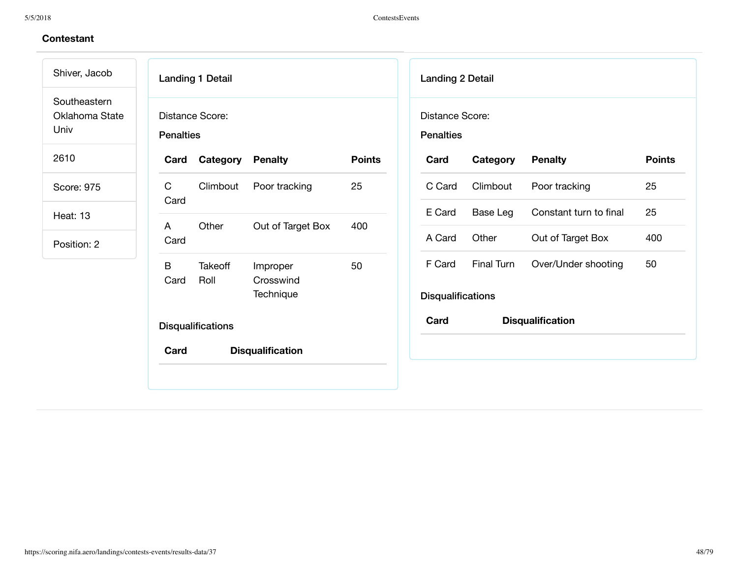**Contestant**

Shiver, Jacob

Southeastern Oklahoma State Univ

2610

Score: 975

Heat: 13

Position: 2

**Landing 1 Detail**

Distance Score:

**Penalties**

| Card | Category | Penalty | Points |
|---|---|---|---|
| C Card | Climbout | Poor tracking | 25 |
| A Card | Other | Out of Target Box | 400 |
| B Card | Takeoff Roll | Improper Crosswind Technique | 50 |

**Disqualifications**

| Card | Disqualification |
|---|---|

**Landing 2 Detail**

Distance Score:

**Penalties**

| Card | Category | Penalty | Points |
|---|---|---|---|
| C Card | Climbout | Poor tracking | 25 |
| E Card | Base Leg | Constant turn to final | 25 |
| A Card | Other | Out of Target Box | 400 |
| F Card | Final Turn | Over/Under shooting | 50 |

**Disqualifications**

| Card | Disqualification |
|---|---|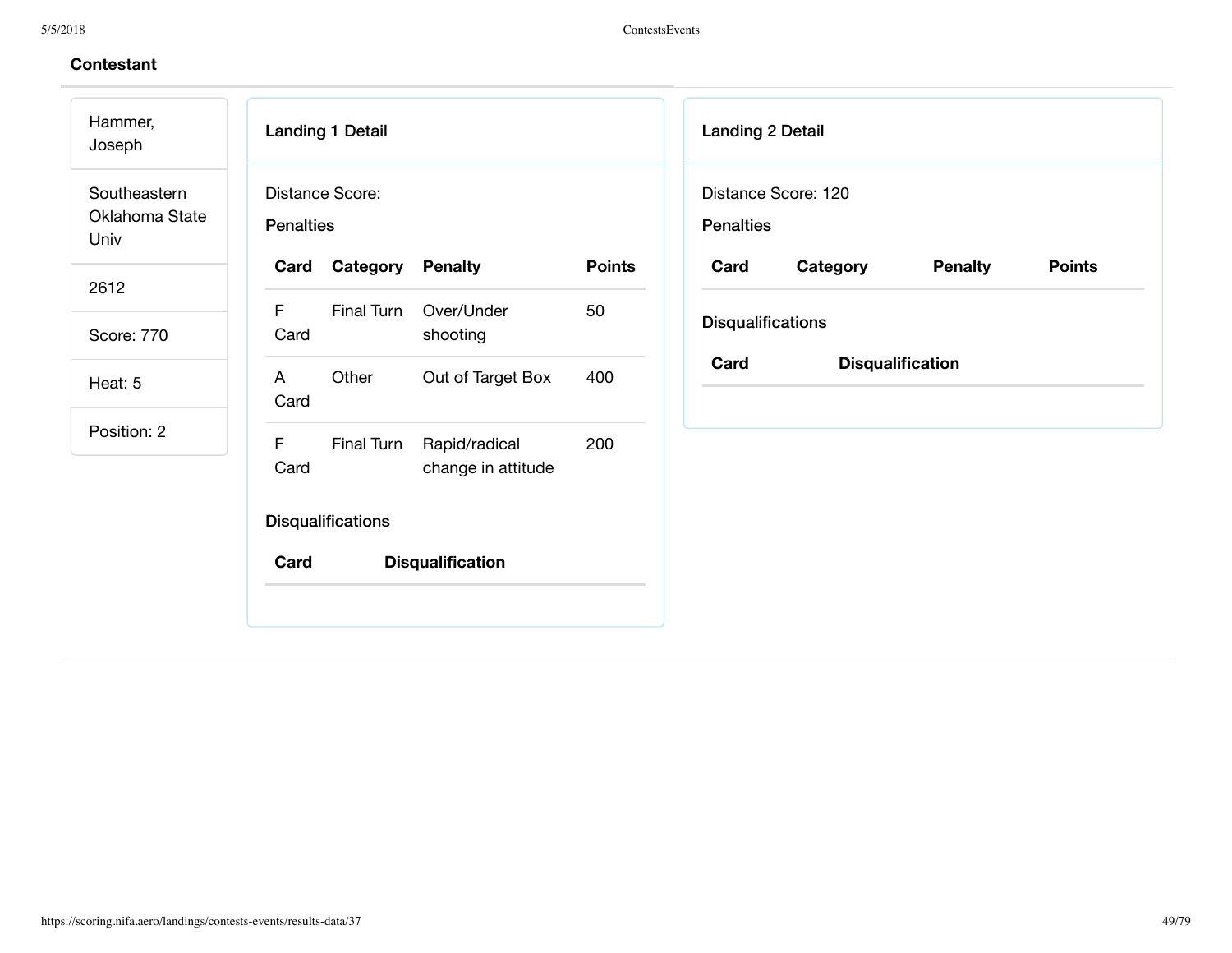**Contestant**

Hammer, Joseph

Southeastern Oklahoma State Univ

2612

Score: 770

Heat: 5

Position: 2

### Landing 1 Detail

Distance Score:

**Penalties**

| Card | Category | Penalty | Points |
|---|---|---|---|
| F Card | Final Turn | Over/Under shooting | 50 |
| A Card | Other | Out of Target Box | 400 |
| F Card | Final Turn | Rapid/radical change in attitude | 200 |

**Disqualifications**

| Card | Disqualification |
|---|---|

### Landing 2 Detail

Distance Score: 120

**Penalties**

| Card | Category | Penalty | Points |
|---|---|---|---|

**Disqualifications**

| Card | Disqualification |
|---|---|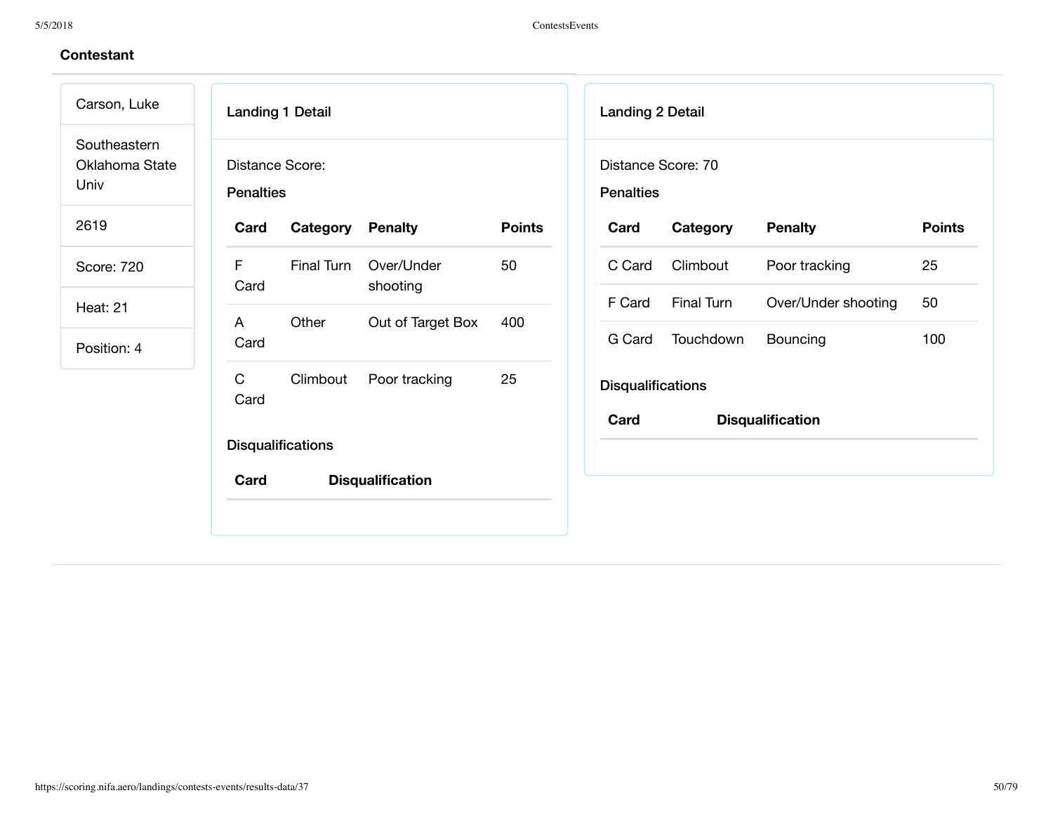**Contestant**

Carson, Luke

Southeastern Oklahoma State Univ

2619

Score: 720

Heat: 21

Position: 4

### Landing 1 Detail

Distance Score:

**Penalties**

| Card | Category | Penalty | Points |
|---|---|---|---|
| F Card | Final Turn | Over/Under shooting | 50 |
| A Card | Other | Out of Target Box | 400 |
| C Card | Climbout | Poor tracking | 25 |

**Disqualifications**

| Card | Disqualification |
|---|---|

### Landing 2 Detail

Distance Score: 70

**Penalties**

| Card | Category | Penalty | Points |
|---|---|---|---|
| C Card | Climbout | Poor tracking | 25 |
| F Card | Final Turn | Over/Under shooting | 50 |
| G Card | Touchdown | Bouncing | 100 |

**Disqualifications**

| Card | Disqualification |
|---|---|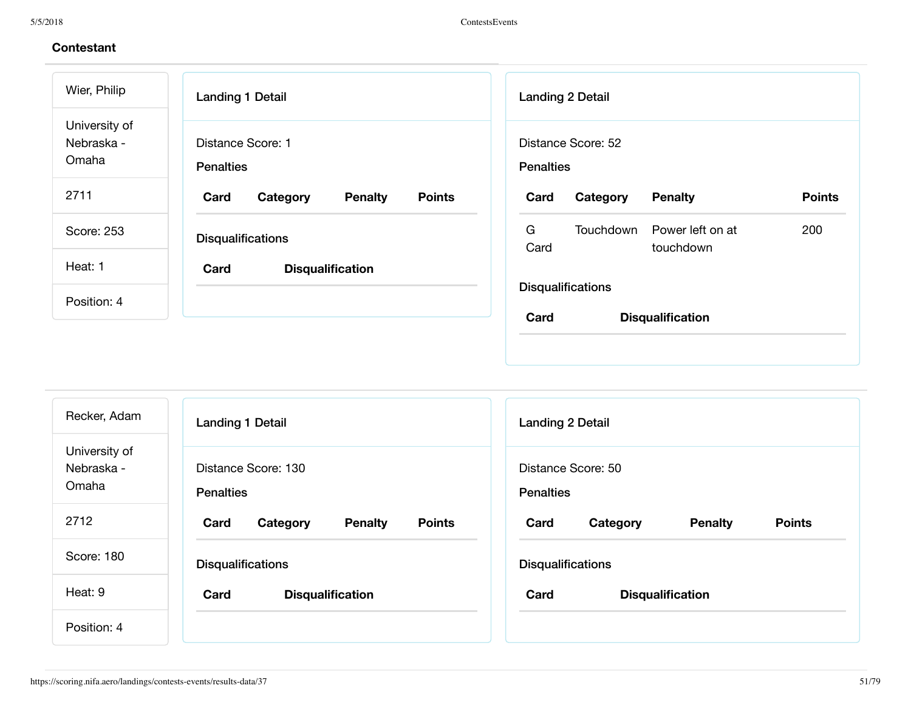**Contestant**

| |
|---|
| Wier, Philip |
| University of Nebraska - Omaha |
| 2711 |
| Score: 253 |
| Heat: 1 |
| Position: 4 |

### Landing 1 Detail

Distance Score: 1

**Penalties**

| Card | Category | Penalty | Points |
|---|---|---|---|

**Disqualifications**

| Card | Disqualification |
|---|---|

### Landing 2 Detail

Distance Score: 52

**Penalties**

| Card | Category | Penalty | Points |
|---|---|---|---|
| G Card | Touchdown | Power left on at touchdown | 200 |

**Disqualifications**

| Card | Disqualification |
|---|---|

---

| |
|---|
| Recker, Adam |
| University of Nebraska - Omaha |
| 2712 |
| Score: 180 |
| Heat: 9 |
| Position: 4 |

### Landing 1 Detail

Distance Score: 130

**Penalties**

| Card | Category | Penalty | Points |
|---|---|---|---|

**Disqualifications**

| Card | Disqualification |
|---|---|

### Landing 2 Detail

Distance Score: 50

**Penalties**

| Card | Category | Penalty | Points |
|---|---|---|---|

**Disqualifications**

| Card | Disqualification |
|---|---|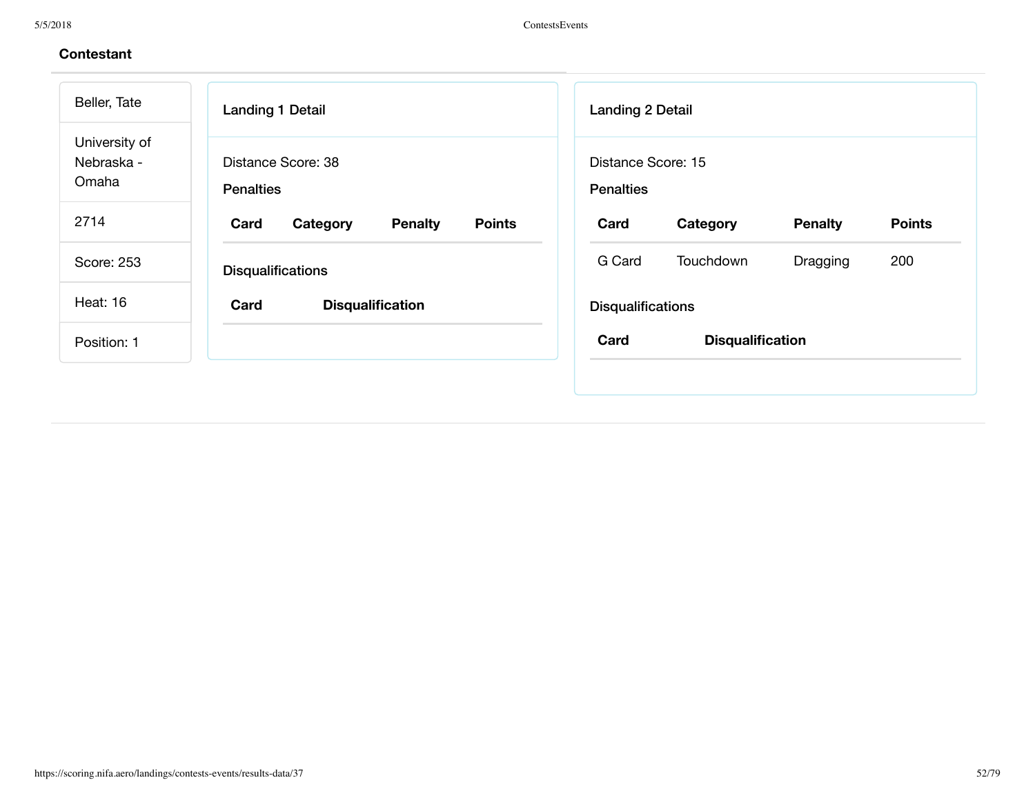**Contestant**

Beller, Tate

University of Nebraska - Omaha

2714

Score: 253

Heat: 16

Position: 1

### Landing 1 Detail

Distance Score: 38

**Penalties**

| Card | Category | Penalty | Points |
| --- | --- | --- | --- |

**Disqualifications**

| Card | Disqualification |
| --- | --- |

### Landing 2 Detail

Distance Score: 15

**Penalties**

| Card | Category | Penalty | Points |
| --- | --- | --- | --- |
| G Card | Touchdown | Dragging | 200 |

**Disqualifications**

| Card | Disqualification |
| --- | --- |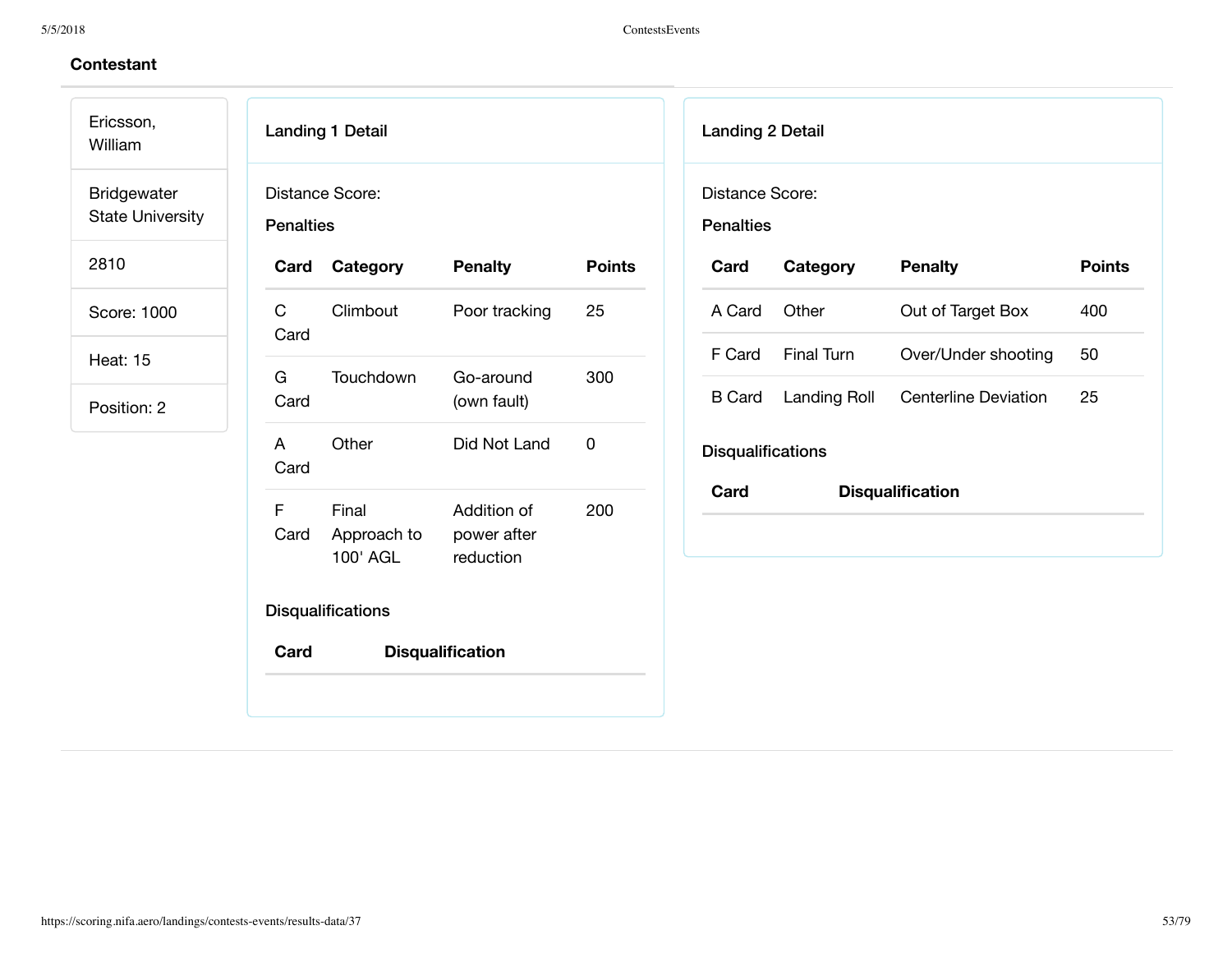**Contestant**

Ericsson, William

Bridgewater State University

2810

Score: 1000

Heat: 15

Position: 2

### Landing 1 Detail

Distance Score:

**Penalties**

| Card | Category | Penalty | Points |
|---|---|---|---|
| C Card | Climbout | Poor tracking | 25 |
| G Card | Touchdown | Go-around (own fault) | 300 |
| A Card | Other | Did Not Land | 0 |
| F Card | Final Approach to 100' AGL | Addition of power after reduction | 200 |

**Disqualifications**

| Card | Disqualification |
|---|---|

### Landing 2 Detail

Distance Score:

**Penalties**

| Card | Category | Penalty | Points |
|---|---|---|---|
| A Card | Other | Out of Target Box | 400 |
| F Card | Final Turn | Over/Under shooting | 50 |
| B Card | Landing Roll | Centerline Deviation | 25 |

**Disqualifications**

| Card | Disqualification |
|---|---|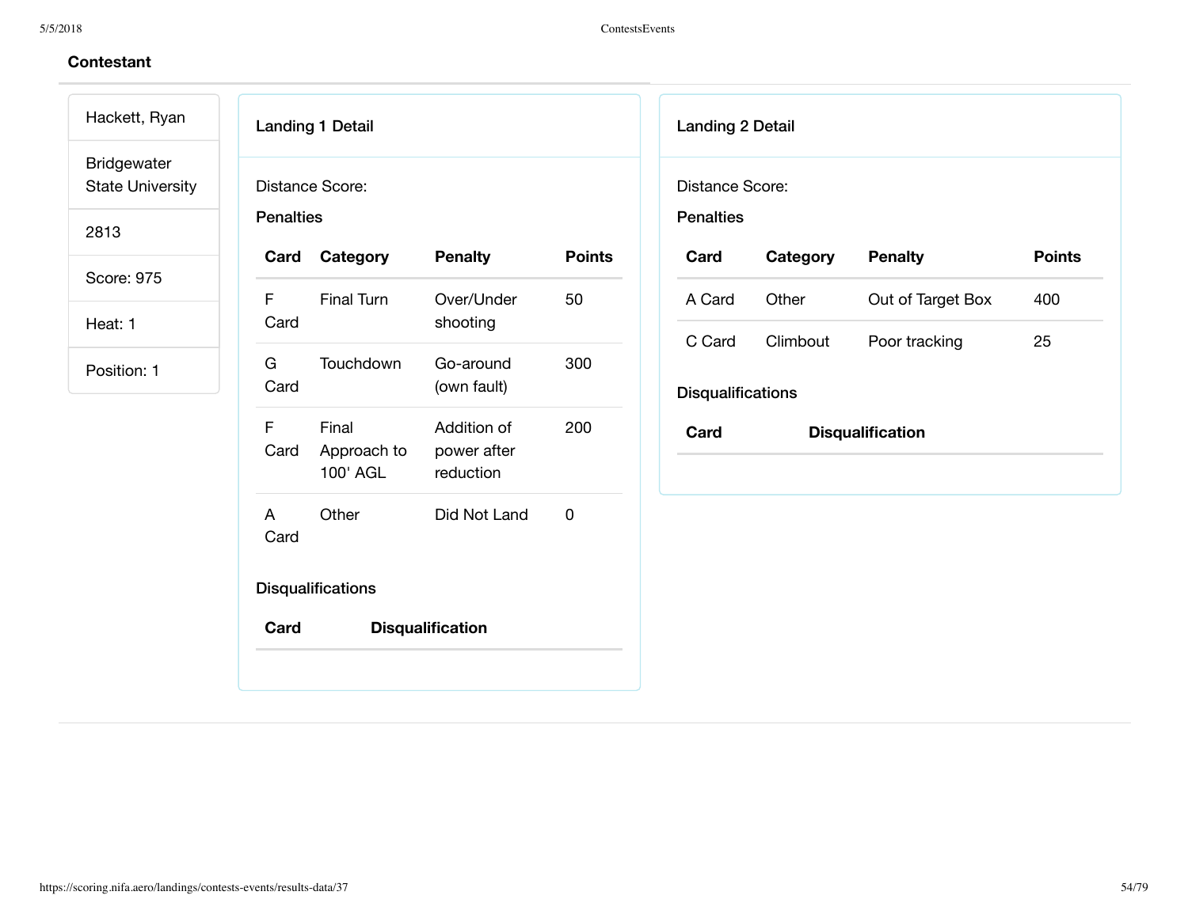## Contestant

Hackett, Ryan

Bridgewater State University

2813

Score: 975

Heat: 1

Position: 1

### Landing 1 Detail

Distance Score:

**Penalties**

| Card | Category | Penalty | Points |
|---|---|---|---|
| F Card | Final Turn | Over/Under shooting | 50 |
| G Card | Touchdown | Go-around (own fault) | 300 |
| F Card | Final Approach to 100' AGL | Addition of power after reduction | 200 |
| A Card | Other | Did Not Land | 0 |

**Disqualifications**

| Card | Disqualification |
|---|---|

### Landing 2 Detail

Distance Score:

**Penalties**

| Card | Category | Penalty | Points |
|---|---|---|---|
| A Card | Other | Out of Target Box | 400 |
| C Card | Climbout | Poor tracking | 25 |

**Disqualifications**

| Card | Disqualification |
|---|---|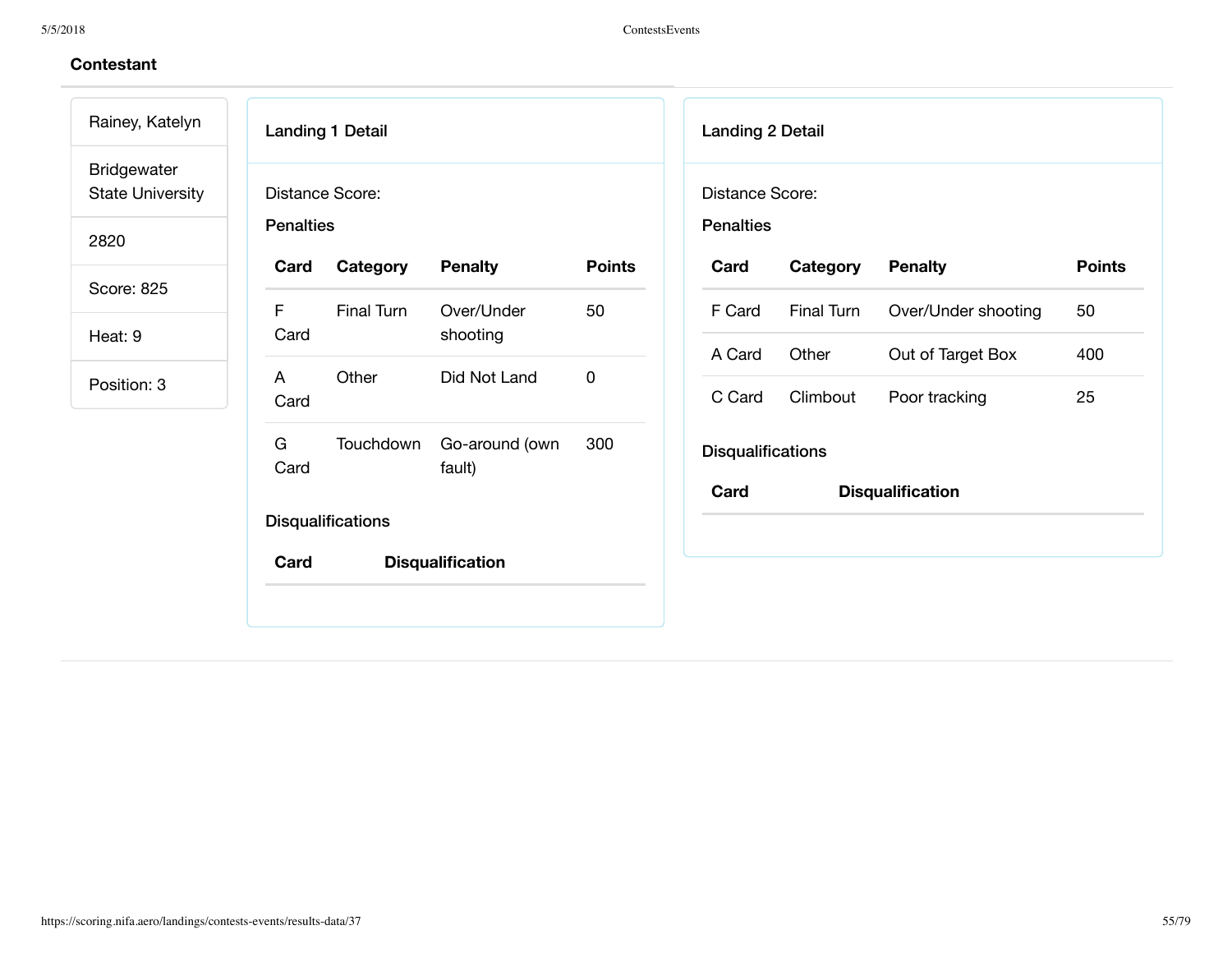### Contestant

Rainey, Katelyn

Bridgewater State University

2820

Score: 825

Heat: 9

Position: 3

#### Landing 1 Detail

Distance Score:

**Penalties**

| Card | Category | Penalty | Points |
|---|---|---|---|
| F Card | Final Turn | Over/Under shooting | 50 |
| A Card | Other | Did Not Land | 0 |
| G Card | Touchdown | Go-around (own fault) | 300 |

**Disqualifications**

| Card | Disqualification |
|---|---|

#### Landing 2 Detail

Distance Score:

**Penalties**

| Card | Category | Penalty | Points |
|---|---|---|---|
| F Card | Final Turn | Over/Under shooting | 50 |
| A Card | Other | Out of Target Box | 400 |
| C Card | Climbout | Poor tracking | 25 |

**Disqualifications**

| Card | Disqualification |
|---|---|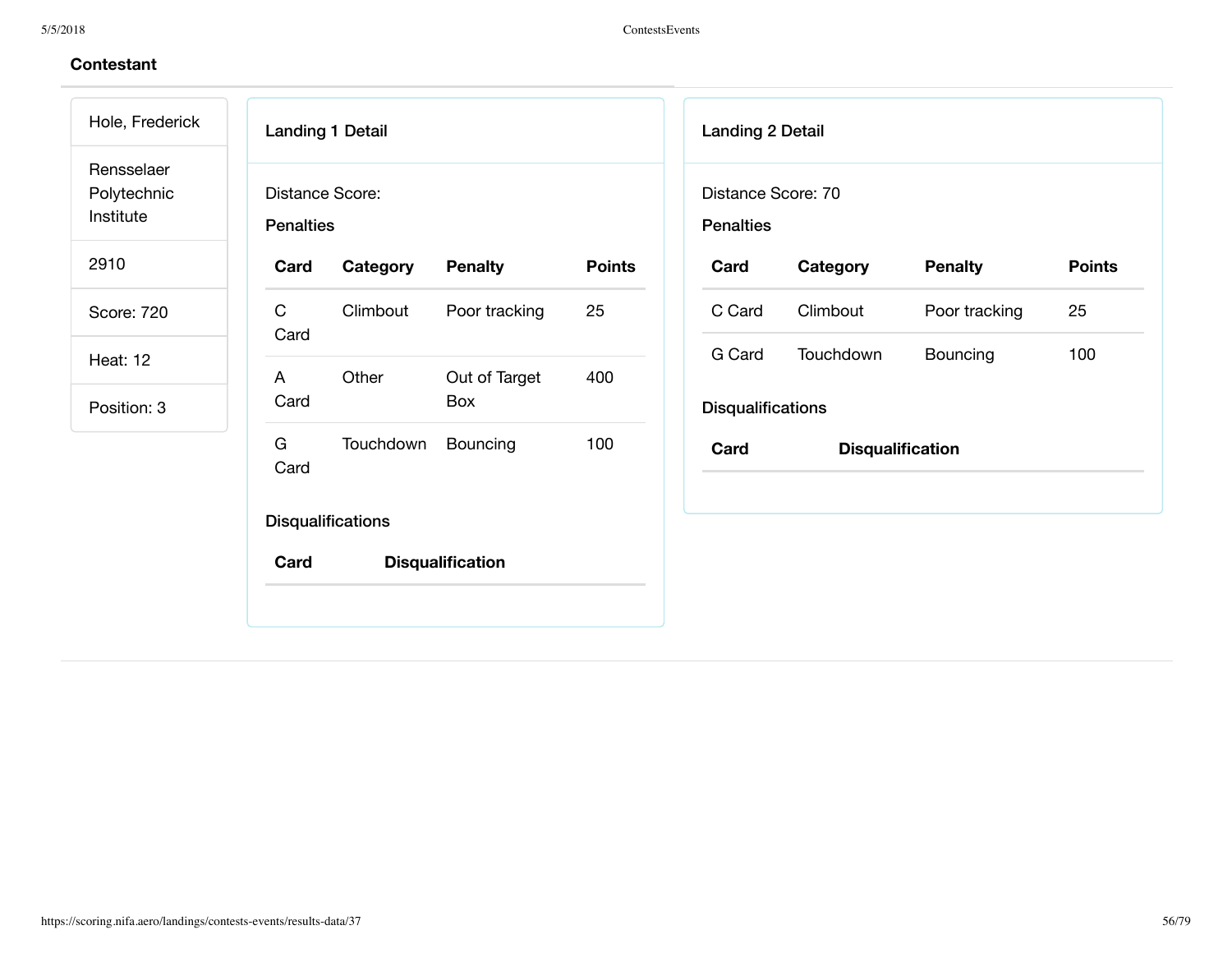## Contestant

Hole, Frederick

Rensselaer Polytechnic Institute

2910

Score: 720

Heat: 12

Position: 3

### Landing 1 Detail

Distance Score:

**Penalties**

| Card | Category | Penalty | Points |
| --- | --- | --- | --- |
| C Card | Climbout | Poor tracking | 25 |
| A Card | Other | Out of Target Box | 400 |
| G Card | Touchdown | Bouncing | 100 |

**Disqualifications**

| Card | Disqualification |
| --- | --- |

### Landing 2 Detail

Distance Score: 70

**Penalties**

| Card | Category | Penalty | Points |
| --- | --- | --- | --- |
| C Card | Climbout | Poor tracking | 25 |
| G Card | Touchdown | Bouncing | 100 |

**Disqualifications**

| Card | Disqualification |
| --- | --- |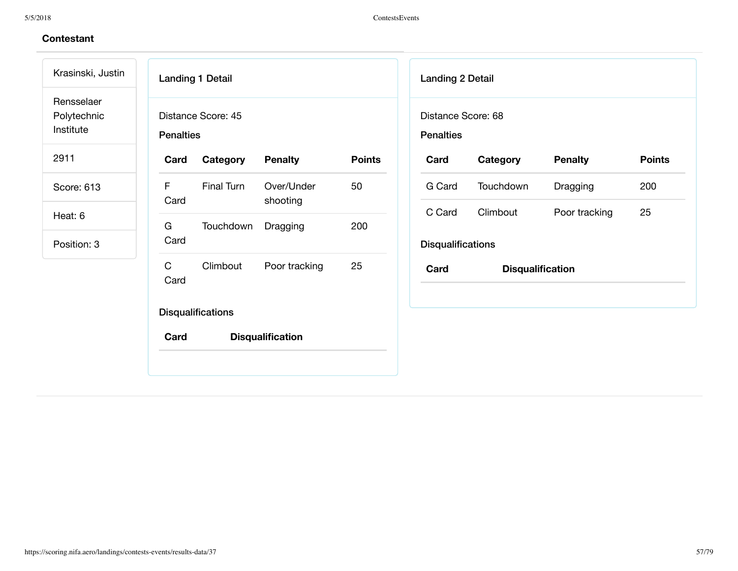**Contestant**

| |
|---|
| Krasinski, Justin |
| Rensselaer Polytechnic Institute |
| 2911 |
| Score: 613 |
| Heat: 6 |
| Position: 3 |

### Landing 1 Detail

Distance Score: 45

**Penalties**

| Card | Category | Penalty | Points |
|---|---|---|---|
| F Card | Final Turn | Over/Under shooting | 50 |
| G Card | Touchdown | Dragging | 200 |
| C Card | Climbout | Poor tracking | 25 |

**Disqualifications**

| Card | Disqualification |
|---|---|

### Landing 2 Detail

Distance Score: 68

**Penalties**

| Card | Category | Penalty | Points |
|---|---|---|---|
| G Card | Touchdown | Dragging | 200 |
| C Card | Climbout | Poor tracking | 25 |

**Disqualifications**

| Card | Disqualification |
|---|---|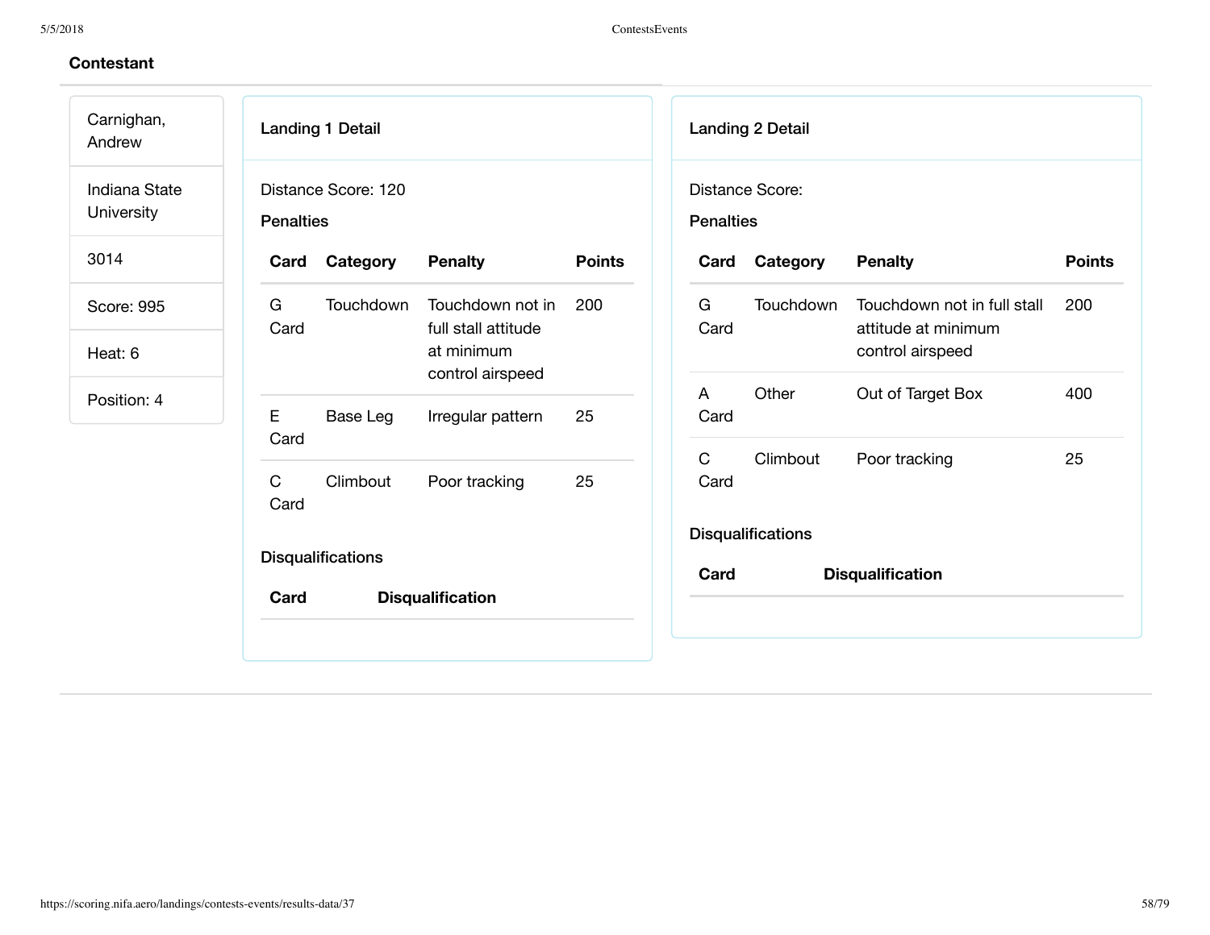**Contestant**

| |
|---|
| Carnighan, Andrew |
| Indiana State University |
| 3014 |
| Score: 995 |
| Heat: 6 |
| Position: 4 |

### Landing 1 Detail

Distance Score: 120

**Penalties**

| Card | Category | Penalty | Points |
|---|---|---|---|
| G Card | Touchdown | Touchdown not in full stall attitude at minimum control airspeed | 200 |
| E Card | Base Leg | Irregular pattern | 25 |
| C Card | Climbout | Poor tracking | 25 |

**Disqualifications**

| Card | Disqualification |
|---|---|

### Landing 2 Detail

Distance Score:

**Penalties**

| Card | Category | Penalty | Points |
|---|---|---|---|
| G Card | Touchdown | Touchdown not in full stall attitude at minimum control airspeed | 200 |
| A Card | Other | Out of Target Box | 400 |
| C Card | Climbout | Poor tracking | 25 |

**Disqualifications**

| Card | Disqualification |
|---|---|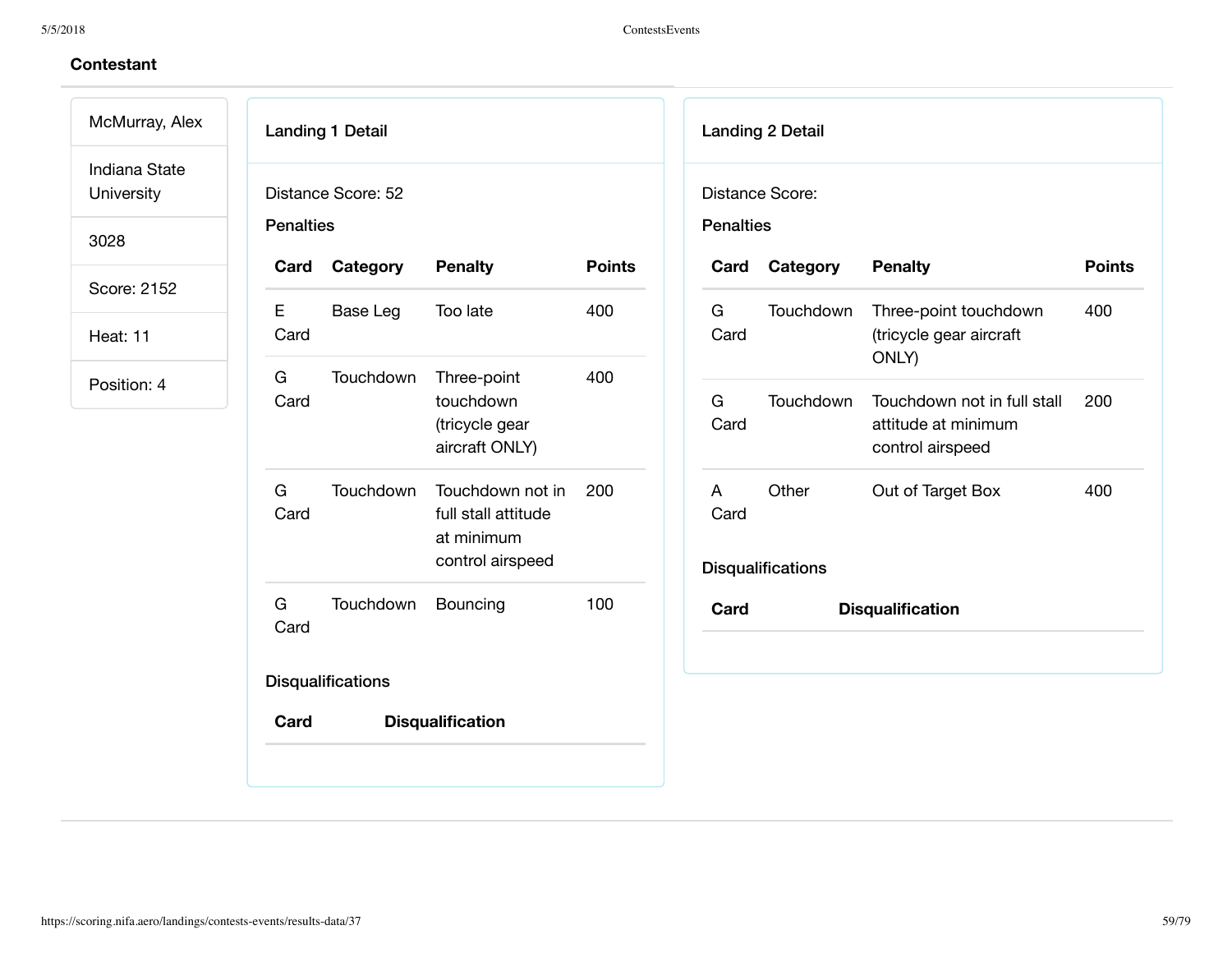**Contestant**

McMurray, Alex

Indiana State University

3028

Score: 2152

Heat: 11

Position: 4

**Landing 1 Detail**

Distance Score: 52

**Penalties**

| Card | Category | Penalty | Points |
|---|---|---|---|
| E Card | Base Leg | Too late | 400 |
| G Card | Touchdown | Three-point touchdown (tricycle gear aircraft ONLY) | 400 |
| G Card | Touchdown | Touchdown not in full stall attitude at minimum control airspeed | 200 |
| G Card | Touchdown | Bouncing | 100 |

**Disqualifications**

| Card | Disqualification |
|---|---|

**Landing 2 Detail**

Distance Score:

**Penalties**

| Card | Category | Penalty | Points |
|---|---|---|---|
| G Card | Touchdown | Three-point touchdown (tricycle gear aircraft ONLY) | 400 |
| G Card | Touchdown | Touchdown not in full stall attitude at minimum control airspeed | 200 |
| A Card | Other | Out of Target Box | 400 |

**Disqualifications**

| Card | Disqualification |
|---|---|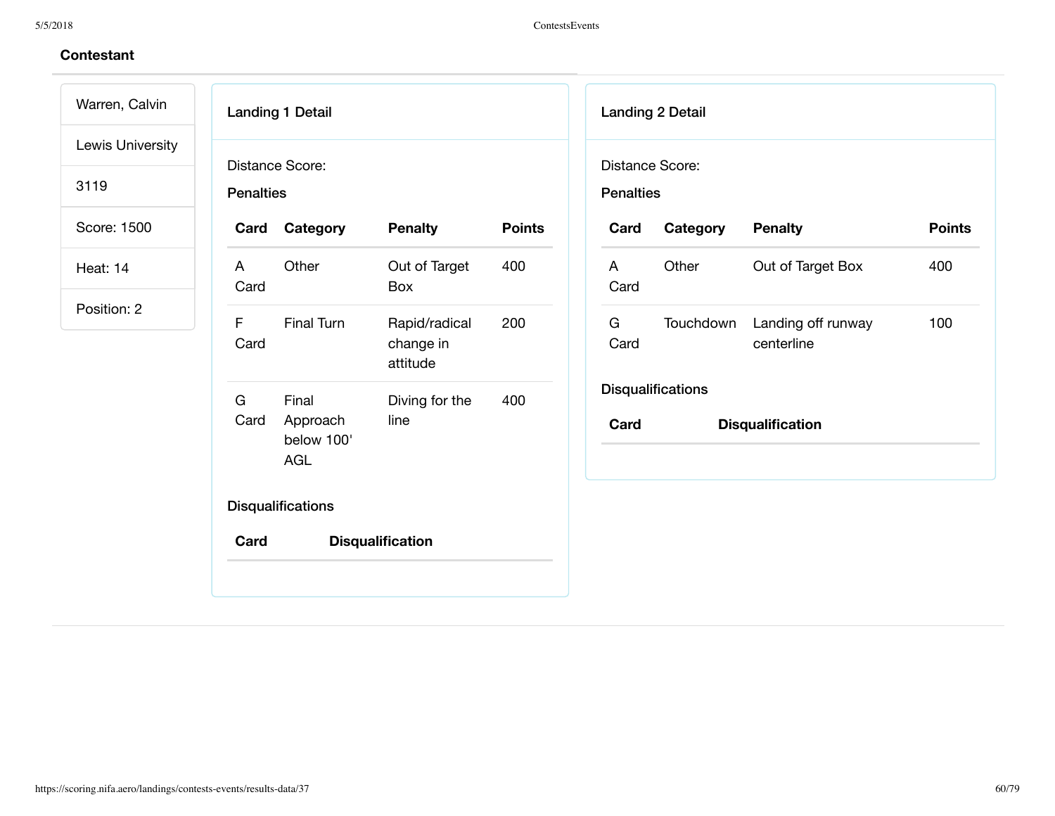**Contestant**

Warren, Calvin

Lewis University

3119

Score: 1500

Heat: 14

Position: 2

### Landing 1 Detail

Distance Score:

**Penalties**

| Card | Category | Penalty | Points |
|---|---|---|---|
| A Card | Other | Out of Target Box | 400 |
| F Card | Final Turn | Rapid/radical change in attitude | 200 |
| G Card | Final Approach below 100' AGL | Diving for the line | 400 |

**Disqualifications**

| Card | Disqualification |
|---|---|

### Landing 2 Detail

Distance Score:

**Penalties**

| Card | Category | Penalty | Points |
|---|---|---|---|
| A Card | Other | Out of Target Box | 400 |
| G Card | Touchdown | Landing off runway centerline | 100 |

**Disqualifications**

| Card | Disqualification |
|---|---|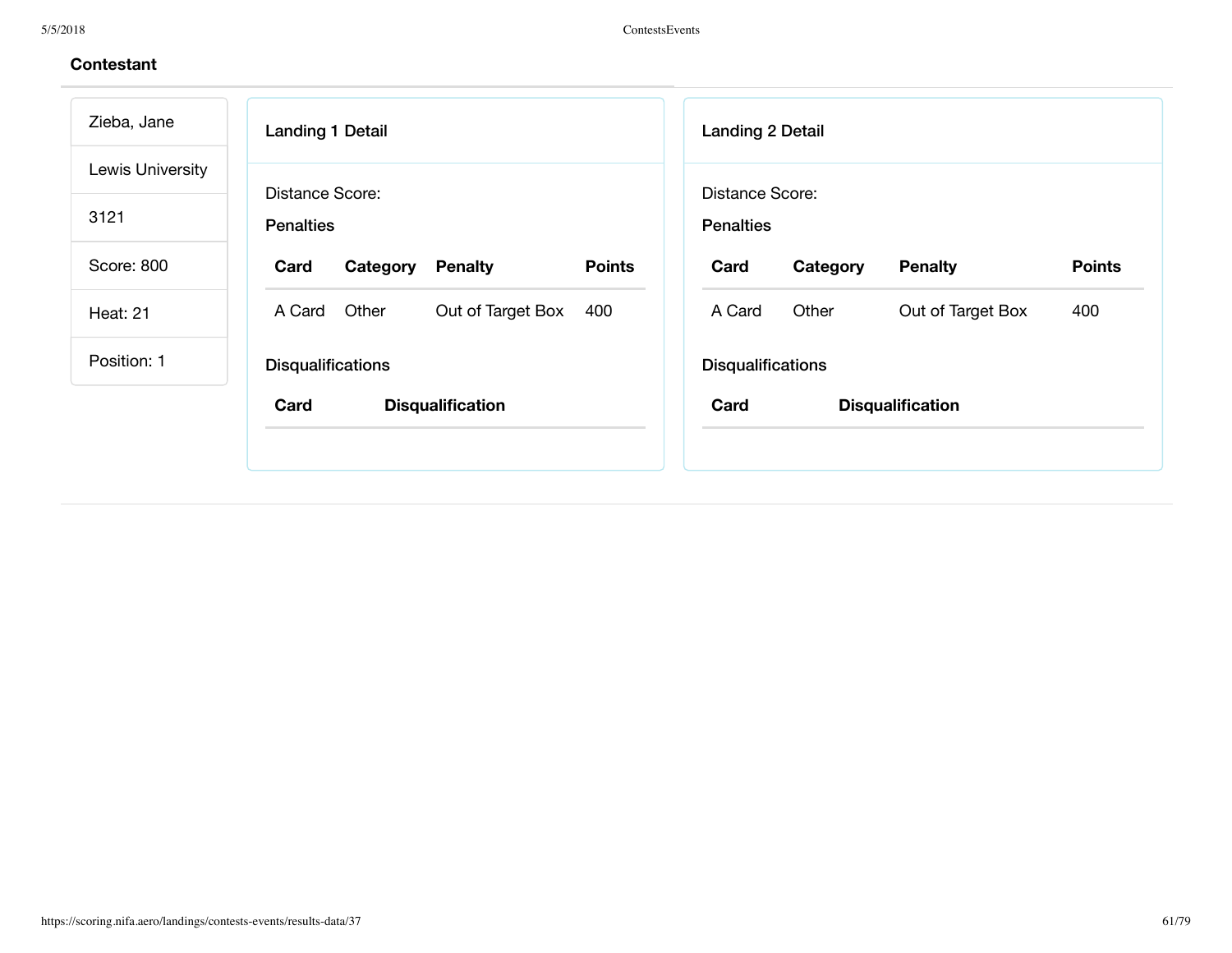**Contestant**

Zieba, Jane

Lewis University

3121

Score: 800

Heat: 21

Position: 1

### Landing 1 Detail

Distance Score:

**Penalties**

| Card | Category | Penalty | Points |
|---|---|---|---|
| A Card | Other | Out of Target Box | 400 |

**Disqualifications**

| Card | Disqualification |
|---|---|

### Landing 2 Detail

Distance Score:

**Penalties**

| Card | Category | Penalty | Points |
|---|---|---|---|
| A Card | Other | Out of Target Box | 400 |

**Disqualifications**

| Card | Disqualification |
|---|---|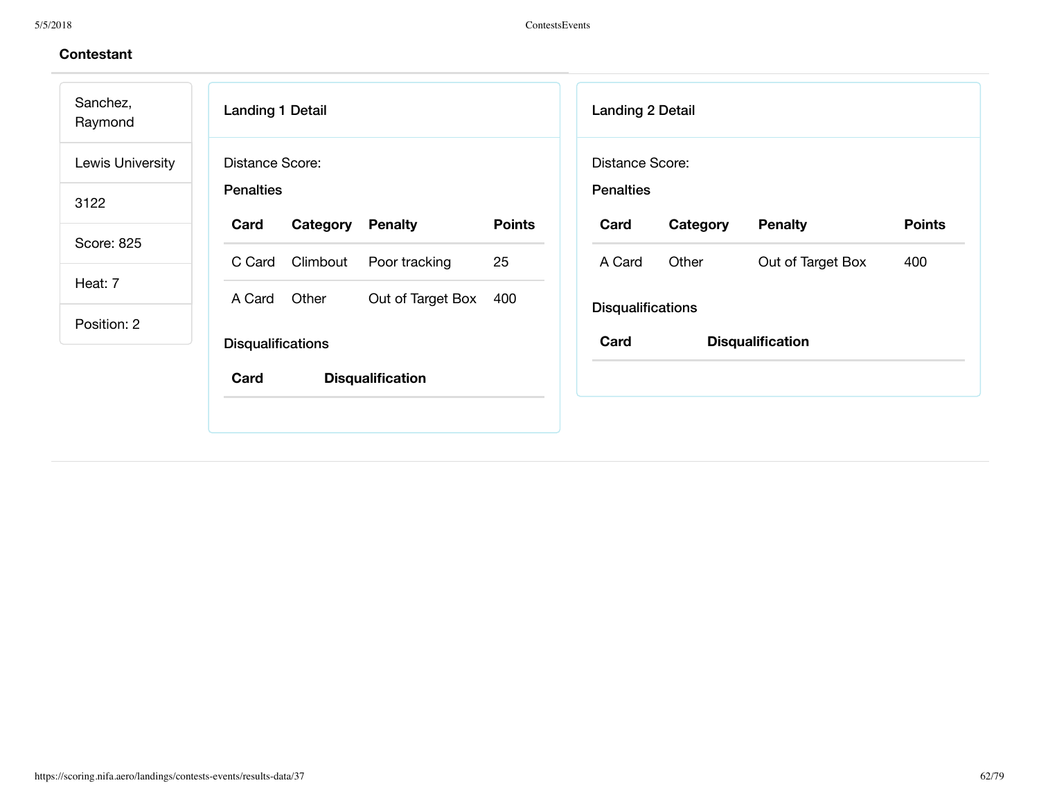**Contestant**

Sanchez, Raymond

Lewis University

3122

Score: 825

Heat: 7

Position: 2

**Landing 1 Detail**

Distance Score:

**Penalties**

| Card | Category | Penalty | Points |
|---|---|---|---|
| C Card | Climbout | Poor tracking | 25 |
| A Card | Other | Out of Target Box | 400 |

**Disqualifications**

| Card | Disqualification |
|---|---|

**Landing 2 Detail**

Distance Score:

**Penalties**

| Card | Category | Penalty | Points |
|---|---|---|---|
| A Card | Other | Out of Target Box | 400 |

**Disqualifications**

| Card | Disqualification |
|---|---|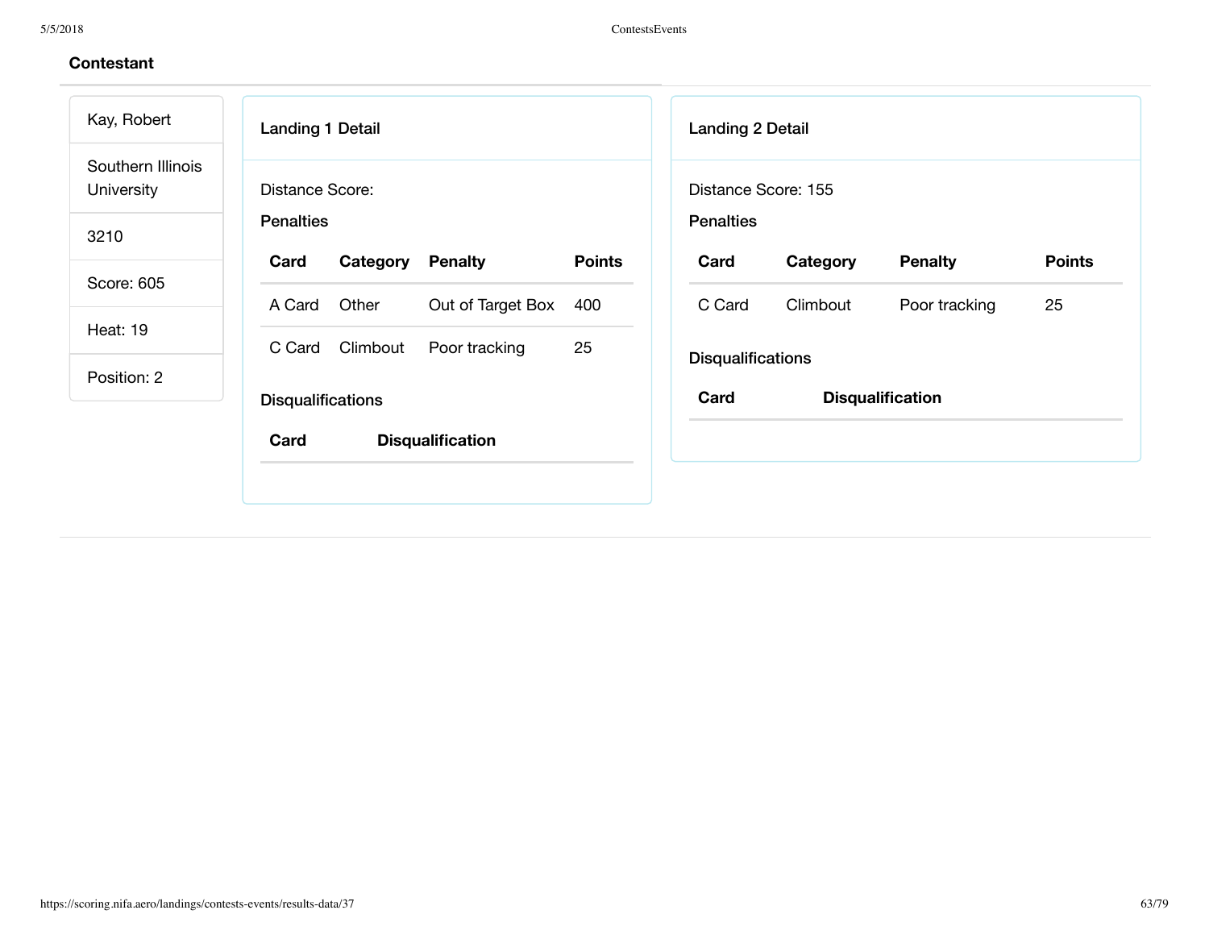**Contestant**

Kay, Robert

Southern Illinois University

3210

Score: 605

Heat: 19

Position: 2

**Landing 1 Detail**

Distance Score:

**Penalties**

| Card | Category | Penalty | Points |
| --- | --- | --- | --- |
| A Card | Other | Out of Target Box | 400 |
| C Card | Climbout | Poor tracking | 25 |

**Disqualifications**

| Card | Disqualification |
| --- | --- |

**Landing 2 Detail**

Distance Score: 155

**Penalties**

| Card | Category | Penalty | Points |
| --- | --- | --- | --- |
| C Card | Climbout | Poor tracking | 25 |

**Disqualifications**

| Card | Disqualification |
| --- | --- |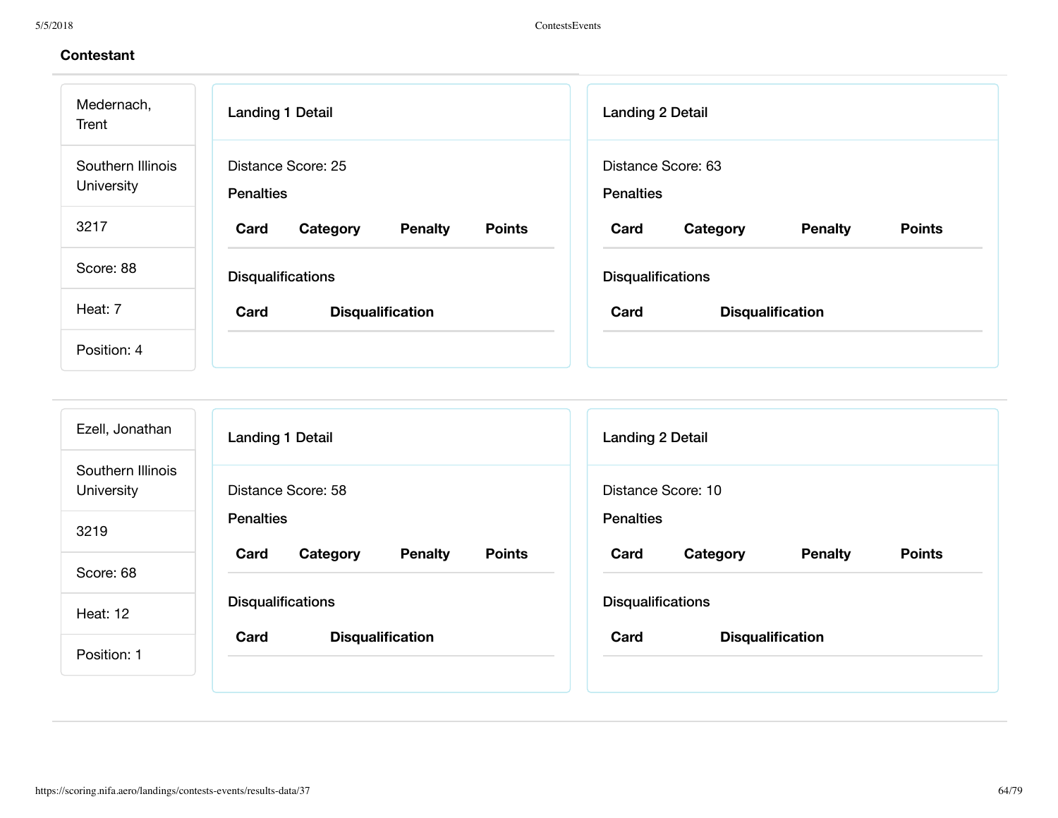**Contestant**

| |
|---|
| Medernach, Trent |
| Southern Illinois University |
| 3217 |
| Score: 88 |
| Heat: 7 |
| Position: 4 |

#### Landing 1 Detail

Distance Score: 25

**Penalties**

| Card | Category | Penalty | Points |
|---|---|---|---|

**Disqualifications**

| Card | Disqualification |
|---|---|

#### Landing 2 Detail

Distance Score: 63

**Penalties**

| Card | Category | Penalty | Points |
|---|---|---|---|

**Disqualifications**

| Card | Disqualification |
|---|---|

---

| |
|---|
| Ezell, Jonathan |
| Southern Illinois University |
| 3219 |
| Score: 68 |
| Heat: 12 |
| Position: 1 |

#### Landing 1 Detail

Distance Score: 58

**Penalties**

| Card | Category | Penalty | Points |
|---|---|---|---|

**Disqualifications**

| Card | Disqualification |
|---|---|

#### Landing 2 Detail

Distance Score: 10

**Penalties**

| Card | Category | Penalty | Points |
|---|---|---|---|

**Disqualifications**

| Card | Disqualification |
|---|---|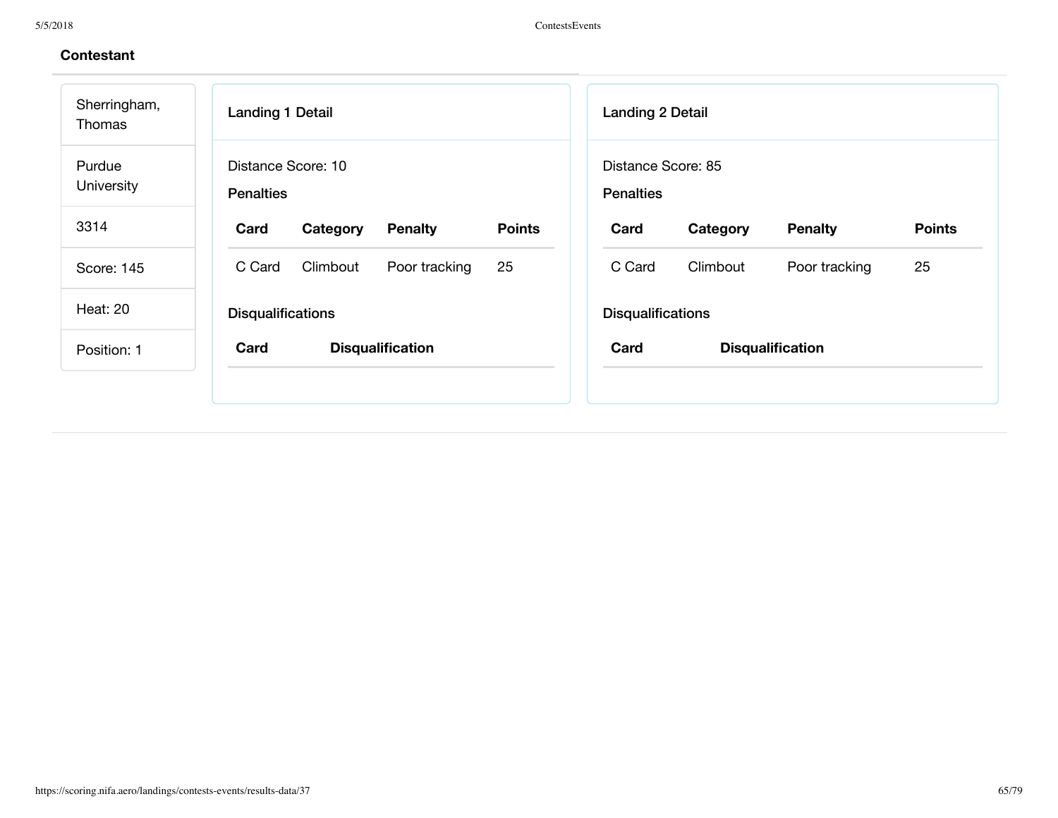**Contestant**

| |
|---|
| Sherringham, Thomas |
| Purdue University |
| 3314 |
| Score: 145 |
| Heat: 20 |
| Position: 1 |

**Landing 1 Detail**

Distance Score: 10

**Penalties**

| Card | Category | Penalty | Points |
|---|---|---|---|
| C Card | Climbout | Poor tracking | 25 |

**Disqualifications**

| Card | Disqualification |
|---|---|

**Landing 2 Detail**

Distance Score: 85

**Penalties**

| Card | Category | Penalty | Points |
|---|---|---|---|
| C Card | Climbout | Poor tracking | 25 |

**Disqualifications**

| Card | Disqualification |
|---|---|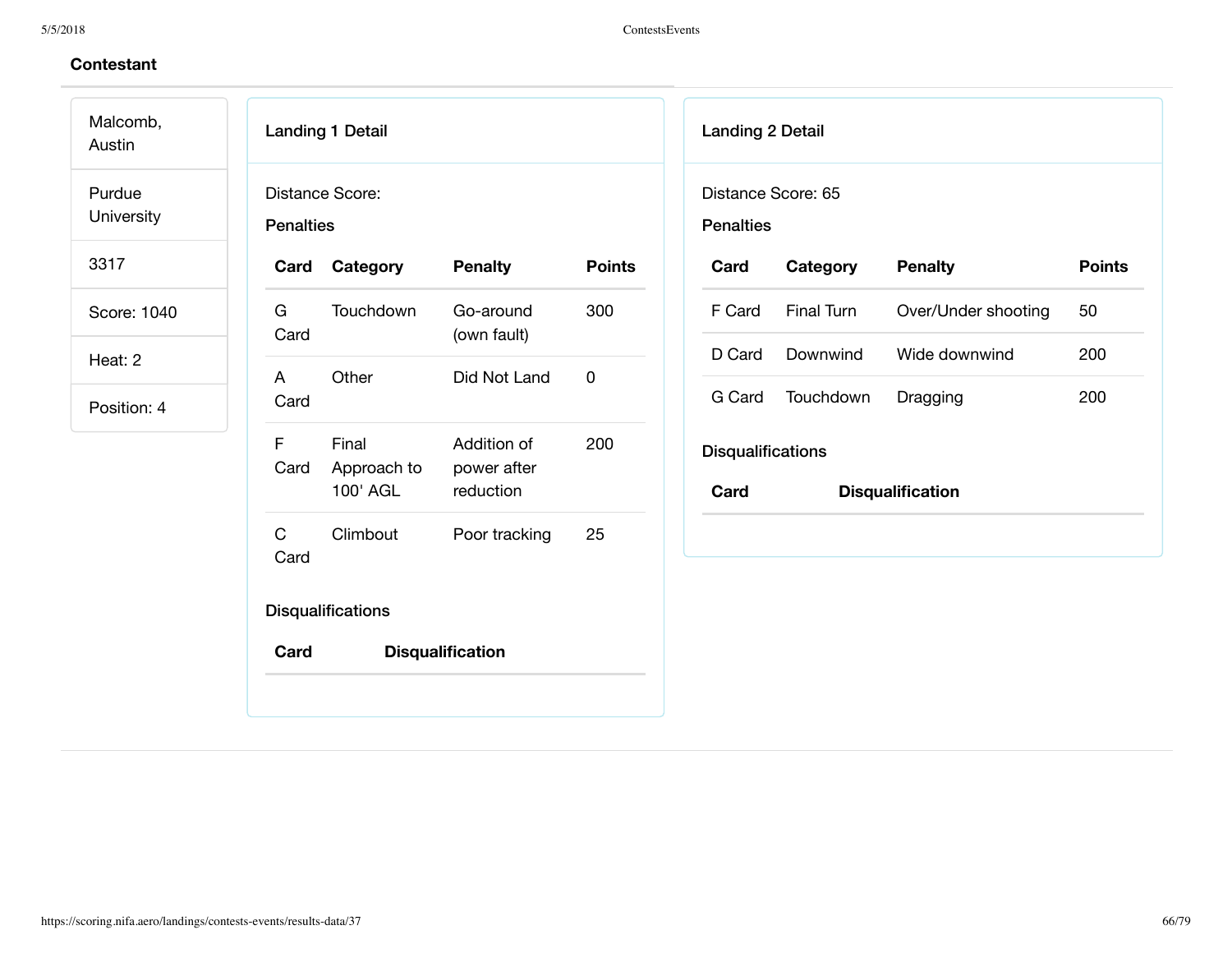**Contestant**

| |
|---|
| Malcomb, Austin |
| Purdue University |
| 3317 |
| Score: 1040 |
| Heat: 2 |
| Position: 4 |

### Landing 1 Detail

Distance Score:

**Penalties**

| Card | Category | Penalty | Points |
|---|---|---|---|
| G Card | Touchdown | Go-around (own fault) | 300 |
| A Card | Other | Did Not Land | 0 |
| F Card | Final Approach to 100' AGL | Addition of power after reduction | 200 |
| C Card | Climbout | Poor tracking | 25 |

**Disqualifications**

| Card | Disqualification |
|---|---|

### Landing 2 Detail

Distance Score: 65

**Penalties**

| Card | Category | Penalty | Points |
|---|---|---|---|
| F Card | Final Turn | Over/Under shooting | 50 |
| D Card | Downwind | Wide downwind | 200 |
| G Card | Touchdown | Dragging | 200 |

**Disqualifications**

| Card | Disqualification |
|---|---|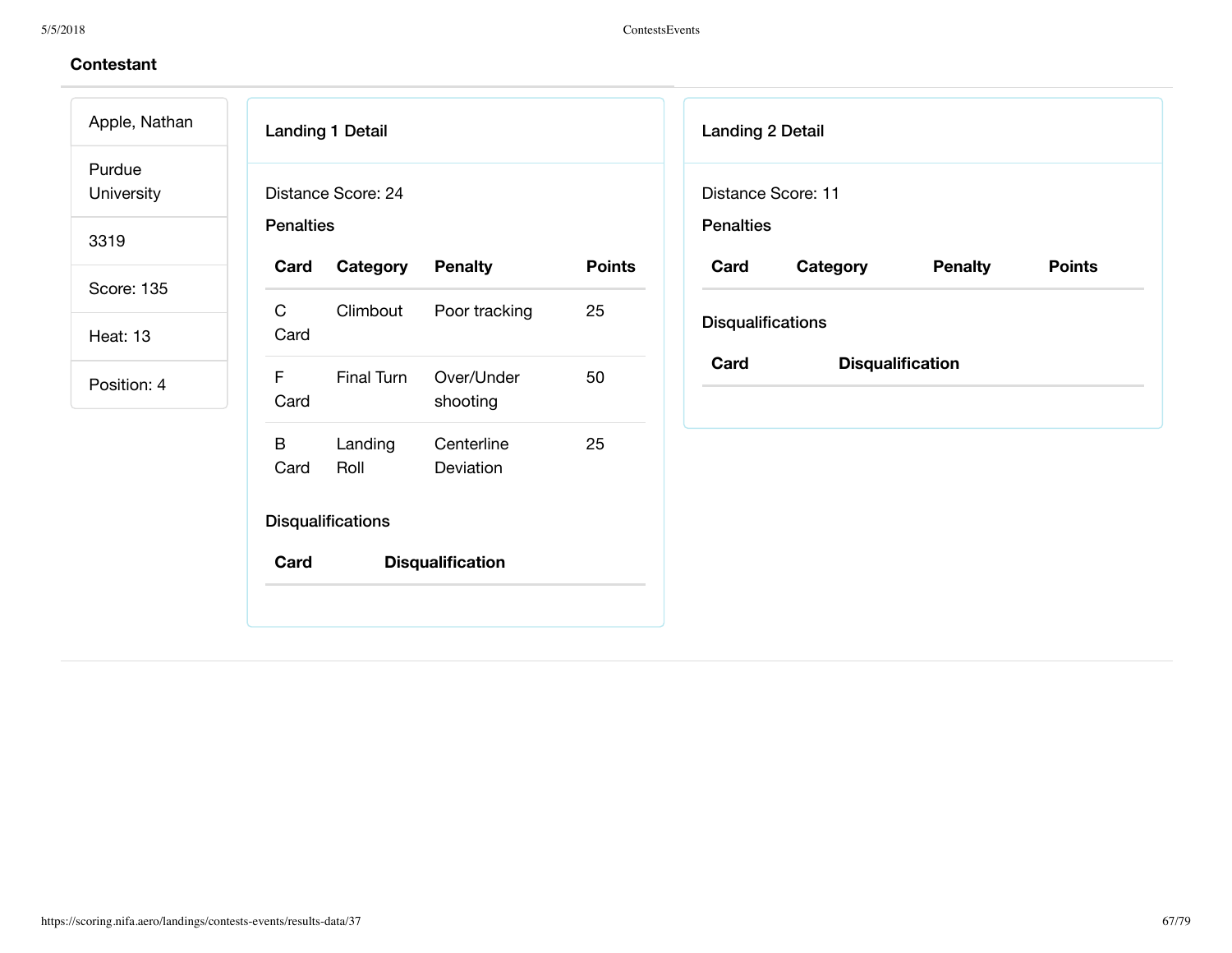### Contestant

Apple, Nathan

Purdue University

3319

Score: 135

Heat: 13

Position: 4

#### Landing 1 Detail

Distance Score: 24

**Penalties**

| Card | Category | Penalty | Points |
| --- | --- | --- | --- |
| C Card | Climbout | Poor tracking | 25 |
| F Card | Final Turn | Over/Under shooting | 50 |
| B Card | Landing Roll | Centerline Deviation | 25 |

**Disqualifications**

| Card | Disqualification |
| --- | --- |

#### Landing 2 Detail

Distance Score: 11

**Penalties**

| Card | Category | Penalty | Points |
| --- | --- | --- | --- |

**Disqualifications**

| Card | Disqualification |
| --- | --- |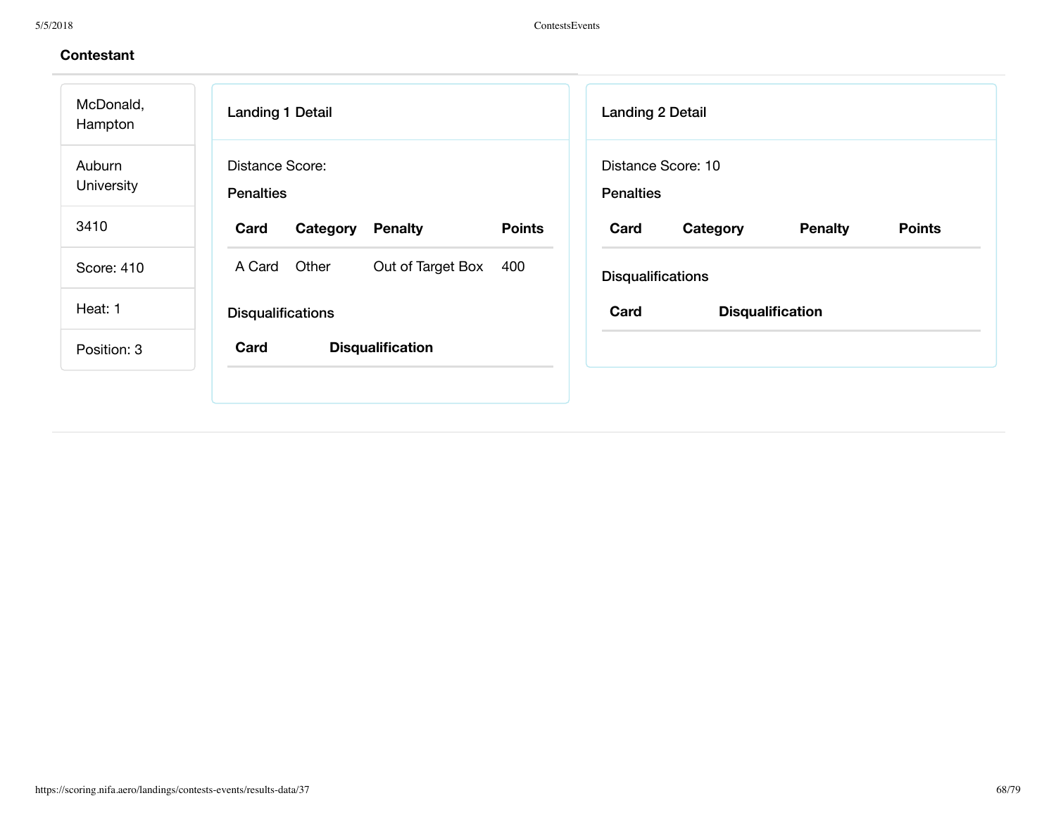**Contestant**

McDonald, Hampton

Auburn University

3410

Score: 410

Heat: 1

Position: 3

### Landing 1 Detail

Distance Score:

**Penalties**

| Card | Category | Penalty | Points |
|---|---|---|---|
| A Card | Other | Out of Target Box | 400 |

**Disqualifications**

| Card | Disqualification |
|---|---|

### Landing 2 Detail

Distance Score: 10

**Penalties**

| Card | Category | Penalty | Points |
|---|---|---|---|

**Disqualifications**

| Card | Disqualification |
|---|---|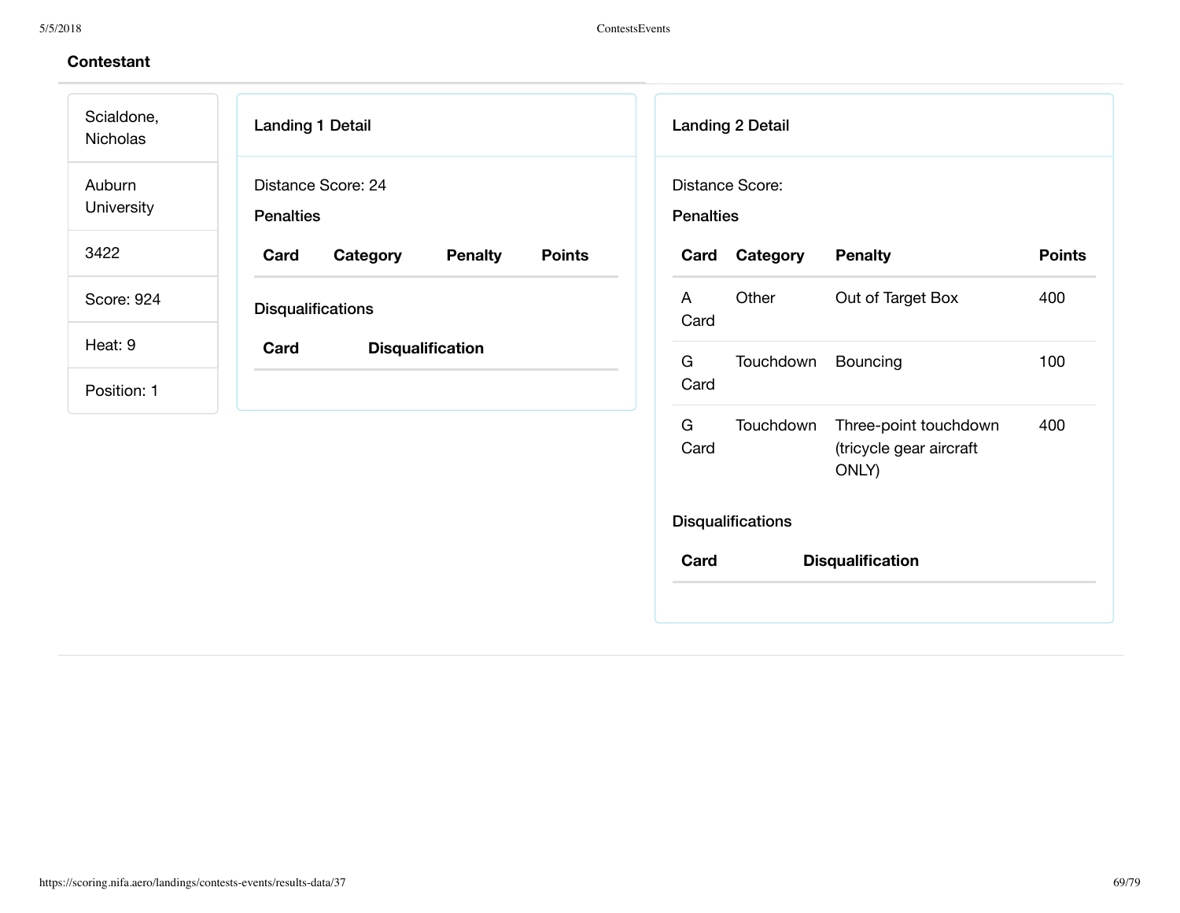**Contestant**

Scialdone, Nicholas

Auburn University

3422

Score: 924

Heat: 9

Position: 1

**Landing 1 Detail**

Distance Score: 24

**Penalties**

| Card | Category | Penalty | Points |
| --- | --- | --- | --- |

**Disqualifications**

| Card | Disqualification |
| --- | --- |

**Landing 2 Detail**

Distance Score:

**Penalties**

| Card | Category | Penalty | Points |
| --- | --- | --- | --- |
| A Card | Other | Out of Target Box | 400 |
| G Card | Touchdown | Bouncing | 100 |
| G Card | Touchdown | Three-point touchdown (tricycle gear aircraft ONLY) | 400 |

**Disqualifications**

| Card | Disqualification |
| --- | --- |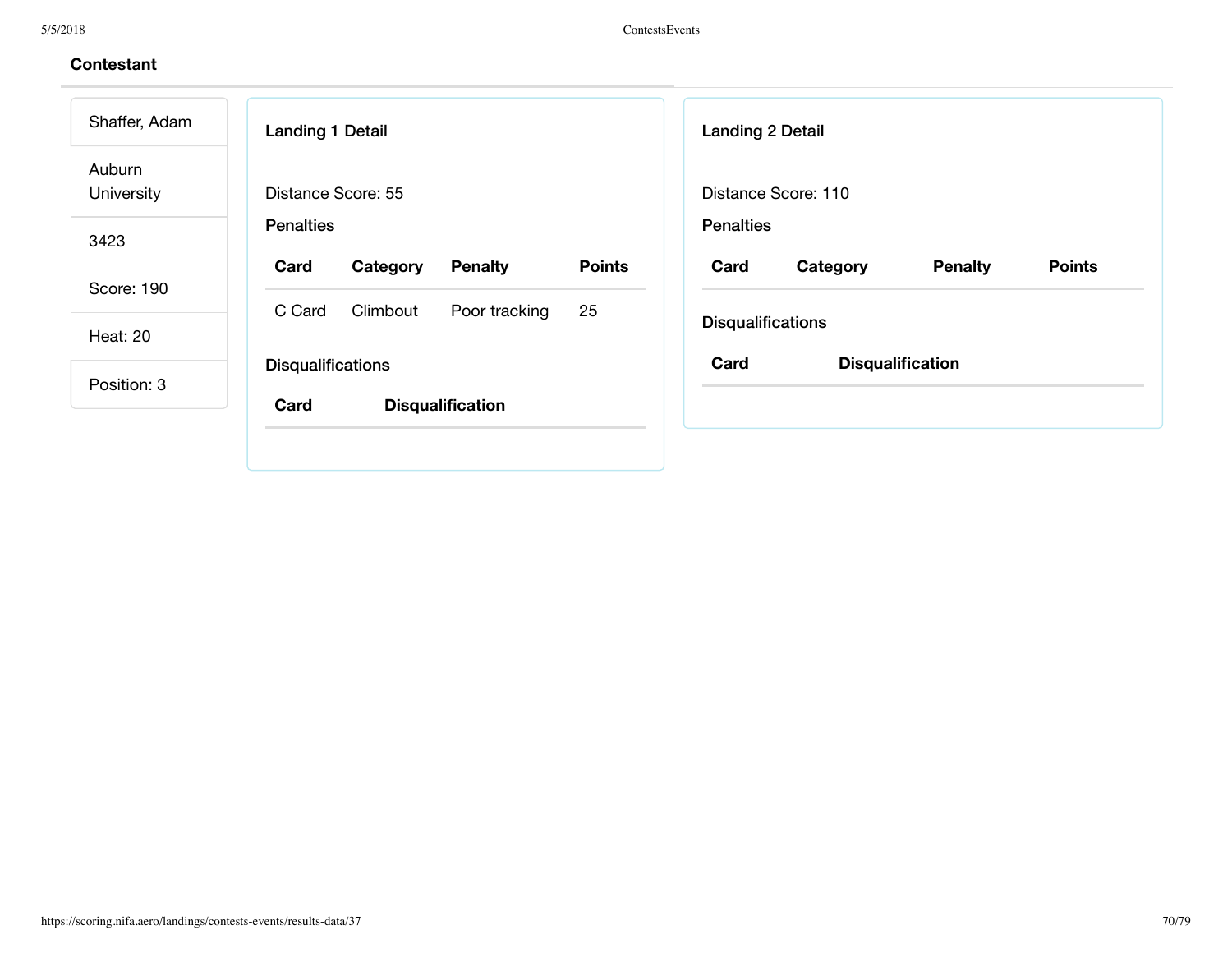**Contestant**

Shaffer, Adam

Auburn University

3423

Score: 190

Heat: 20

Position: 3

### Landing 1 Detail

Distance Score: 55

**Penalties**

| Card | Category | Penalty | Points |
|---|---|---|---|
| C Card | Climbout | Poor tracking | 25 |

**Disqualifications**

| Card | Disqualification |
|---|---|

### Landing 2 Detail

Distance Score: 110

**Penalties**

| Card | Category | Penalty | Points |
|---|---|---|---|

**Disqualifications**

| Card | Disqualification |
|---|---|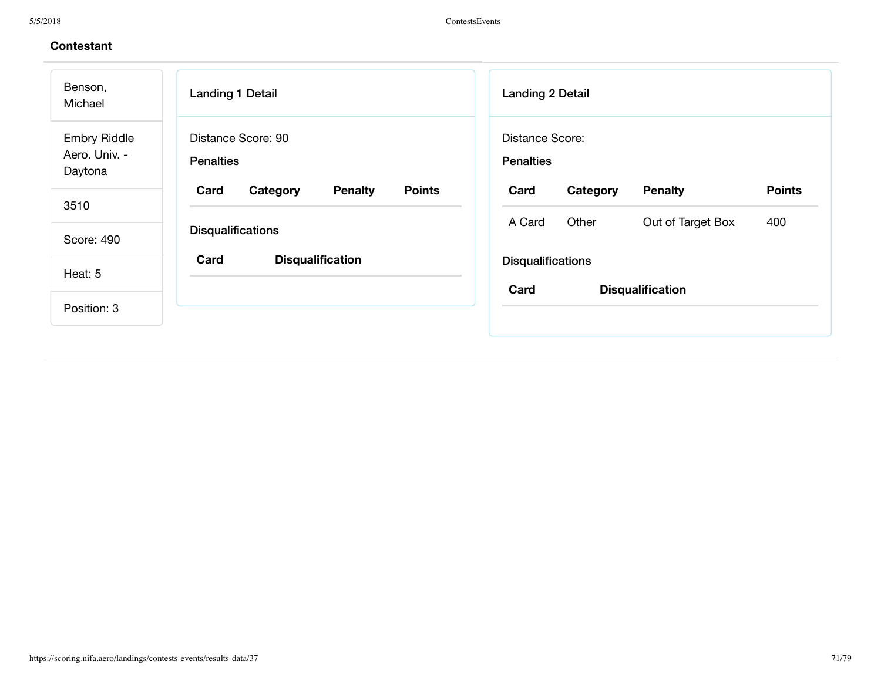**Contestant**

Benson, Michael

Embry Riddle Aero. Univ. - Daytona

3510

Score: 490

Heat: 5

Position: 3

**Landing 1 Detail**

Distance Score: 90

**Penalties**

| Card | Category | Penalty | Points |
|---|---|---|---|

**Disqualifications**

| Card | Disqualification |
|---|---|

**Landing 2 Detail**

Distance Score:

**Penalties**

| Card | Category | Penalty | Points |
|---|---|---|---|
| A Card | Other | Out of Target Box | 400 |

**Disqualifications**

| Card | Disqualification |
|---|---|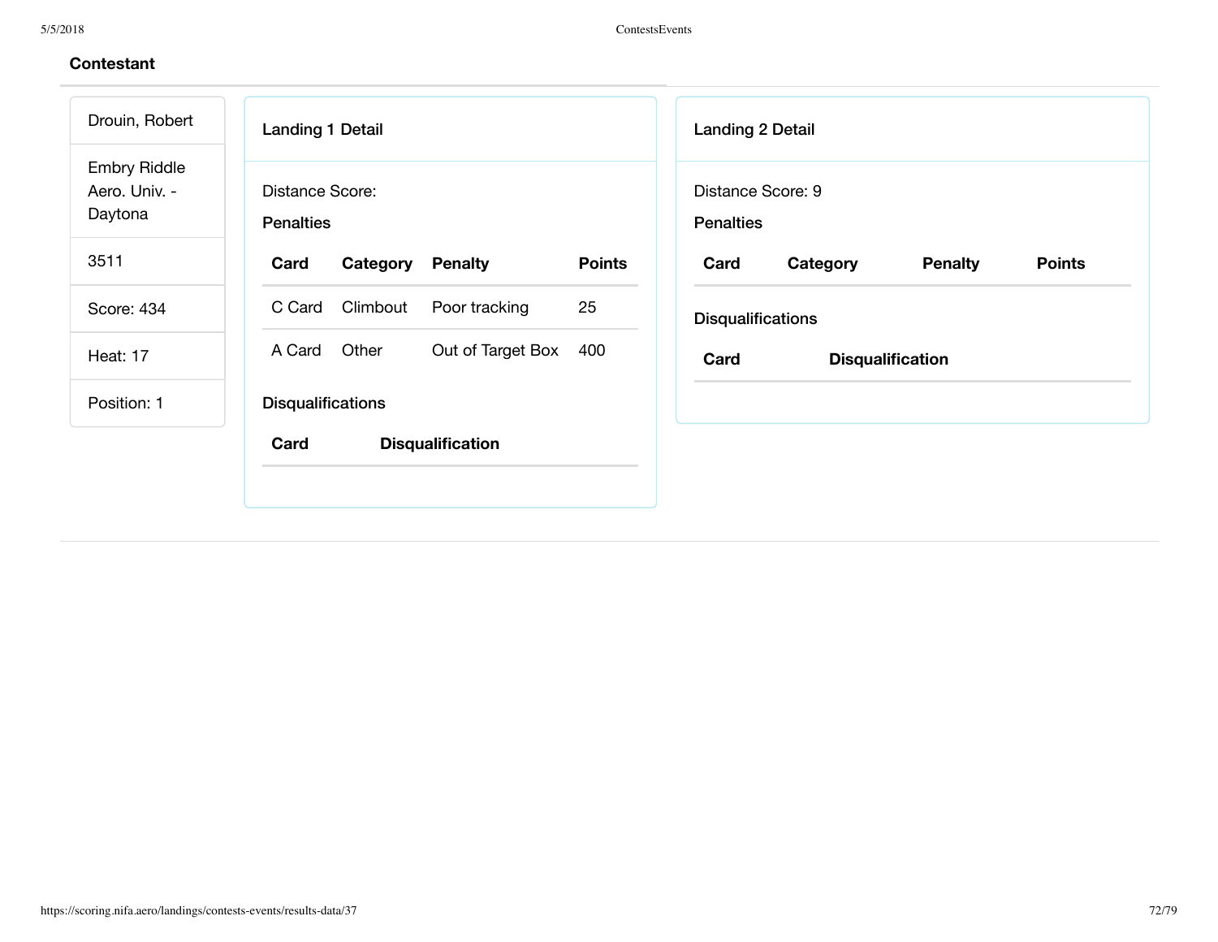**Contestant**

Drouin, Robert

Embry Riddle Aero. Univ. - Daytona

3511

Score: 434

Heat: 17

Position: 1

### Landing 1 Detail

Distance Score:

**Penalties**

| Card | Category | Penalty | Points |
| --- | --- | --- | --- |
| C Card | Climbout | Poor tracking | 25 |
| A Card | Other | Out of Target Box | 400 |

**Disqualifications**

| Card | Disqualification |
| --- | --- |

### Landing 2 Detail

Distance Score: 9

**Penalties**

| Card | Category | Penalty | Points |
| --- | --- | --- | --- |

**Disqualifications**

| Card | Disqualification |
| --- | --- |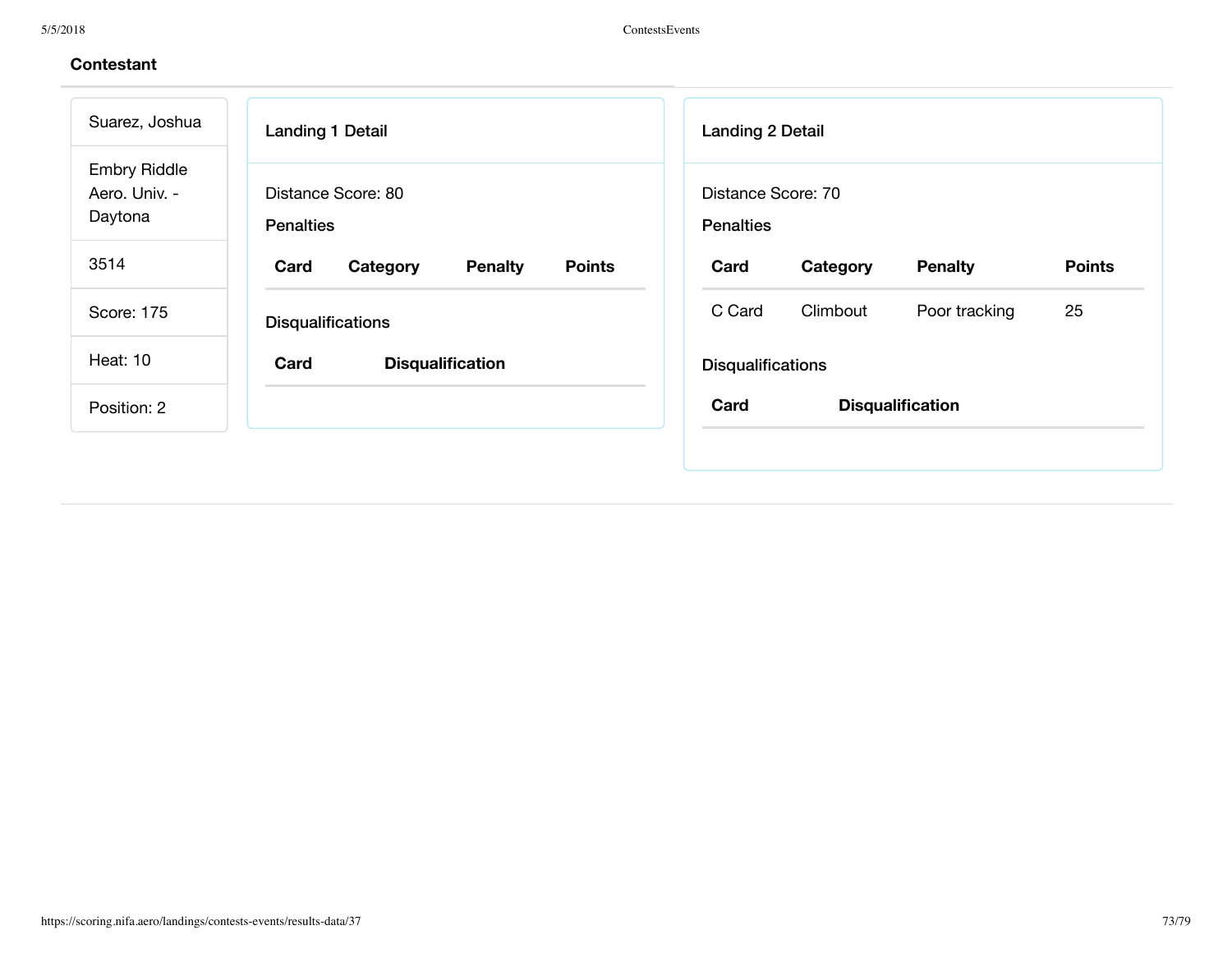### Contestant

Suarez, Joshua

Embry Riddle Aero. Univ. - Daytona

3514

Score: 175

Heat: 10

Position: 2

#### Landing 1 Detail

Distance Score: 80

**Penalties**

| Card | Category | Penalty | Points |
|---|---|---|---|

**Disqualifications**

| Card | Disqualification |
|---|---|

#### Landing 2 Detail

Distance Score: 70

**Penalties**

| Card | Category | Penalty | Points |
|---|---|---|---|
| C Card | Climbout | Poor tracking | 25 |

**Disqualifications**

| Card | Disqualification |
|---|---|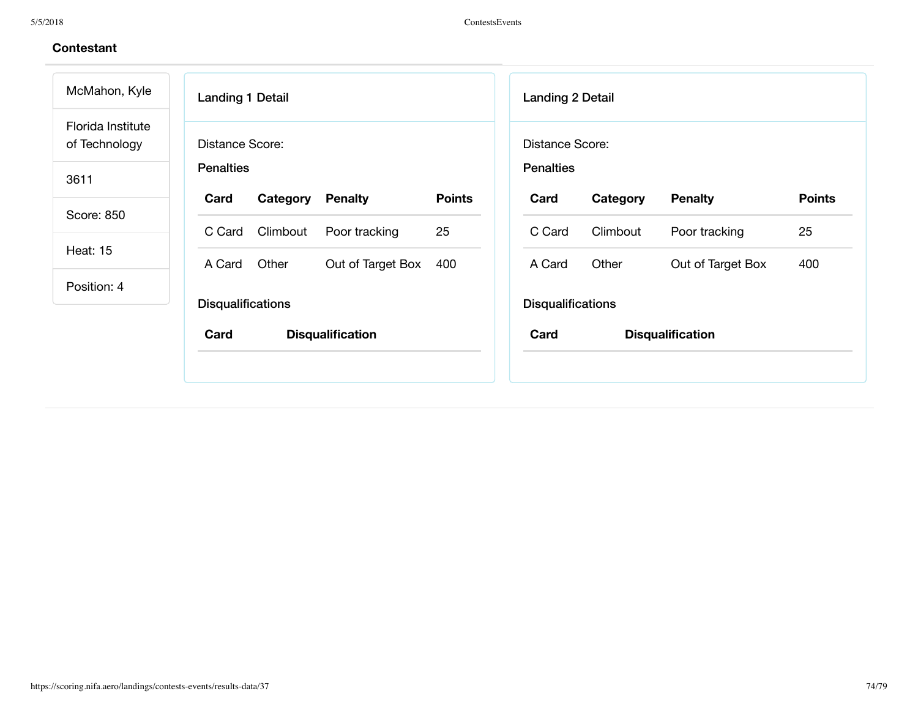**Contestant**

McMahon, Kyle

Florida Institute of Technology

3611

Score: 850

Heat: 15

Position: 4

Landing 1 Detail

Distance Score:

**Penalties**

| Card | Category | Penalty | Points |
|---|---|---|---|
| C Card | Climbout | Poor tracking | 25 |
| A Card | Other | Out of Target Box | 400 |

**Disqualifications**

| Card | Disqualification |
|---|---|

Landing 2 Detail

Distance Score:

**Penalties**

| Card | Category | Penalty | Points |
|---|---|---|---|
| C Card | Climbout | Poor tracking | 25 |
| A Card | Other | Out of Target Box | 400 |

**Disqualifications**

| Card | Disqualification |
|---|---|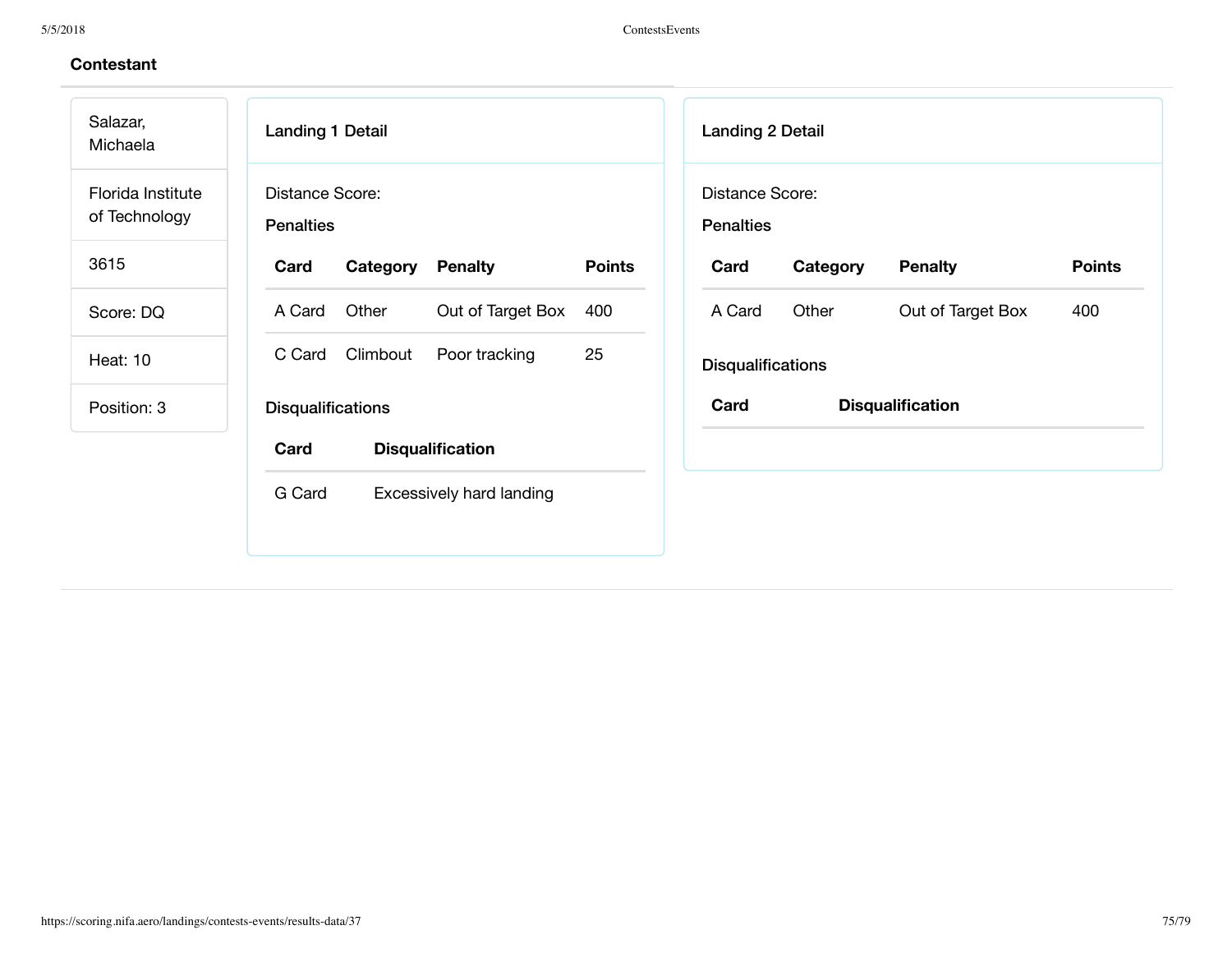## Contestant

| |
|---|
| Salazar, Michaela |
| Florida Institute of Technology |
| 3615 |
| Score: DQ |
| Heat: 10 |
| Position: 3 |

### Landing 1 Detail

Distance Score:

**Penalties**

| Card | Category | Penalty | Points |
|---|---|---|---|
| A Card | Other | Out of Target Box | 400 |
| C Card | Climbout | Poor tracking | 25 |

**Disqualifications**

| Card | Disqualification |
|---|---|
| G Card | Excessively hard landing |

### Landing 2 Detail

Distance Score:

**Penalties**

| Card | Category | Penalty | Points |
|---|---|---|---|
| A Card | Other | Out of Target Box | 400 |

**Disqualifications**

| Card | Disqualification |
|---|---|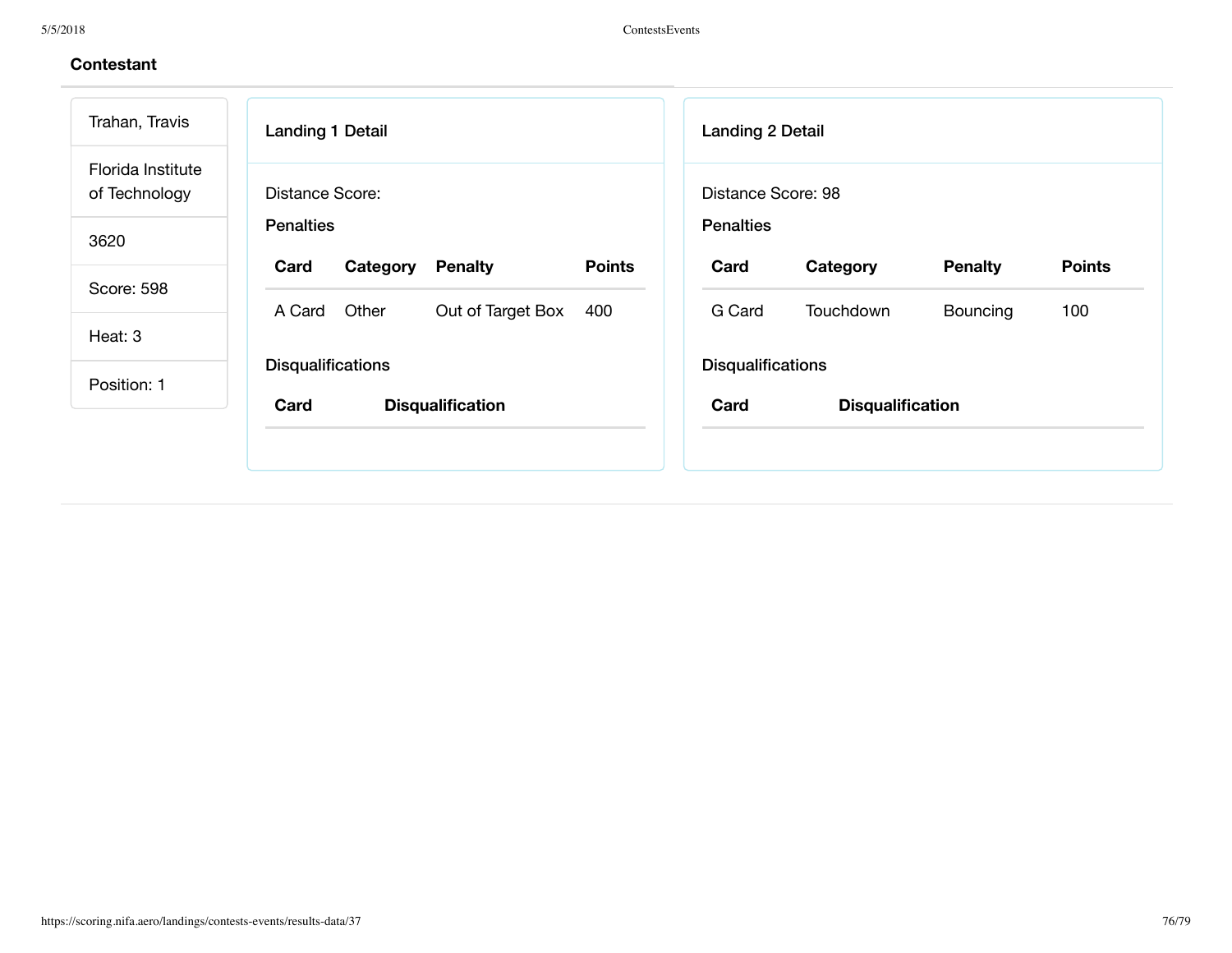**Contestant**

| |
|---|
| Trahan, Travis |
| Florida Institute of Technology |
| 3620 |
| Score: 598 |
| Heat: 3 |
| Position: 1 |

### Landing 1 Detail

Distance Score:

**Penalties**

| Card | Category | Penalty | Points |
|---|---|---|---|
| A Card | Other | Out of Target Box | 400 |

**Disqualifications**

| Card | Disqualification |
|---|---|

### Landing 2 Detail

Distance Score: 98

**Penalties**

| Card | Category | Penalty | Points |
|---|---|---|---|
| G Card | Touchdown | Bouncing | 100 |

**Disqualifications**

| Card | Disqualification |
|---|---|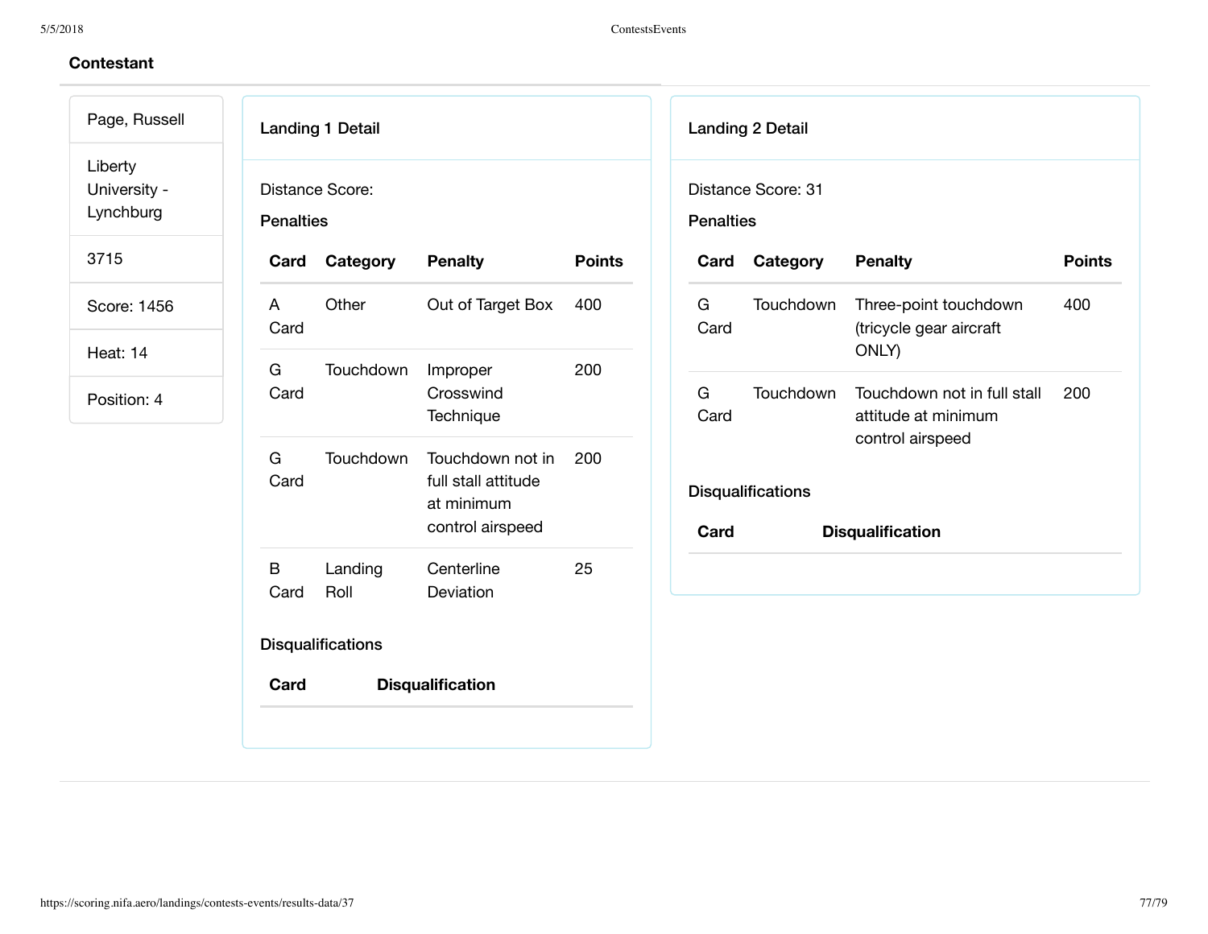**Contestant**

| |
|---|
| Page, Russell |
| Liberty University - Lynchburg |
| 3715 |
| Score: 1456 |
| Heat: 14 |
| Position: 4 |

### Landing 1 Detail

Distance Score:

**Penalties**

| Card | Category | Penalty | Points |
|---|---|---|---|
| A Card | Other | Out of Target Box | 400 |
| G Card | Touchdown | Improper Crosswind Technique | 200 |
| G Card | Touchdown | Touchdown not in full stall attitude at minimum control airspeed | 200 |
| B Card | Landing Roll | Centerline Deviation | 25 |

**Disqualifications**

| Card | Disqualification |
|---|---|

### Landing 2 Detail

Distance Score: 31

**Penalties**

| Card | Category | Penalty | Points |
|---|---|---|---|
| G Card | Touchdown | Three-point touchdown (tricycle gear aircraft ONLY) | 400 |
| G Card | Touchdown | Touchdown not in full stall attitude at minimum control airspeed | 200 |

**Disqualifications**

| Card | Disqualification |
|---|---|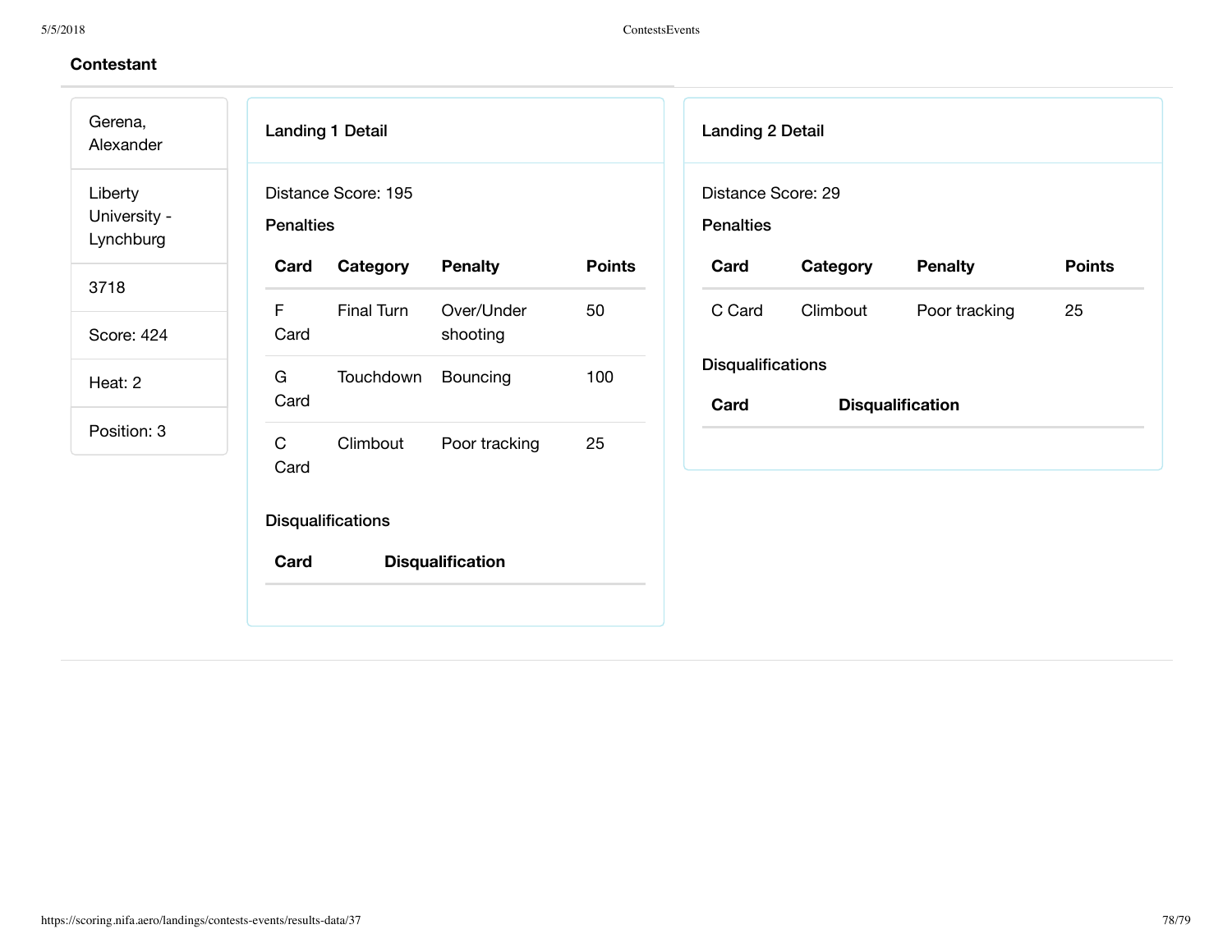**Contestant**

Gerena, Alexander

Liberty University - Lynchburg

3718

Score: 424

Heat: 2

Position: 3

**Landing 1 Detail**

Distance Score: 195

**Penalties**

| Card | Category | Penalty | Points |
|---|---|---|---|
| F Card | Final Turn | Over/Under shooting | 50 |
| G Card | Touchdown | Bouncing | 100 |
| C Card | Climbout | Poor tracking | 25 |

**Disqualifications**

| Card | Disqualification |
|---|---|

**Landing 2 Detail**

Distance Score: 29

**Penalties**

| Card | Category | Penalty | Points |
|---|---|---|---|
| C Card | Climbout | Poor tracking | 25 |

**Disqualifications**

| Card | Disqualification |
|---|---|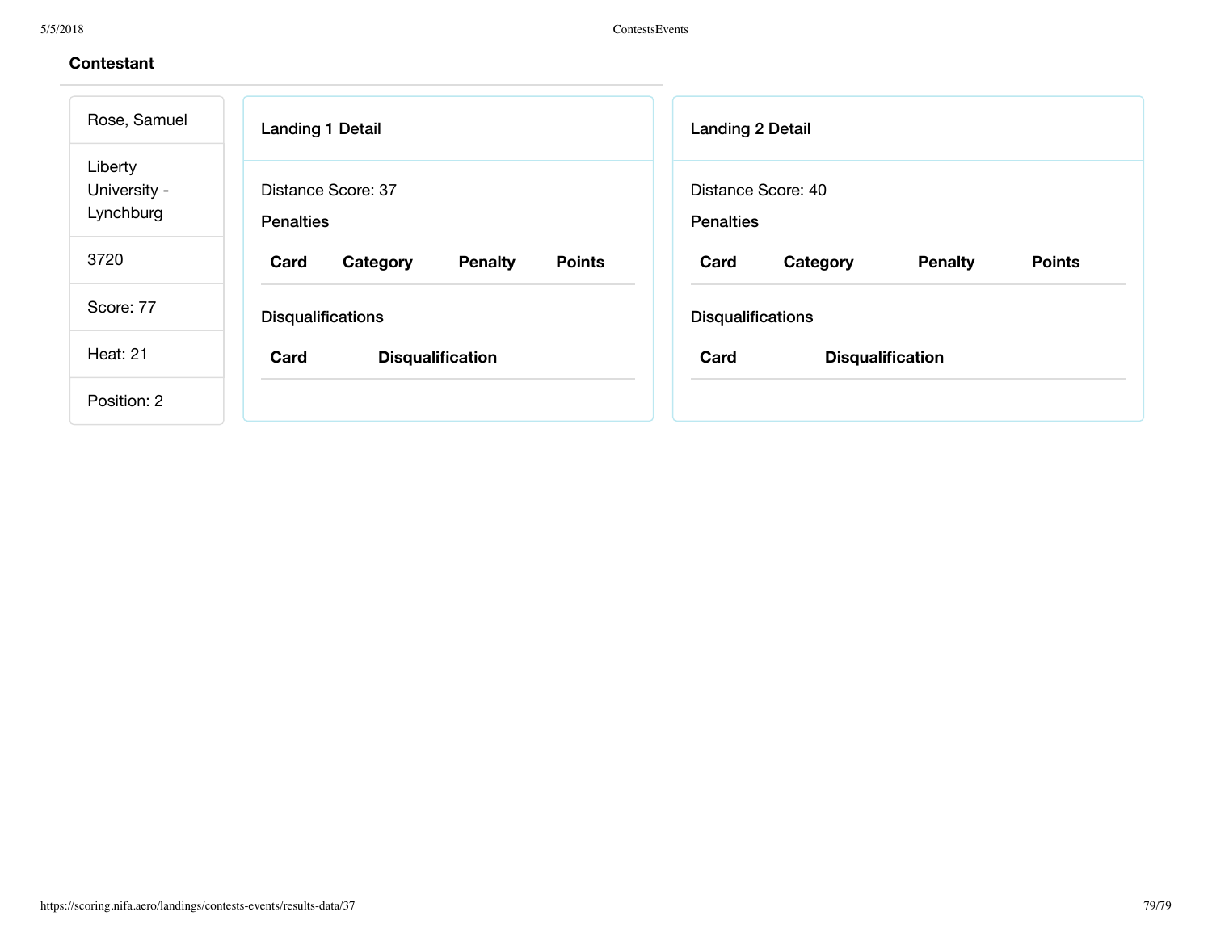## Contestant

| |
|---|
| Rose, Samuel |
| Liberty University - Lynchburg |
| 3720 |
| Score: 77 |
| Heat: 21 |
| Position: 2 |

### Landing 1 Detail

Distance Score: 37

**Penalties**

| Card | Category | Penalty | Points |
|---|---|---|---|

**Disqualifications**

| Card | Disqualification |
|---|---|

### Landing 2 Detail

Distance Score: 40

**Penalties**

| Card | Category | Penalty | Points |
|---|---|---|---|

**Disqualifications**

| Card | Disqualification |
|---|---|